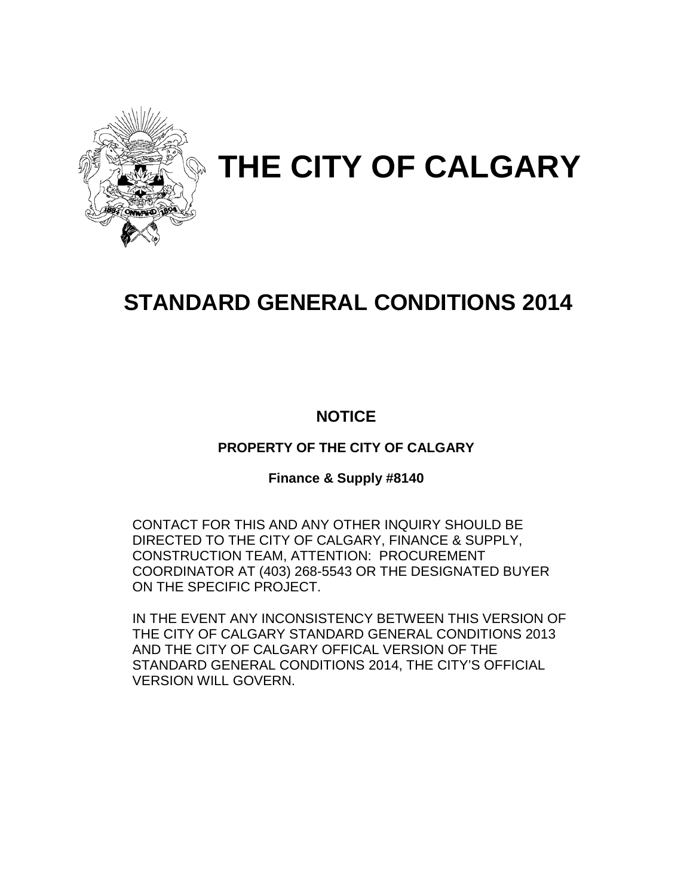# THE CITY OF CALGARY

# STANDARD GENERAL CONDITIONS 2014

## NOTICE

### PROPERTY OF THE CITY OF CALGARY

**Finance & Supply #8140**

CONTACT FOR THIS AND ANY OTHER INQUIRY SHOULD BE DIRECTED TO THE CITY OF CALGARY, FINANCE & SUPPLY, CONSTRUCTION TEAM, ATTENTION: PROCUREMENT COORDINATOR AT (403) 268-5543 OR THE DESIGNATED BUYER ON THE SPECIFIC PROJECT.

IN THE EVENT ANY INCONSISTENCY BETWEEN THIS VERSION OF THE CITY OF CALGARY STANDARD GENERAL CONDITIONS 2013 AND THE CITY OF CALGARY OFFICAL VERSION OF THE STANDARD GENERAL CONDITIONS 2014, THE CITY'S OFFICIAL VERSION WILL GOVERN.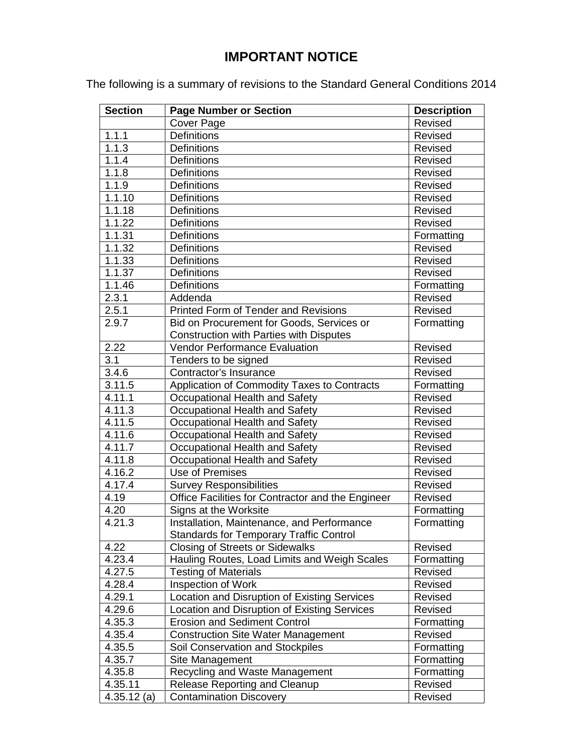# IMPORTANT NOTICE

The following is a summary of revisions to the Standard General Conditions 2014

| Section | Page Number or Section | Description |
|---|---|---|
| | Cover Page | Revised |
| 1.1.1 | Definitions | Revised |
| 1.1.3 | Definitions | Revised |
| 1.1.4 | Definitions | Revised |
| 1.1.8 | Definitions | Revised |
| 1.1.9 | Definitions | Revised |
| 1.1.10 | Definitions | Revised |
| 1.1.18 | Definitions | Revised |
| 1.1.22 | Definitions | Revised |
| 1.1.31 | Definitions | Formatting |
| 1.1.32 | Definitions | Revised |
| 1.1.33 | Definitions | Revised |
| 1.1.37 | Definitions | Revised |
| 1.1.46 | Definitions | Formatting |
| 2.3.1 | Addenda | Revised |
| 2.5.1 | Printed Form of Tender and Revisions | Revised |
| 2.9.7 | Bid on Procurement for Goods, Services or Construction with Parties with Disputes | Formatting |
| 2.22 | Vendor Performance Evaluation | Revised |
| 3.1 | Tenders to be signed | Revised |
| 3.4.6 | Contractor's Insurance | Revised |
| 3.11.5 | Application of Commodity Taxes to Contracts | Formatting |
| 4.11.1 | Occupational Health and Safety | Revised |
| 4.11.3 | Occupational Health and Safety | Revised |
| 4.11.5 | Occupational Health and Safety | Revised |
| 4.11.6 | Occupational Health and Safety | Revised |
| 4.11.7 | Occupational Health and Safety | Revised |
| 4.11.8 | Occupational Health and Safety | Revised |
| 4.16.2 | Use of Premises | Revised |
| 4.17.4 | Survey Responsibilities | Revised |
| 4.19 | Office Facilities for Contractor and the Engineer | Revised |
| 4.20 | Signs at the Worksite | Formatting |
| 4.21.3 | Installation, Maintenance, and Performance Standards for Temporary Traffic Control | Formatting |
| 4.22 | Closing of Streets or Sidewalks | Revised |
| 4.23.4 | Hauling Routes, Load Limits and Weigh Scales | Formatting |
| 4.27.5 | Testing of Materials | Revised |
| 4.28.4 | Inspection of Work | Revised |
| 4.29.1 | Location and Disruption of Existing Services | Revised |
| 4.29.6 | Location and Disruption of Existing Services | Revised |
| 4.35.3 | Erosion and Sediment Control | Formatting |
| 4.35.4 | Construction Site Water Management | Revised |
| 4.35.5 | Soil Conservation and Stockpiles | Formatting |
| 4.35.7 | Site Management | Formatting |
| 4.35.8 | Recycling and Waste Management | Formatting |
| 4.35.11 | Release Reporting and Cleanup | Revised |
| 4.35.12 (a) | Contamination Discovery | Revised |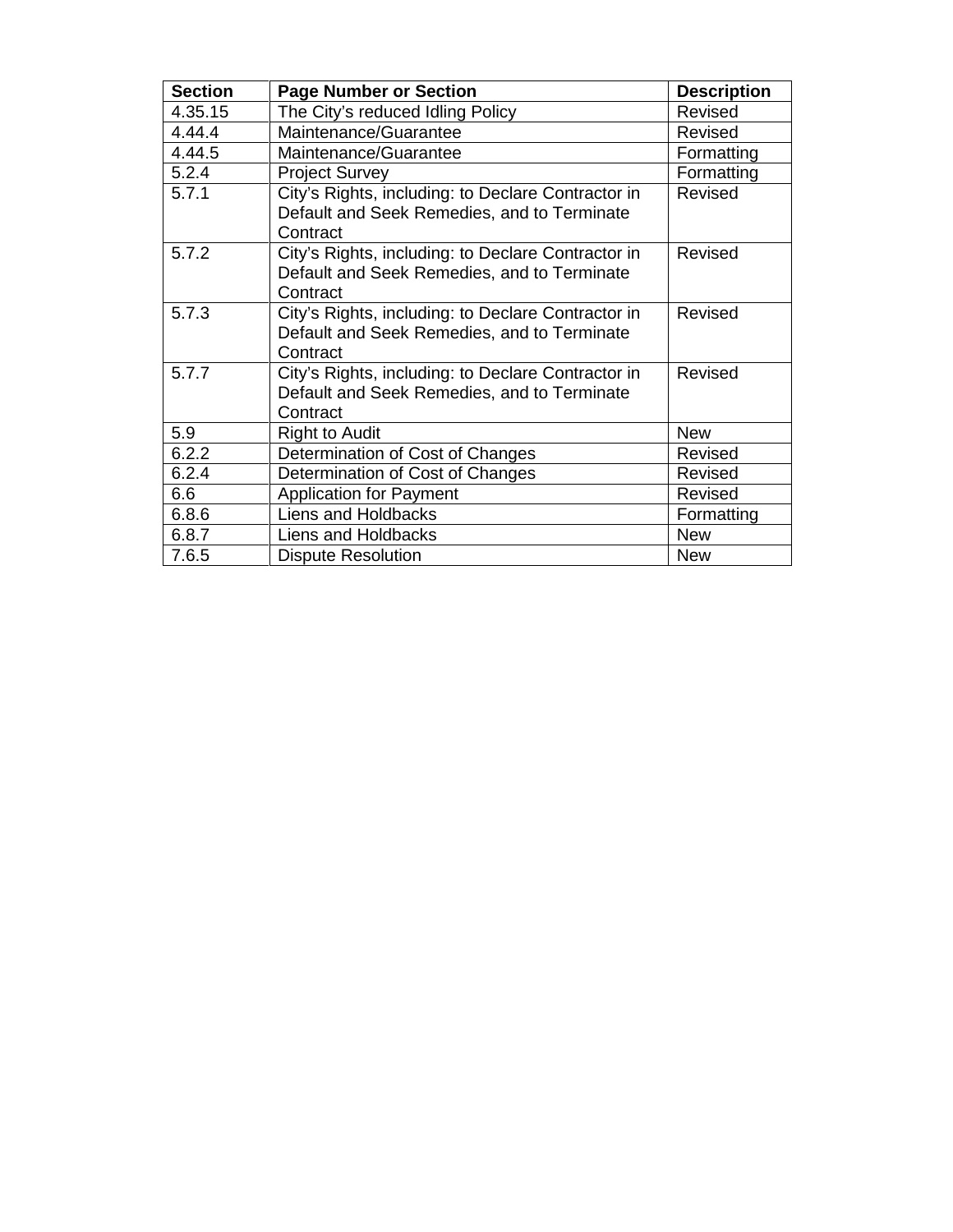| Section | Page Number or Section | Description |
|---|---|---|
| 4.35.15 | The City's reduced Idling Policy | Revised |
| 4.44.4 | Maintenance/Guarantee | Revised |
| 4.44.5 | Maintenance/Guarantee | Formatting |
| 5.2.4 | Project Survey | Formatting |
| 5.7.1 | City's Rights, including: to Declare Contractor in Default and Seek Remedies, and to Terminate Contract | Revised |
| 5.7.2 | City's Rights, including: to Declare Contractor in Default and Seek Remedies, and to Terminate Contract | Revised |
| 5.7.3 | City's Rights, including: to Declare Contractor in Default and Seek Remedies, and to Terminate Contract | Revised |
| 5.7.7 | City's Rights, including: to Declare Contractor in Default and Seek Remedies, and to Terminate Contract | Revised |
| 5.9 | Right to Audit | New |
| 6.2.2 | Determination of Cost of Changes | Revised |
| 6.2.4 | Determination of Cost of Changes | Revised |
| 6.6 | Application for Payment | Revised |
| 6.8.6 | Liens and Holdbacks | Formatting |
| 6.8.7 | Liens and Holdbacks | New |
| 7.6.5 | Dispute Resolution | New |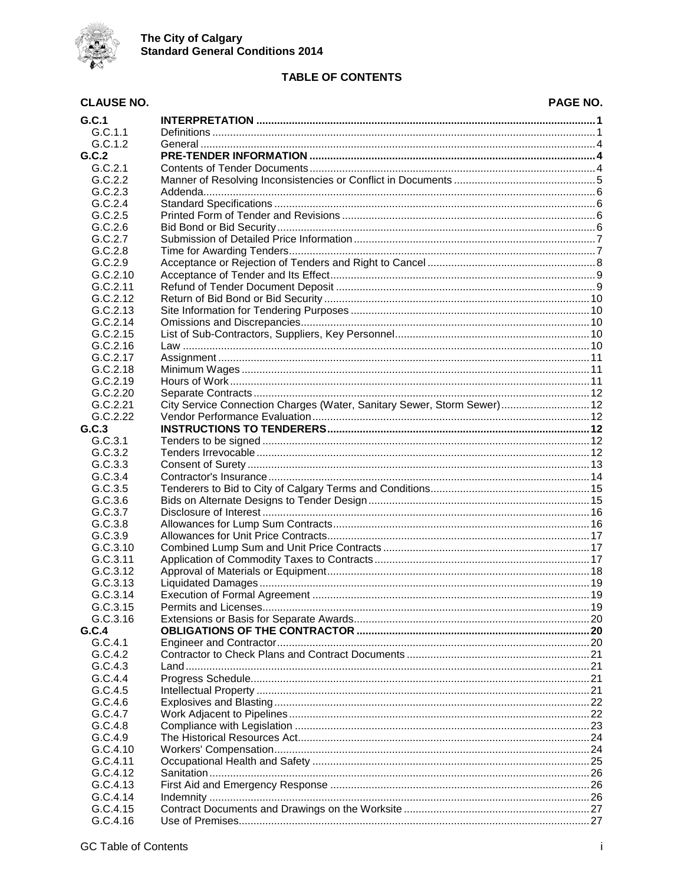**The City of Calgary**
**Standard General Conditions 2014**

## TABLE OF CONTENTS

| CLAUSE NO. | | PAGE NO. |
|---|---|---|
| **G.C.1** | **INTERPRETATION** | **1** |
| G.C.1.1 | Definitions | 1 |
| G.C.1.2 | General | 4 |
| **G.C.2** | **PRE-TENDER INFORMATION** | **4** |
| G.C.2.1 | Contents of Tender Documents | 4 |
| G.C.2.2 | Manner of Resolving Inconsistencies or Conflict in Documents | 5 |
| G.C.2.3 | Addenda | 6 |
| G.C.2.4 | Standard Specifications | 6 |
| G.C.2.5 | Printed Form of Tender and Revisions | 6 |
| G.C.2.6 | Bid Bond or Bid Security | 6 |
| G.C.2.7 | Submission of Detailed Price Information | 7 |
| G.C.2.8 | Time for Awarding Tenders | 7 |
| G.C.2.9 | Acceptance or Rejection of Tenders and Right to Cancel | 8 |
| G.C.2.10 | Acceptance of Tender and Its Effect | 9 |
| G.C.2.11 | Refund of Tender Document Deposit | 9 |
| G.C.2.12 | Return of Bid Bond or Bid Security | 10 |
| G.C.2.13 | Site Information for Tendering Purposes | 10 |
| G.C.2.14 | Omissions and Discrepancies | 10 |
| G.C.2.15 | List of Sub-Contractors, Suppliers, Key Personnel | 10 |
| G.C.2.16 | Law | 10 |
| G.C.2.17 | Assignment | 11 |
| G.C.2.18 | Minimum Wages | 11 |
| G.C.2.19 | Hours of Work | 11 |
| G.C.2.20 | Separate Contracts | 12 |
| G.C.2.21 | City Service Connection Charges (Water, Sanitary Sewer, Storm Sewer) | 12 |
| G.C.2.22 | Vendor Performance Evaluation | 12 |
| **G.C.3** | **INSTRUCTIONS TO TENDERERS** | **12** |
| G.C.3.1 | Tenders to be signed | 12 |
| G.C.3.2 | Tenders Irrevocable | 12 |
| G.C.3.3 | Consent of Surety | 13 |
| G.C.3.4 | Contractor's Insurance | 14 |
| G.C.3.5 | Tenderers to Bid to City of Calgary Terms and Conditions | 15 |
| G.C.3.6 | Bids on Alternate Designs to Tender Design | 15 |
| G.C.3.7 | Disclosure of Interest | 16 |
| G.C.3.8 | Allowances for Lump Sum Contracts | 16 |
| G.C.3.9 | Allowances for Unit Price Contracts | 17 |
| G.C.3.10 | Combined Lump Sum and Unit Price Contracts | 17 |
| G.C.3.11 | Application of Commodity Taxes to Contracts | 17 |
| G.C.3.12 | Approval of Materials or Equipment | 18 |
| G.C.3.13 | Liquidated Damages | 19 |
| G.C.3.14 | Execution of Formal Agreement | 19 |
| G.C.3.15 | Permits and Licenses | 19 |
| G.C.3.16 | Extensions or Basis for Separate Awards | 20 |
| **G.C.4** | **OBLIGATIONS OF THE CONTRACTOR** | **20** |
| G.C.4.1 | Engineer and Contractor | 20 |
| G.C.4.2 | Contractor to Check Plans and Contract Documents | 21 |
| G.C.4.3 | Land | 21 |
| G.C.4.4 | Progress Schedule | 21 |
| G.C.4.5 | Intellectual Property | 21 |
| G.C.4.6 | Explosives and Blasting | 22 |
| G.C.4.7 | Work Adjacent to Pipelines | 22 |
| G.C.4.8 | Compliance with Legislation | 23 |
| G.C.4.9 | The Historical Resources Act | 24 |
| G.C.4.10 | Workers' Compensation | 24 |
| G.C.4.11 | Occupational Health and Safety | 25 |
| G.C.4.12 | Sanitation | 26 |
| G.C.4.13 | First Aid and Emergency Response | 26 |
| G.C.4.14 | Indemnity | 26 |
| G.C.4.15 | Contract Documents and Drawings on the Worksite | 27 |
| G.C.4.16 | Use of Premises | 27 |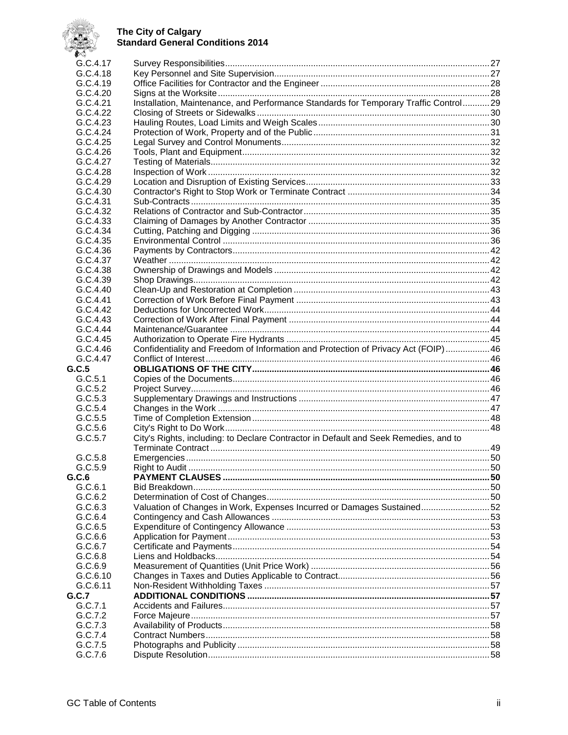| | | |
|---|---|---|
| G.C.4.17 | Survey Responsibilities | 27 |
| G.C.4.18 | Key Personnel and Site Supervision | 27 |
| G.C.4.19 | Office Facilities for Contractor and the Engineer | 28 |
| G.C.4.20 | Signs at the Worksite | 28 |
| G.C.4.21 | Installation, Maintenance, and Performance Standards for Temporary Traffic Control | 29 |
| G.C.4.22 | Closing of Streets or Sidewalks | 30 |
| G.C.4.23 | Hauling Routes, Load Limits and Weigh Scales | 30 |
| G.C.4.24 | Protection of Work, Property and of the Public | 31 |
| G.C.4.25 | Legal Survey and Control Monuments | 32 |
| G.C.4.26 | Tools, Plant and Equipment | 32 |
| G.C.4.27 | Testing of Materials | 32 |
| G.C.4.28 | Inspection of Work | 32 |
| G.C.4.29 | Location and Disruption of Existing Services | 33 |
| G.C.4.30 | Contractor's Right to Stop Work or Terminate Contract | 34 |
| G.C.4.31 | Sub-Contracts | 35 |
| G.C.4.32 | Relations of Contractor and Sub-Contractor | 35 |
| G.C.4.33 | Claiming of Damages by Another Contractor | 35 |
| G.C.4.34 | Cutting, Patching and Digging | 36 |
| G.C.4.35 | Environmental Control | 36 |
| G.C.4.36 | Payments by Contractors | 42 |
| G.C.4.37 | Weather | 42 |
| G.C.4.38 | Ownership of Drawings and Models | 42 |
| G.C.4.39 | Shop Drawings | 42 |
| G.C.4.40 | Clean-Up and Restoration at Completion | 43 |
| G.C.4.41 | Correction of Work Before Final Payment | 43 |
| G.C.4.42 | Deductions for Uncorrected Work | 44 |
| G.C.4.43 | Correction of Work After Final Payment | 44 |
| G.C.4.44 | Maintenance/Guarantee | 44 |
| G.C.4.45 | Authorization to Operate Fire Hydrants | 45 |
| G.C.4.46 | Confidentiality and Freedom of Information and Protection of Privacy Act (FOIP) | 46 |
| G.C.4.47 | Conflict of Interest | 46 |
| **G.C.5** | **OBLIGATIONS OF THE CITY** | **46** |
| G.C.5.1 | Copies of the Documents | 46 |
| G.C.5.2 | Project Survey | 46 |
| G.C.5.3 | Supplementary Drawings and Instructions | 47 |
| G.C.5.4 | Changes in the Work | 47 |
| G.C.5.5 | Time of Completion Extension | 48 |
| G.C.5.6 | City's Right to Do Work | 48 |
| G.C.5.7 | City's Rights, including: to Declare Contractor in Default and Seek Remedies, and to Terminate Contract | 49 |
| G.C.5.8 | Emergencies | 50 |
| G.C.5.9 | Right to Audit | 50 |
| **G.C.6** | **PAYMENT CLAUSES** | **50** |
| G.C.6.1 | Bid Breakdown | 50 |
| G.C.6.2 | Determination of Cost of Changes | 50 |
| G.C.6.3 | Valuation of Changes in Work, Expenses Incurred or Damages Sustained | 52 |
| G.C.6.4 | Contingency and Cash Allowances | 53 |
| G.C.6.5 | Expenditure of Contingency Allowance | 53 |
| G.C.6.6 | Application for Payment | 53 |
| G.C.6.7 | Certificate and Payments | 54 |
| G.C.6.8 | Liens and Holdbacks | 54 |
| G.C.6.9 | Measurement of Quantities (Unit Price Work) | 56 |
| G.C.6.10 | Changes in Taxes and Duties Applicable to Contract | 56 |
| G.C.6.11 | Non-Resident Withholding Taxes | 57 |
| **G.C.7** | **ADDITIONAL CONDITIONS** | **57** |
| G.C.7.1 | Accidents and Failures | 57 |
| G.C.7.2 | Force Majeure | 57 |
| G.C.7.3 | Availability of Products | 58 |
| G.C.7.4 | Contract Numbers | 58 |
| G.C.7.5 | Photographs and Publicity | 58 |
| G.C.7.6 | Dispute Resolution | 58 |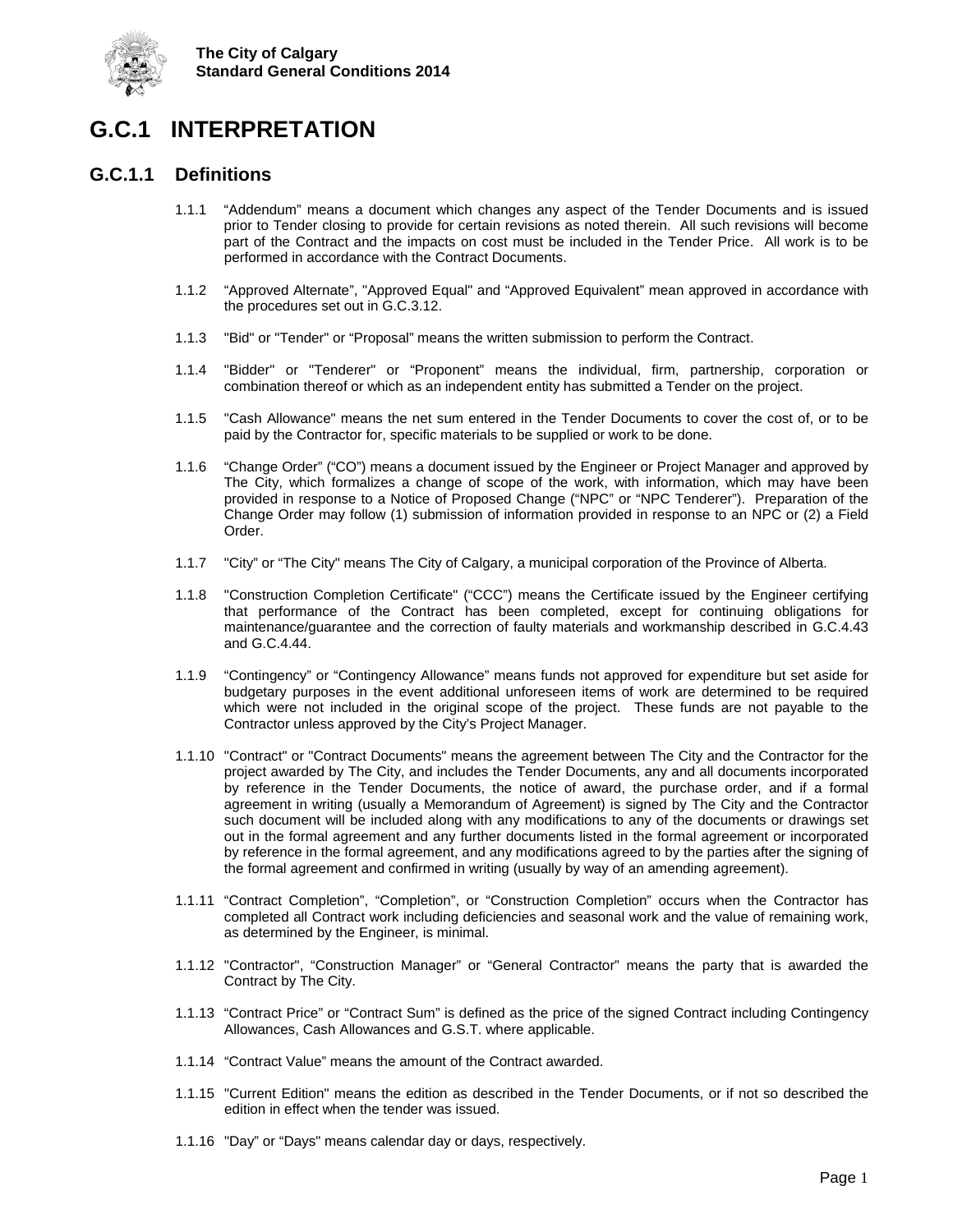# G.C.1 INTERPRETATION

## G.C.1.1 Definitions

1.1.1 "Addendum" means a document which changes any aspect of the Tender Documents and is issued prior to Tender closing to provide for certain revisions as noted therein. All such revisions will become part of the Contract and the impacts on cost must be included in the Tender Price. All work is to be performed in accordance with the Contract Documents.

1.1.2 "Approved Alternate", "Approved Equal" and "Approved Equivalent" mean approved in accordance with the procedures set out in G.C.3.12.

1.1.3 "Bid" or "Tender" or "Proposal" means the written submission to perform the Contract.

1.1.4 "Bidder" or "Tenderer" or "Proponent" means the individual, firm, partnership, corporation or combination thereof or which as an independent entity has submitted a Tender on the project.

1.1.5 "Cash Allowance" means the net sum entered in the Tender Documents to cover the cost of, or to be paid by the Contractor for, specific materials to be supplied or work to be done.

1.1.6 "Change Order" ("CO") means a document issued by the Engineer or Project Manager and approved by The City, which formalizes a change of scope of the work, with information, which may have been provided in response to a Notice of Proposed Change ("NPC" or "NPC Tenderer"). Preparation of the Change Order may follow (1) submission of information provided in response to an NPC or (2) a Field Order.

1.1.7 "City" or "The City" means The City of Calgary, a municipal corporation of the Province of Alberta.

1.1.8 "Construction Completion Certificate" ("CCC") means the Certificate issued by the Engineer certifying that performance of the Contract has been completed, except for continuing obligations for maintenance/guarantee and the correction of faulty materials and workmanship described in G.C.4.43 and G.C.4.44.

1.1.9 "Contingency" or "Contingency Allowance" means funds not approved for expenditure but set aside for budgetary purposes in the event additional unforeseen items of work are determined to be required which were not included in the original scope of the project. These funds are not payable to the Contractor unless approved by the City's Project Manager.

1.1.10 "Contract" or "Contract Documents" means the agreement between The City and the Contractor for the project awarded by The City, and includes the Tender Documents, any and all documents incorporated by reference in the Tender Documents, the notice of award, the purchase order, and if a formal agreement in writing (usually a Memorandum of Agreement) is signed by The City and the Contractor such document will be included along with any modifications to any of the documents or drawings set out in the formal agreement and any further documents listed in the formal agreement or incorporated by reference in the formal agreement, and any modifications agreed to by the parties after the signing of the formal agreement and confirmed in writing (usually by way of an amending agreement).

1.1.11 "Contract Completion", "Completion", or "Construction Completion" occurs when the Contractor has completed all Contract work including deficiencies and seasonal work and the value of remaining work, as determined by the Engineer, is minimal.

1.1.12 "Contractor", "Construction Manager" or "General Contractor" means the party that is awarded the Contract by The City.

1.1.13 "Contract Price" or "Contract Sum" is defined as the price of the signed Contract including Contingency Allowances, Cash Allowances and G.S.T. where applicable.

1.1.14 "Contract Value" means the amount of the Contract awarded.

1.1.15 "Current Edition" means the edition as described in the Tender Documents, or if not so described the edition in effect when the tender was issued.

1.1.16 "Day" or "Days" means calendar day or days, respectively.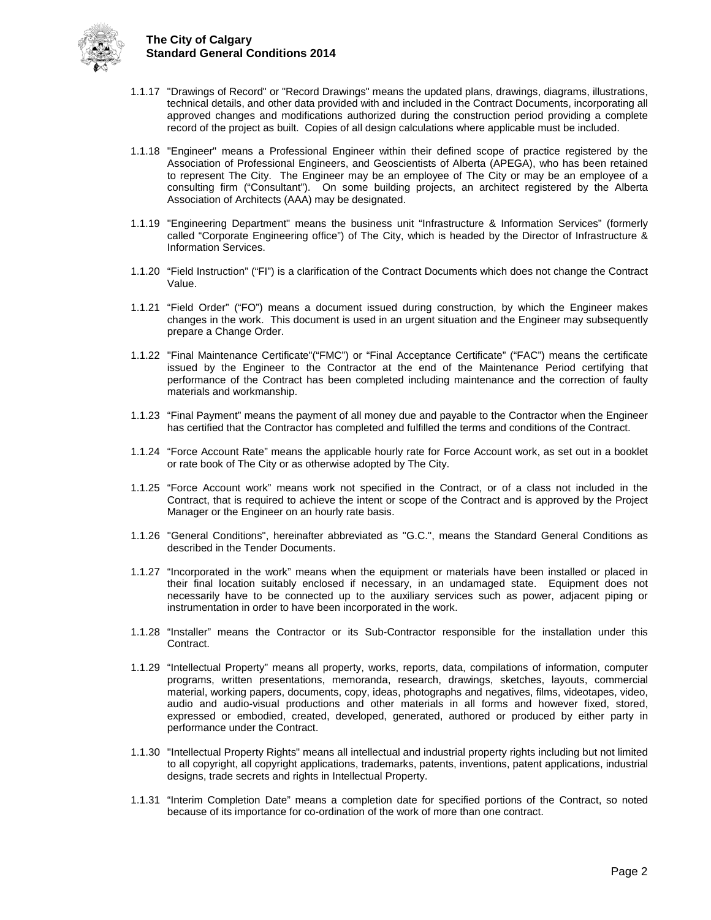1.1.17 "Drawings of Record" or "Record Drawings" means the updated plans, drawings, diagrams, illustrations, technical details, and other data provided with and included in the Contract Documents, incorporating all approved changes and modifications authorized during the construction period providing a complete record of the project as built. Copies of all design calculations where applicable must be included.

1.1.18 "Engineer" means a Professional Engineer within their defined scope of practice registered by the Association of Professional Engineers, and Geoscientists of Alberta (APEGA), who has been retained to represent The City. The Engineer may be an employee of The City or may be an employee of a consulting firm ("Consultant"). On some building projects, an architect registered by the Alberta Association of Architects (AAA) may be designated.

1.1.19 "Engineering Department" means the business unit "Infrastructure & Information Services" (formerly called "Corporate Engineering office") of The City, which is headed by the Director of Infrastructure & Information Services.

1.1.20 "Field Instruction" ("FI") is a clarification of the Contract Documents which does not change the Contract Value.

1.1.21 "Field Order" ("FO") means a document issued during construction, by which the Engineer makes changes in the work. This document is used in an urgent situation and the Engineer may subsequently prepare a Change Order.

1.1.22 "Final Maintenance Certificate"("FMC") or "Final Acceptance Certificate" ("FAC") means the certificate issued by the Engineer to the Contractor at the end of the Maintenance Period certifying that performance of the Contract has been completed including maintenance and the correction of faulty materials and workmanship.

1.1.23 "Final Payment" means the payment of all money due and payable to the Contractor when the Engineer has certified that the Contractor has completed and fulfilled the terms and conditions of the Contract.

1.1.24 "Force Account Rate" means the applicable hourly rate for Force Account work, as set out in a booklet or rate book of The City or as otherwise adopted by The City.

1.1.25 "Force Account work" means work not specified in the Contract, or of a class not included in the Contract, that is required to achieve the intent or scope of the Contract and is approved by the Project Manager or the Engineer on an hourly rate basis.

1.1.26 "General Conditions", hereinafter abbreviated as "G.C.", means the Standard General Conditions as described in the Tender Documents.

1.1.27 "Incorporated in the work" means when the equipment or materials have been installed or placed in their final location suitably enclosed if necessary, in an undamaged state. Equipment does not necessarily have to be connected up to the auxiliary services such as power, adjacent piping or instrumentation in order to have been incorporated in the work.

1.1.28 "Installer" means the Contractor or its Sub-Contractor responsible for the installation under this Contract.

1.1.29 "Intellectual Property" means all property, works, reports, data, compilations of information, computer programs, written presentations, memoranda, research, drawings, sketches, layouts, commercial material, working papers, documents, copy, ideas, photographs and negatives, films, videotapes, video, audio and audio-visual productions and other materials in all forms and however fixed, stored, expressed or embodied, created, developed, generated, authored or produced by either party in performance under the Contract.

1.1.30 "Intellectual Property Rights" means all intellectual and industrial property rights including but not limited to all copyright, all copyright applications, trademarks, patents, inventions, patent applications, industrial designs, trade secrets and rights in Intellectual Property.

1.1.31 "Interim Completion Date" means a completion date for specified portions of the Contract, so noted because of its importance for co-ordination of the work of more than one contract.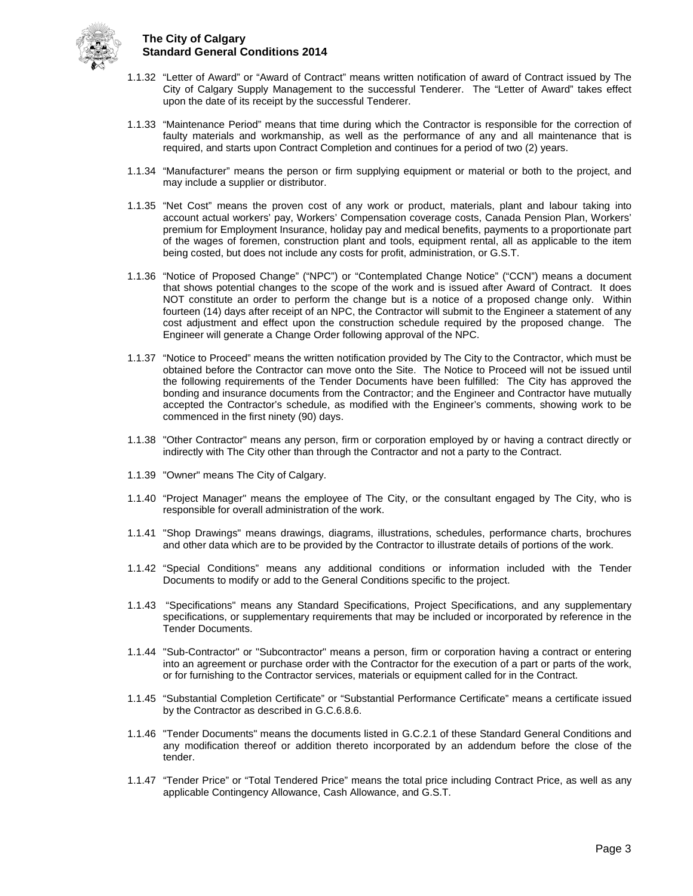1.1.32 "Letter of Award" or "Award of Contract" means written notification of award of Contract issued by The City of Calgary Supply Management to the successful Tenderer. The "Letter of Award" takes effect upon the date of its receipt by the successful Tenderer.

1.1.33 "Maintenance Period" means that time during which the Contractor is responsible for the correction of faulty materials and workmanship, as well as the performance of any and all maintenance that is required, and starts upon Contract Completion and continues for a period of two (2) years.

1.1.34 "Manufacturer" means the person or firm supplying equipment or material or both to the project, and may include a supplier or distributor.

1.1.35 "Net Cost" means the proven cost of any work or product, materials, plant and labour taking into account actual workers' pay, Workers' Compensation coverage costs, Canada Pension Plan, Workers' premium for Employment Insurance, holiday pay and medical benefits, payments to a proportionate part of the wages of foremen, construction plant and tools, equipment rental, all as applicable to the item being costed, but does not include any costs for profit, administration, or G.S.T.

1.1.36 "Notice of Proposed Change" ("NPC") or "Contemplated Change Notice" ("CCN") means a document that shows potential changes to the scope of the work and is issued after Award of Contract. It does NOT constitute an order to perform the change but is a notice of a proposed change only. Within fourteen (14) days after receipt of an NPC, the Contractor will submit to the Engineer a statement of any cost adjustment and effect upon the construction schedule required by the proposed change. The Engineer will generate a Change Order following approval of the NPC.

1.1.37 "Notice to Proceed" means the written notification provided by The City to the Contractor, which must be obtained before the Contractor can move onto the Site. The Notice to Proceed will not be issued until the following requirements of the Tender Documents have been fulfilled: The City has approved the bonding and insurance documents from the Contractor; and the Engineer and Contractor have mutually accepted the Contractor's schedule, as modified with the Engineer's comments, showing work to be commenced in the first ninety (90) days.

1.1.38 "Other Contractor" means any person, firm or corporation employed by or having a contract directly or indirectly with The City other than through the Contractor and not a party to the Contract.

1.1.39 "Owner" means The City of Calgary.

1.1.40 "Project Manager" means the employee of The City, or the consultant engaged by The City, who is responsible for overall administration of the work.

1.1.41 "Shop Drawings" means drawings, diagrams, illustrations, schedules, performance charts, brochures and other data which are to be provided by the Contractor to illustrate details of portions of the work.

1.1.42 "Special Conditions" means any additional conditions or information included with the Tender Documents to modify or add to the General Conditions specific to the project.

1.1.43 "Specifications" means any Standard Specifications, Project Specifications, and any supplementary specifications, or supplementary requirements that may be included or incorporated by reference in the Tender Documents.

1.1.44 "Sub-Contractor" or "Subcontractor" means a person, firm or corporation having a contract or entering into an agreement or purchase order with the Contractor for the execution of a part or parts of the work, or for furnishing to the Contractor services, materials or equipment called for in the Contract.

1.1.45 "Substantial Completion Certificate" or "Substantial Performance Certificate" means a certificate issued by the Contractor as described in G.C.6.8.6.

1.1.46 "Tender Documents" means the documents listed in G.C.2.1 of these Standard General Conditions and any modification thereof or addition thereto incorporated by an addendum before the close of the tender.

1.1.47 "Tender Price" or "Total Tendered Price" means the total price including Contract Price, as well as any applicable Contingency Allowance, Cash Allowance, and G.S.T.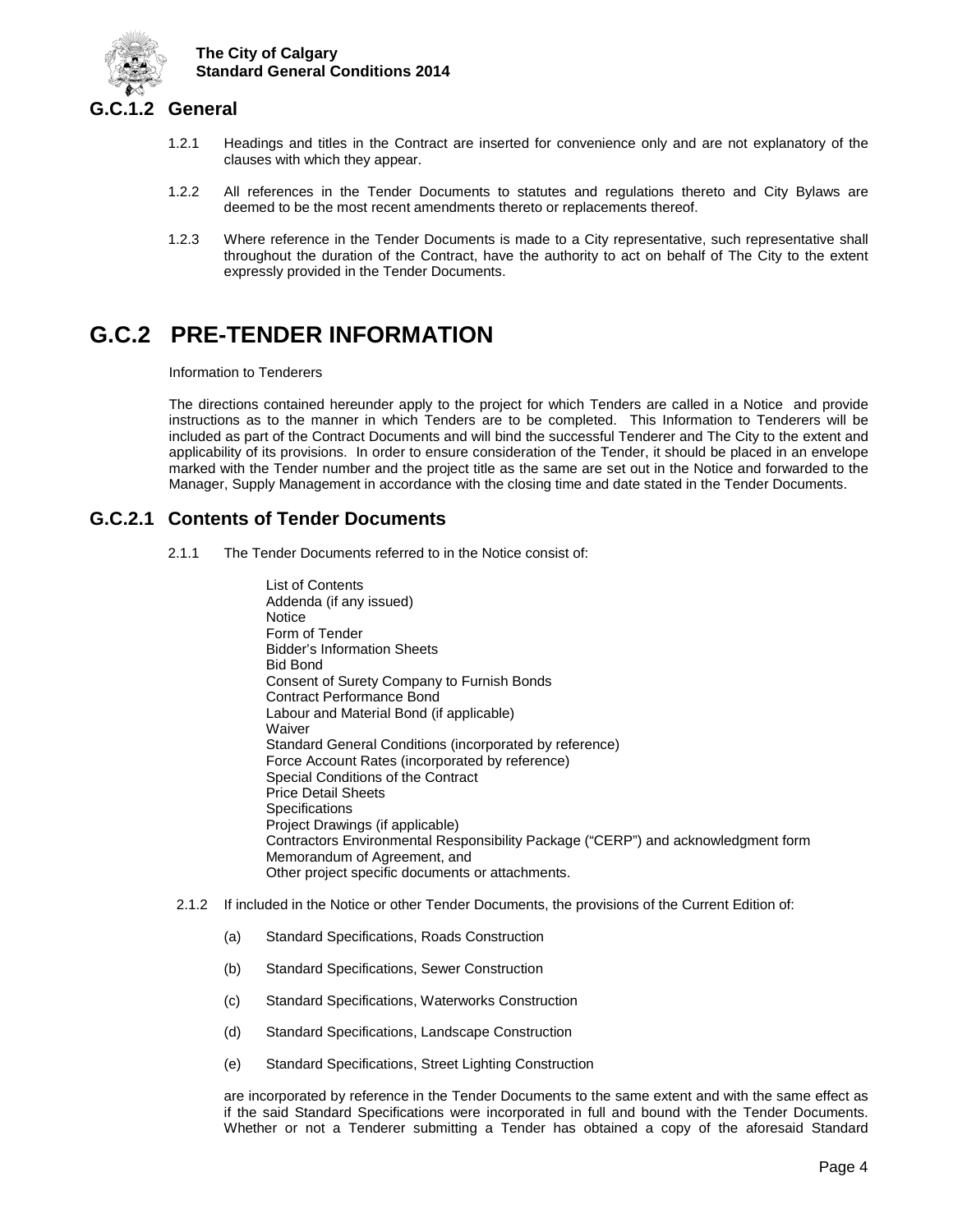## G.C.1.2 General

1.2.1 Headings and titles in the Contract are inserted for convenience only and are not explanatory of the clauses with which they appear.

1.2.2 All references in the Tender Documents to statutes and regulations thereto and City Bylaws are deemed to be the most recent amendments thereto or replacements thereof.

1.2.3 Where reference in the Tender Documents is made to a City representative, such representative shall throughout the duration of the Contract, have the authority to act on behalf of The City to the extent expressly provided in the Tender Documents.

# G.C.2 PRE-TENDER INFORMATION

Information to Tenderers

The directions contained hereunder apply to the project for which Tenders are called in a Notice and provide instructions as to the manner in which Tenders are to be completed. This Information to Tenderers will be included as part of the Contract Documents and will bind the successful Tenderer and The City to the extent and applicability of its provisions. In order to ensure consideration of the Tender, it should be placed in an envelope marked with the Tender number and the project title as the same are set out in the Notice and forwarded to the Manager, Supply Management in accordance with the closing time and date stated in the Tender Documents.

## G.C.2.1 Contents of Tender Documents

2.1.1 The Tender Documents referred to in the Notice consist of:

List of Contents
Addenda (if any issued)
Notice
Form of Tender
Bidder's Information Sheets
Bid Bond
Consent of Surety Company to Furnish Bonds
Contract Performance Bond
Labour and Material Bond (if applicable)
Waiver
Standard General Conditions (incorporated by reference)
Force Account Rates (incorporated by reference)
Special Conditions of the Contract
Price Detail Sheets
Specifications
Project Drawings (if applicable)
Contractors Environmental Responsibility Package ("CERP") and acknowledgment form
Memorandum of Agreement, and
Other project specific documents or attachments.

2.1.2 If included in the Notice or other Tender Documents, the provisions of the Current Edition of:

(a) Standard Specifications, Roads Construction

(b) Standard Specifications, Sewer Construction

(c) Standard Specifications, Waterworks Construction

(d) Standard Specifications, Landscape Construction

(e) Standard Specifications, Street Lighting Construction

are incorporated by reference in the Tender Documents to the same extent and with the same effect as if the said Standard Specifications were incorporated in full and bound with the Tender Documents. Whether or not a Tenderer submitting a Tender has obtained a copy of the aforesaid Standard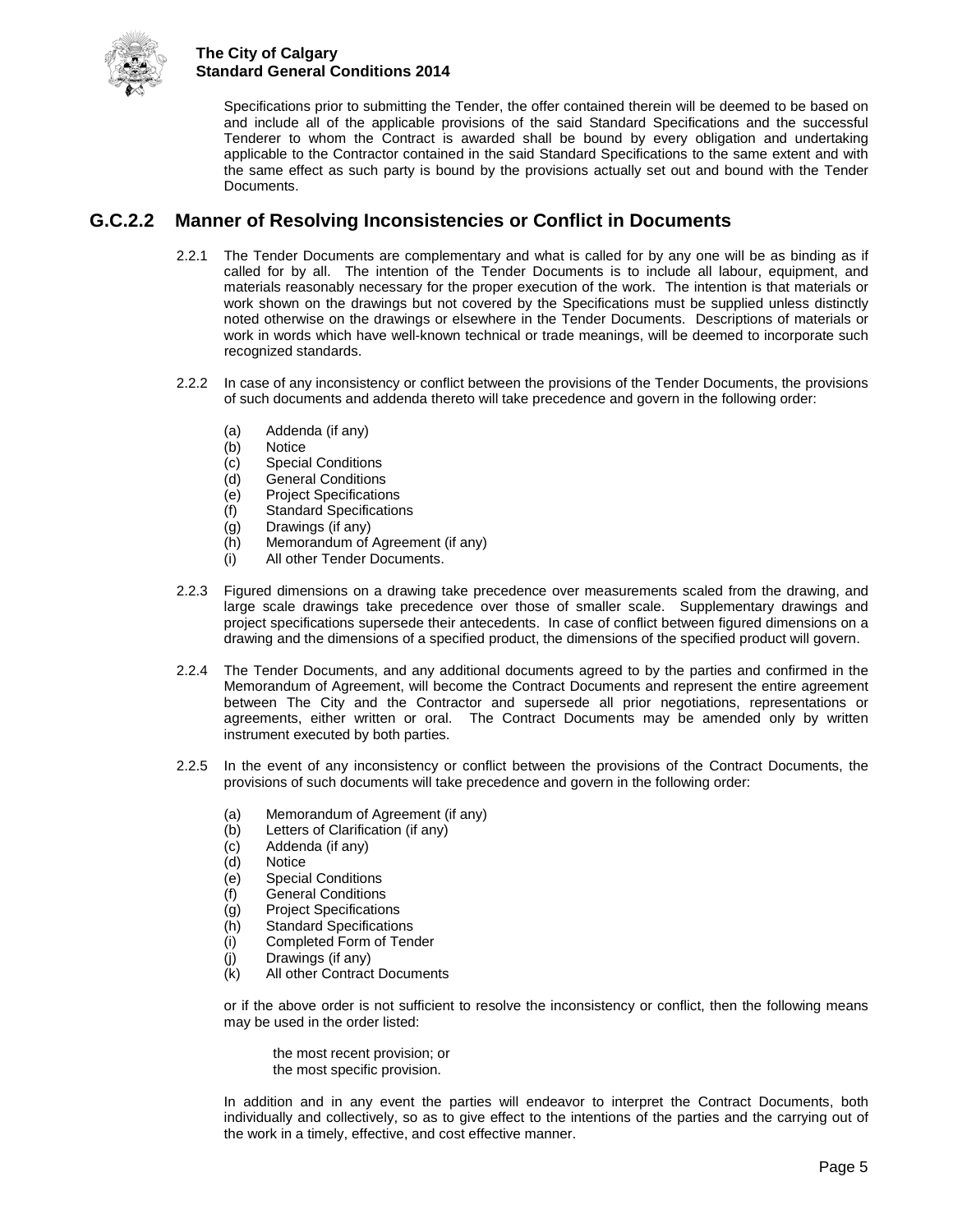Specifications prior to submitting the Tender, the offer contained therein will be deemed to be based on and include all of the applicable provisions of the said Standard Specifications and the successful Tenderer to whom the Contract is awarded shall be bound by every obligation and undertaking applicable to the Contractor contained in the said Standard Specifications to the same extent and with the same effect as such party is bound by the provisions actually set out and bound with the Tender Documents.

## G.C.2.2 Manner of Resolving Inconsistencies or Conflict in Documents

2.2.1 The Tender Documents are complementary and what is called for by any one will be as binding as if called for by all. The intention of the Tender Documents is to include all labour, equipment, and materials reasonably necessary for the proper execution of the work. The intention is that materials or work shown on the drawings but not covered by the Specifications must be supplied unless distinctly noted otherwise on the drawings or elsewhere in the Tender Documents. Descriptions of materials or work in words which have well-known technical or trade meanings, will be deemed to incorporate such recognized standards.

2.2.2 In case of any inconsistency or conflict between the provisions of the Tender Documents, the provisions of such documents and addenda thereto will take precedence and govern in the following order:

(a) Addenda (if any)
(b) Notice
(c) Special Conditions
(d) General Conditions
(e) Project Specifications
(f) Standard Specifications
(g) Drawings (if any)
(h) Memorandum of Agreement (if any)
(i) All other Tender Documents.

2.2.3 Figured dimensions on a drawing take precedence over measurements scaled from the drawing, and large scale drawings take precedence over those of smaller scale. Supplementary drawings and project specifications supersede their antecedents. In case of conflict between figured dimensions on a drawing and the dimensions of a specified product, the dimensions of the specified product will govern.

2.2.4 The Tender Documents, and any additional documents agreed to by the parties and confirmed in the Memorandum of Agreement, will become the Contract Documents and represent the entire agreement between The City and the Contractor and supersede all prior negotiations, representations or agreements, either written or oral. The Contract Documents may be amended only by written instrument executed by both parties.

2.2.5 In the event of any inconsistency or conflict between the provisions of the Contract Documents, the provisions of such documents will take precedence and govern in the following order:

(a) Memorandum of Agreement (if any)
(b) Letters of Clarification (if any)
(c) Addenda (if any)
(d) Notice
(e) Special Conditions
(f) General Conditions
(g) Project Specifications
(h) Standard Specifications
(i) Completed Form of Tender
(j) Drawings (if any)
(k) All other Contract Documents

or if the above order is not sufficient to resolve the inconsistency or conflict, then the following means may be used in the order listed:

the most recent provision; or
the most specific provision.

In addition and in any event the parties will endeavor to interpret the Contract Documents, both individually and collectively, so as to give effect to the intentions of the parties and the carrying out of the work in a timely, effective, and cost effective manner.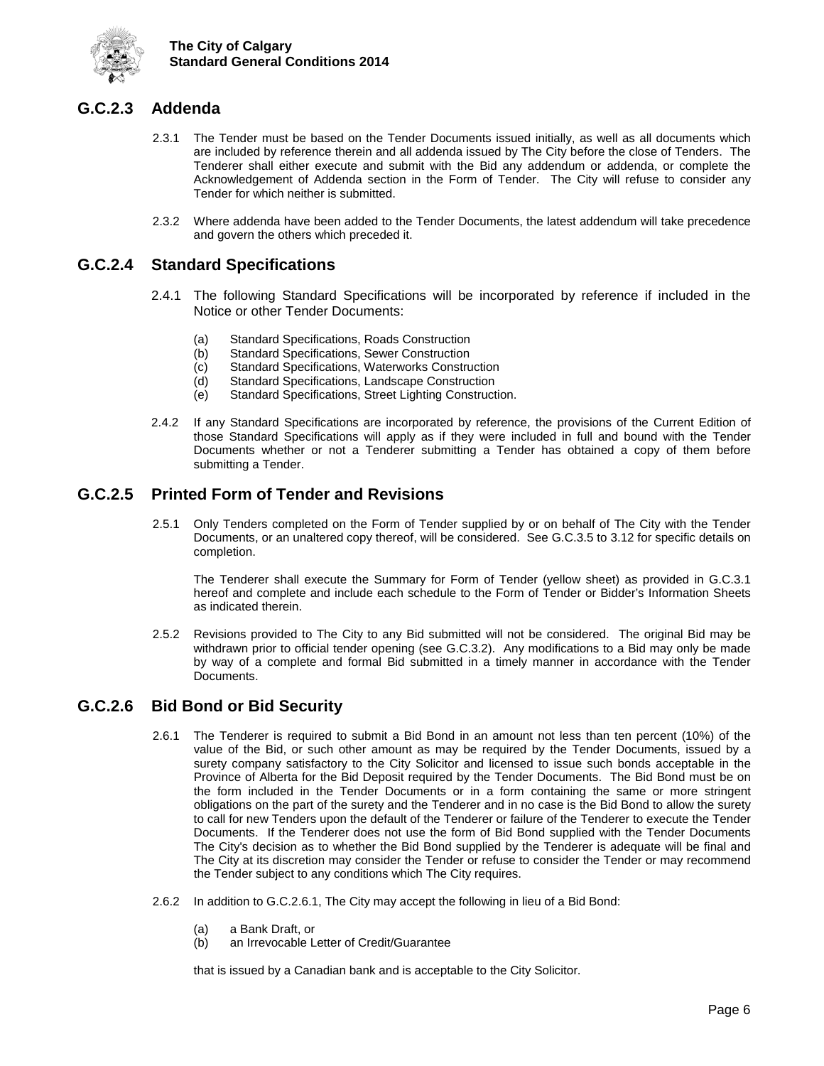## G.C.2.3 Addenda

2.3.1 The Tender must be based on the Tender Documents issued initially, as well as all documents which are included by reference therein and all addenda issued by The City before the close of Tenders. The Tenderer shall either execute and submit with the Bid any addendum or addenda, or complete the Acknowledgement of Addenda section in the Form of Tender. The City will refuse to consider any Tender for which neither is submitted.

2.3.2 Where addenda have been added to the Tender Documents, the latest addendum will take precedence and govern the others which preceded it.

## G.C.2.4 Standard Specifications

2.4.1 The following Standard Specifications will be incorporated by reference if included in the Notice or other Tender Documents:

(a) Standard Specifications, Roads Construction
(b) Standard Specifications, Sewer Construction
(c) Standard Specifications, Waterworks Construction
(d) Standard Specifications, Landscape Construction
(e) Standard Specifications, Street Lighting Construction.

2.4.2 If any Standard Specifications are incorporated by reference, the provisions of the Current Edition of those Standard Specifications will apply as if they were included in full and bound with the Tender Documents whether or not a Tenderer submitting a Tender has obtained a copy of them before submitting a Tender.

## G.C.2.5 Printed Form of Tender and Revisions

2.5.1 Only Tenders completed on the Form of Tender supplied by or on behalf of The City with the Tender Documents, or an unaltered copy thereof, will be considered. See G.C.3.5 to 3.12 for specific details on completion.

The Tenderer shall execute the Summary for Form of Tender (yellow sheet) as provided in G.C.3.1 hereof and complete and include each schedule to the Form of Tender or Bidder's Information Sheets as indicated therein.

2.5.2 Revisions provided to The City to any Bid submitted will not be considered. The original Bid may be withdrawn prior to official tender opening (see G.C.3.2). Any modifications to a Bid may only be made by way of a complete and formal Bid submitted in a timely manner in accordance with the Tender Documents.

## G.C.2.6 Bid Bond or Bid Security

2.6.1 The Tenderer is required to submit a Bid Bond in an amount not less than ten percent (10%) of the value of the Bid, or such other amount as may be required by the Tender Documents, issued by a surety company satisfactory to the City Solicitor and licensed to issue such bonds acceptable in the Province of Alberta for the Bid Deposit required by the Tender Documents. The Bid Bond must be on the form included in the Tender Documents or in a form containing the same or more stringent obligations on the part of the surety and the Tenderer and in no case is the Bid Bond to allow the surety to call for new Tenders upon the default of the Tenderer or failure of the Tenderer to execute the Tender Documents. If the Tenderer does not use the form of Bid Bond supplied with the Tender Documents The City's decision as to whether the Bid Bond supplied by the Tenderer is adequate will be final and The City at its discretion may consider the Tender or refuse to consider the Tender or may recommend the Tender subject to any conditions which The City requires.

2.6.2 In addition to G.C.2.6.1, The City may accept the following in lieu of a Bid Bond:

(a) a Bank Draft, or
(b) an Irrevocable Letter of Credit/Guarantee

that is issued by a Canadian bank and is acceptable to the City Solicitor.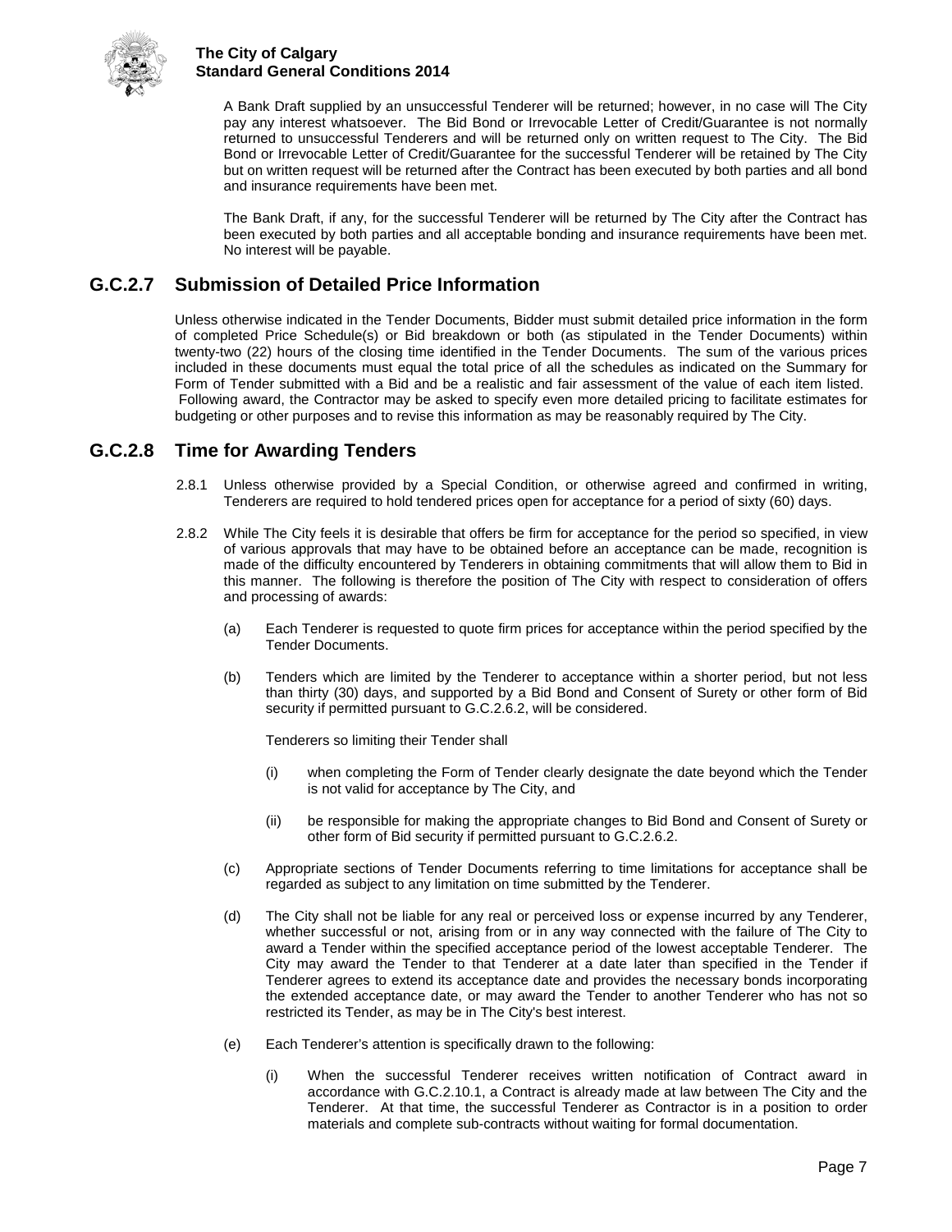A Bank Draft supplied by an unsuccessful Tenderer will be returned; however, in no case will The City pay any interest whatsoever. The Bid Bond or Irrevocable Letter of Credit/Guarantee is not normally returned to unsuccessful Tenderers and will be returned only on written request to The City. The Bid Bond or Irrevocable Letter of Credit/Guarantee for the successful Tenderer will be retained by The City but on written request will be returned after the Contract has been executed by both parties and all bond and insurance requirements have been met.

The Bank Draft, if any, for the successful Tenderer will be returned by The City after the Contract has been executed by both parties and all acceptable bonding and insurance requirements have been met. No interest will be payable.

## G.C.2.7 Submission of Detailed Price Information

Unless otherwise indicated in the Tender Documents, Bidder must submit detailed price information in the form of completed Price Schedule(s) or Bid breakdown or both (as stipulated in the Tender Documents) within twenty-two (22) hours of the closing time identified in the Tender Documents. The sum of the various prices included in these documents must equal the total price of all the schedules as indicated on the Summary for Form of Tender submitted with a Bid and be a realistic and fair assessment of the value of each item listed. Following award, the Contractor may be asked to specify even more detailed pricing to facilitate estimates for budgeting or other purposes and to revise this information as may be reasonably required by The City.

## G.C.2.8 Time for Awarding Tenders

2.8.1 Unless otherwise provided by a Special Condition, or otherwise agreed and confirmed in writing, Tenderers are required to hold tendered prices open for acceptance for a period of sixty (60) days.

2.8.2 While The City feels it is desirable that offers be firm for acceptance for the period so specified, in view of various approvals that may have to be obtained before an acceptance can be made, recognition is made of the difficulty encountered by Tenderers in obtaining commitments that will allow them to Bid in this manner. The following is therefore the position of The City with respect to consideration of offers and processing of awards:

(a) Each Tenderer is requested to quote firm prices for acceptance within the period specified by the Tender Documents.

(b) Tenders which are limited by the Tenderer to acceptance within a shorter period, but not less than thirty (30) days, and supported by a Bid Bond and Consent of Surety or other form of Bid security if permitted pursuant to G.C.2.6.2, will be considered.

Tenderers so limiting their Tender shall

(i) when completing the Form of Tender clearly designate the date beyond which the Tender is not valid for acceptance by The City, and

(ii) be responsible for making the appropriate changes to Bid Bond and Consent of Surety or other form of Bid security if permitted pursuant to G.C.2.6.2.

(c) Appropriate sections of Tender Documents referring to time limitations for acceptance shall be regarded as subject to any limitation on time submitted by the Tenderer.

(d) The City shall not be liable for any real or perceived loss or expense incurred by any Tenderer, whether successful or not, arising from or in any way connected with the failure of The City to award a Tender within the specified acceptance period of the lowest acceptable Tenderer. The City may award the Tender to that Tenderer at a date later than specified in the Tender if Tenderer agrees to extend its acceptance date and provides the necessary bonds incorporating the extended acceptance date, or may award the Tender to another Tenderer who has not so restricted its Tender, as may be in The City's best interest.

(e) Each Tenderer's attention is specifically drawn to the following:

(i) When the successful Tenderer receives written notification of Contract award in accordance with G.C.2.10.1, a Contract is already made at law between The City and the Tenderer. At that time, the successful Tenderer as Contractor is in a position to order materials and complete sub-contracts without waiting for formal documentation.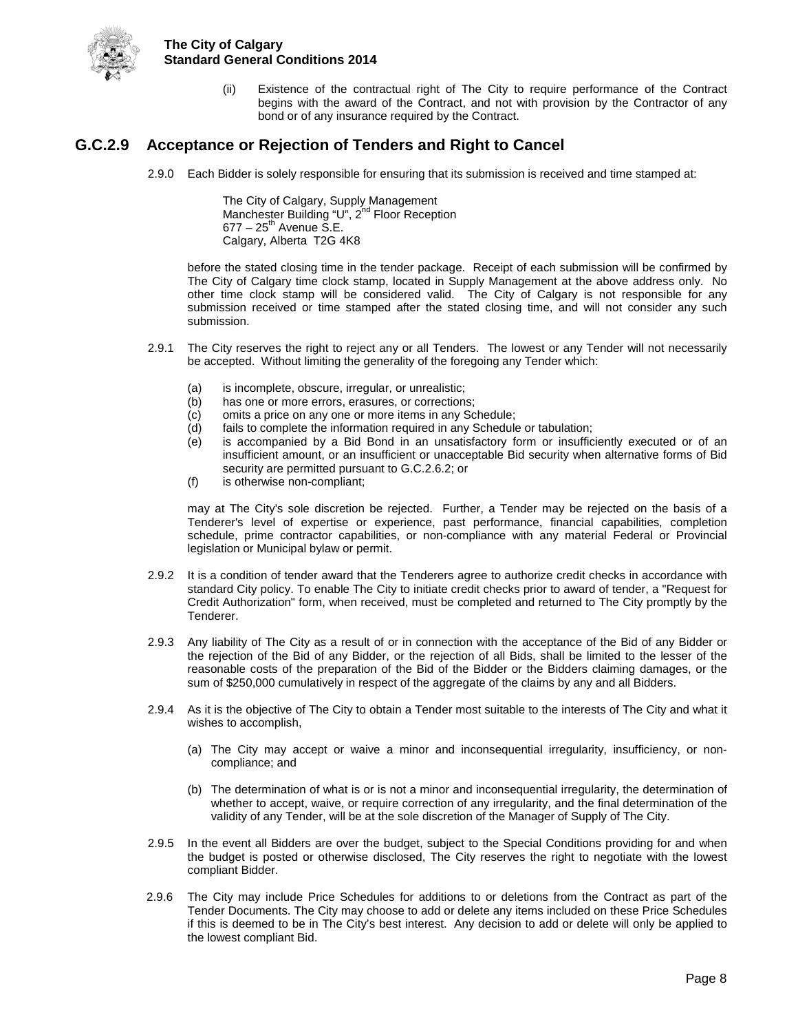(ii) Existence of the contractual right of The City to require performance of the Contract begins with the award of the Contract, and not with provision by the Contractor of any bond or of any insurance required by the Contract.

## G.C.2.9 Acceptance or Rejection of Tenders and Right to Cancel

2.9.0 Each Bidder is solely responsible for ensuring that its submission is received and time stamped at:

The City of Calgary, Supply Management
Manchester Building "U", 2nd Floor Reception
677 – 25th Avenue S.E.
Calgary, Alberta T2G 4K8

before the stated closing time in the tender package. Receipt of each submission will be confirmed by The City of Calgary time clock stamp, located in Supply Management at the above address only. No other time clock stamp will be considered valid. The City of Calgary is not responsible for any submission received or time stamped after the stated closing time, and will not consider any such submission.

2.9.1 The City reserves the right to reject any or all Tenders. The lowest or any Tender will not necessarily be accepted. Without limiting the generality of the foregoing any Tender which:

(a) is incomplete, obscure, irregular, or unrealistic;
(b) has one or more errors, erasures, or corrections;
(c) omits a price on any one or more items in any Schedule;
(d) fails to complete the information required in any Schedule or tabulation;
(e) is accompanied by a Bid Bond in an unsatisfactory form or insufficiently executed or of an insufficient amount, or an insufficient or unacceptable Bid security when alternative forms of Bid security are permitted pursuant to G.C.2.6.2; or
(f) is otherwise non-compliant;

may at The City's sole discretion be rejected. Further, a Tender may be rejected on the basis of a Tenderer's level of expertise or experience, past performance, financial capabilities, completion schedule, prime contractor capabilities, or non-compliance with any material Federal or Provincial legislation or Municipal bylaw or permit.

2.9.2 It is a condition of tender award that the Tenderers agree to authorize credit checks in accordance with standard City policy. To enable The City to initiate credit checks prior to award of tender, a "Request for Credit Authorization" form, when received, must be completed and returned to The City promptly by the Tenderer.

2.9.3 Any liability of The City as a result of or in connection with the acceptance of the Bid of any Bidder or the rejection of the Bid of any Bidder, or the rejection of all Bids, shall be limited to the lesser of the reasonable costs of the preparation of the Bid of the Bidder or the Bidders claiming damages, or the sum of $250,000 cumulatively in respect of the aggregate of the claims by any and all Bidders.

2.9.4 As it is the objective of The City to obtain a Tender most suitable to the interests of The City and what it wishes to accomplish,

(a) The City may accept or waive a minor and inconsequential irregularity, insufficiency, or non-compliance; and

(b) The determination of what is or is not a minor and inconsequential irregularity, the determination of whether to accept, waive, or require correction of any irregularity, and the final determination of the validity of any Tender, will be at the sole discretion of the Manager of Supply of The City.

2.9.5 In the event all Bidders are over the budget, subject to the Special Conditions providing for and when the budget is posted or otherwise disclosed, The City reserves the right to negotiate with the lowest compliant Bidder.

2.9.6 The City may include Price Schedules for additions to or deletions from the Contract as part of the Tender Documents. The City may choose to add or delete any items included on these Price Schedules if this is deemed to be in The City's best interest. Any decision to add or delete will only be applied to the lowest compliant Bid.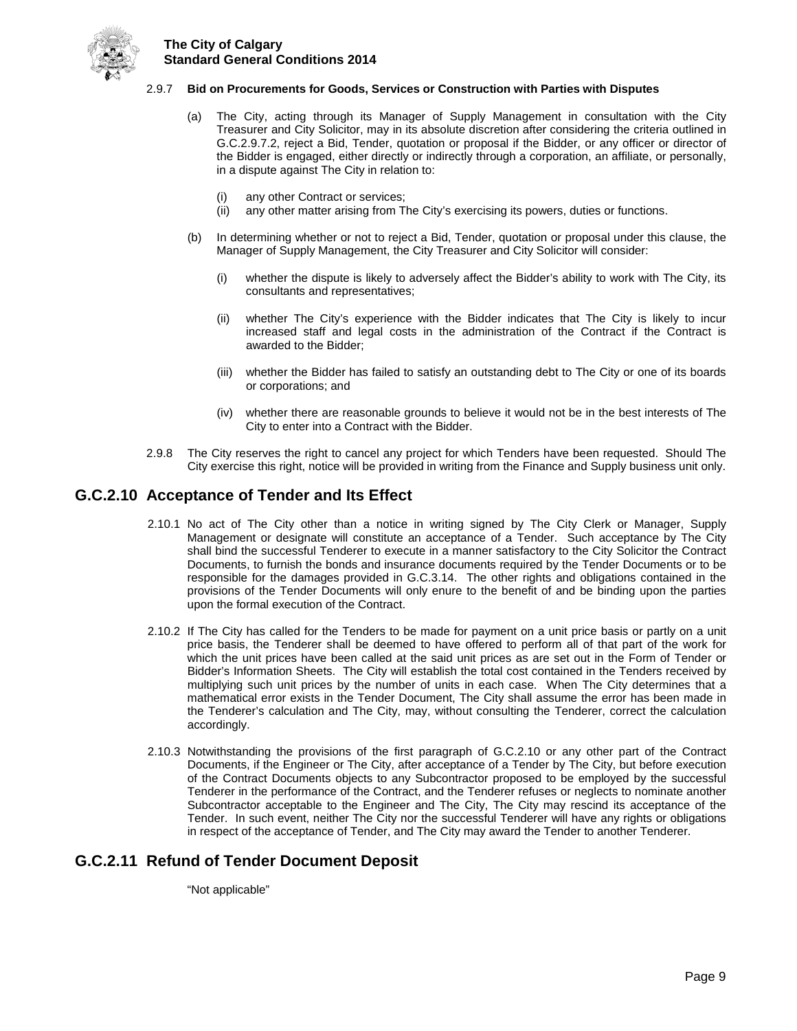2.9.7 **Bid on Procurements for Goods, Services or Construction with Parties with Disputes**

(a) The City, acting through its Manager of Supply Management in consultation with the City Treasurer and City Solicitor, may in its absolute discretion after considering the criteria outlined in G.C.2.9.7.2, reject a Bid, Tender, quotation or proposal if the Bidder, or any officer or director of the Bidder is engaged, either directly or indirectly through a corporation, an affiliate, or personally, in a dispute against The City in relation to:

(i) any other Contract or services;
(ii) any other matter arising from The City's exercising its powers, duties or functions.

(b) In determining whether or not to reject a Bid, Tender, quotation or proposal under this clause, the Manager of Supply Management, the City Treasurer and City Solicitor will consider:

(i) whether the dispute is likely to adversely affect the Bidder's ability to work with The City, its consultants and representatives;

(ii) whether The City's experience with the Bidder indicates that The City is likely to incur increased staff and legal costs in the administration of the Contract if the Contract is awarded to the Bidder;

(iii) whether the Bidder has failed to satisfy an outstanding debt to The City or one of its boards or corporations; and

(iv) whether there are reasonable grounds to believe it would not be in the best interests of The City to enter into a Contract with the Bidder.

2.9.8 The City reserves the right to cancel any project for which Tenders have been requested. Should The City exercise this right, notice will be provided in writing from the Finance and Supply business unit only.

## G.C.2.10 Acceptance of Tender and Its Effect

2.10.1 No act of The City other than a notice in writing signed by The City Clerk or Manager, Supply Management or designate will constitute an acceptance of a Tender. Such acceptance by The City shall bind the successful Tenderer to execute in a manner satisfactory to the City Solicitor the Contract Documents, to furnish the bonds and insurance documents required by the Tender Documents or to be responsible for the damages provided in G.C.3.14. The other rights and obligations contained in the provisions of the Tender Documents will only enure to the benefit of and be binding upon the parties upon the formal execution of the Contract.

2.10.2 If The City has called for the Tenders to be made for payment on a unit price basis or partly on a unit price basis, the Tenderer shall be deemed to have offered to perform all of that part of the work for which the unit prices have been called at the said unit prices as are set out in the Form of Tender or Bidder's Information Sheets. The City will establish the total cost contained in the Tenders received by multiplying such unit prices by the number of units in each case. When The City determines that a mathematical error exists in the Tender Document, The City shall assume the error has been made in the Tenderer's calculation and The City, may, without consulting the Tenderer, correct the calculation accordingly.

2.10.3 Notwithstanding the provisions of the first paragraph of G.C.2.10 or any other part of the Contract Documents, if the Engineer or The City, after acceptance of a Tender by The City, but before execution of the Contract Documents objects to any Subcontractor proposed to be employed by the successful Tenderer in the performance of the Contract, and the Tenderer refuses or neglects to nominate another Subcontractor acceptable to the Engineer and The City, The City may rescind its acceptance of the Tender. In such event, neither The City nor the successful Tenderer will have any rights or obligations in respect of the acceptance of Tender, and The City may award the Tender to another Tenderer.

## G.C.2.11 Refund of Tender Document Deposit

"Not applicable"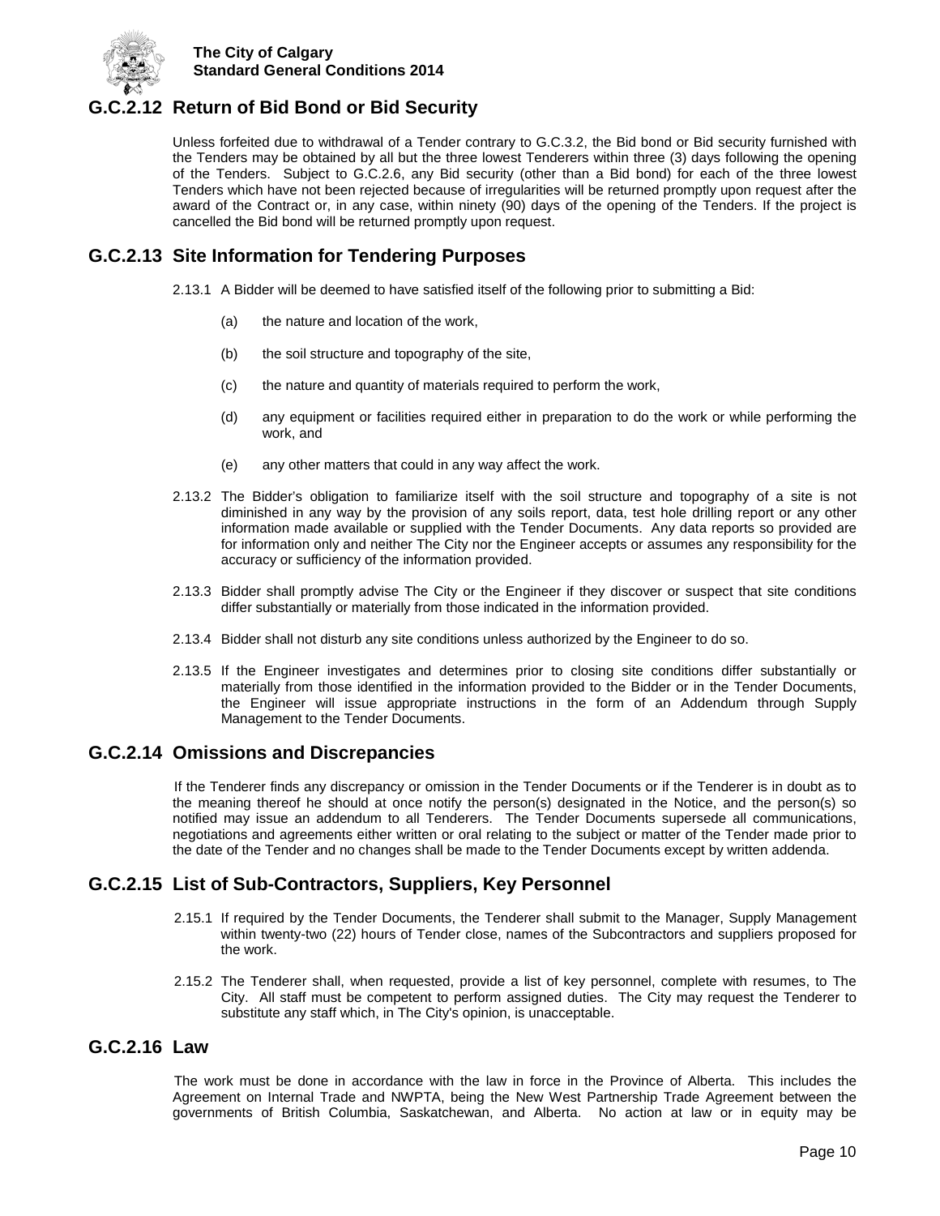## G.C.2.12 Return of Bid Bond or Bid Security

Unless forfeited due to withdrawal of a Tender contrary to G.C.3.2, the Bid bond or Bid security furnished with the Tenders may be obtained by all but the three lowest Tenderers within three (3) days following the opening of the Tenders. Subject to G.C.2.6, any Bid security (other than a Bid bond) for each of the three lowest Tenders which have not been rejected because of irregularities will be returned promptly upon request after the award of the Contract or, in any case, within ninety (90) days of the opening of the Tenders. If the project is cancelled the Bid bond will be returned promptly upon request.

## G.C.2.13 Site Information for Tendering Purposes

2.13.1 A Bidder will be deemed to have satisfied itself of the following prior to submitting a Bid:

(a) the nature and location of the work,

(b) the soil structure and topography of the site,

(c) the nature and quantity of materials required to perform the work,

(d) any equipment or facilities required either in preparation to do the work or while performing the work, and

(e) any other matters that could in any way affect the work.

2.13.2 The Bidder's obligation to familiarize itself with the soil structure and topography of a site is not diminished in any way by the provision of any soils report, data, test hole drilling report or any other information made available or supplied with the Tender Documents. Any data reports so provided are for information only and neither The City nor the Engineer accepts or assumes any responsibility for the accuracy or sufficiency of the information provided.

2.13.3 Bidder shall promptly advise The City or the Engineer if they discover or suspect that site conditions differ substantially or materially from those indicated in the information provided.

2.13.4 Bidder shall not disturb any site conditions unless authorized by the Engineer to do so.

2.13.5 If the Engineer investigates and determines prior to closing site conditions differ substantially or materially from those identified in the information provided to the Bidder or in the Tender Documents, the Engineer will issue appropriate instructions in the form of an Addendum through Supply Management to the Tender Documents.

## G.C.2.14 Omissions and Discrepancies

If the Tenderer finds any discrepancy or omission in the Tender Documents or if the Tenderer is in doubt as to the meaning thereof he should at once notify the person(s) designated in the Notice, and the person(s) so notified may issue an addendum to all Tenderers. The Tender Documents supersede all communications, negotiations and agreements either written or oral relating to the subject or matter of the Tender made prior to the date of the Tender and no changes shall be made to the Tender Documents except by written addenda.

## G.C.2.15 List of Sub-Contractors, Suppliers, Key Personnel

2.15.1 If required by the Tender Documents, the Tenderer shall submit to the Manager, Supply Management within twenty-two (22) hours of Tender close, names of the Subcontractors and suppliers proposed for the work.

2.15.2 The Tenderer shall, when requested, provide a list of key personnel, complete with resumes, to The City. All staff must be competent to perform assigned duties. The City may request the Tenderer to substitute any staff which, in The City's opinion, is unacceptable.

## G.C.2.16 Law

The work must be done in accordance with the law in force in the Province of Alberta. This includes the Agreement on Internal Trade and NWPTA, being the New West Partnership Trade Agreement between the governments of British Columbia, Saskatchewan, and Alberta. No action at law or in equity may be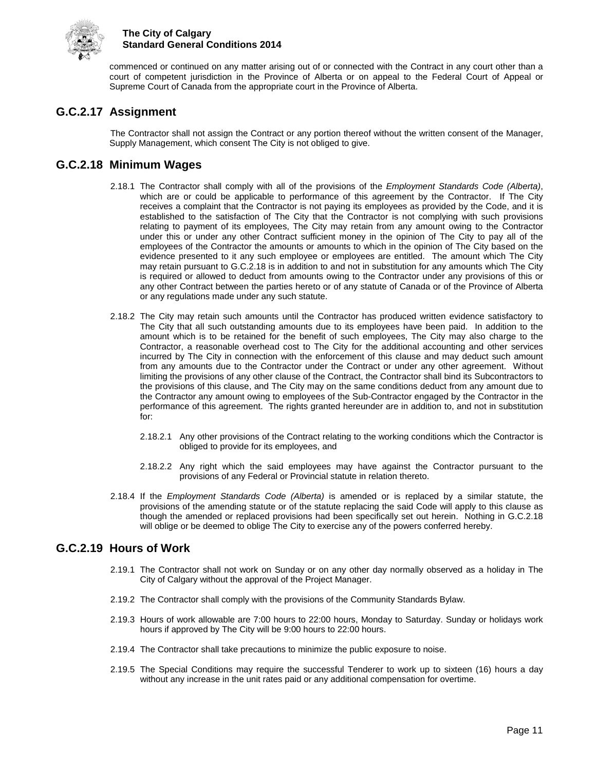commenced or continued on any matter arising out of or connected with the Contract in any court other than a court of competent jurisdiction in the Province of Alberta or on appeal to the Federal Court of Appeal or Supreme Court of Canada from the appropriate court in the Province of Alberta.

## G.C.2.17 Assignment

The Contractor shall not assign the Contract or any portion thereof without the written consent of the Manager, Supply Management, which consent The City is not obliged to give.

## G.C.2.18 Minimum Wages

2.18.1 The Contractor shall comply with all of the provisions of the *Employment Standards Code (Alberta)*, which are or could be applicable to performance of this agreement by the Contractor. If The City receives a complaint that the Contractor is not paying its employees as provided by the Code, and it is established to the satisfaction of The City that the Contractor is not complying with such provisions relating to payment of its employees, The City may retain from any amount owing to the Contractor under this or under any other Contract sufficient money in the opinion of The City to pay all of the employees of the Contractor the amounts or amounts to which in the opinion of The City based on the evidence presented to it any such employee or employees are entitled. The amount which The City may retain pursuant to G.C.2.18 is in addition to and not in substitution for any amounts which The City is required or allowed to deduct from amounts owing to the Contractor under any provisions of this or any other Contract between the parties hereto or of any statute of Canada or of the Province of Alberta or any regulations made under any such statute.

2.18.2 The City may retain such amounts until the Contractor has produced written evidence satisfactory to The City that all such outstanding amounts due to its employees have been paid. In addition to the amount which is to be retained for the benefit of such employees, The City may also charge to the Contractor, a reasonable overhead cost to The City for the additional accounting and other services incurred by The City in connection with the enforcement of this clause and may deduct such amount from any amounts due to the Contractor under the Contract or under any other agreement. Without limiting the provisions of any other clause of the Contract, the Contractor shall bind its Subcontractors to the provisions of this clause, and The City may on the same conditions deduct from any amount due to the Contractor any amount owing to employees of the Sub-Contractor engaged by the Contractor in the performance of this agreement. The rights granted hereunder are in addition to, and not in substitution for:

2.18.2.1 Any other provisions of the Contract relating to the working conditions which the Contractor is obliged to provide for its employees, and

2.18.2.2 Any right which the said employees may have against the Contractor pursuant to the provisions of any Federal or Provincial statute in relation thereto.

2.18.4 If the *Employment Standards Code (Alberta)* is amended or is replaced by a similar statute, the provisions of the amending statute or of the statute replacing the said Code will apply to this clause as though the amended or replaced provisions had been specifically set out herein. Nothing in G.C.2.18 will oblige or be deemed to oblige The City to exercise any of the powers conferred hereby.

## G.C.2.19 Hours of Work

2.19.1 The Contractor shall not work on Sunday or on any other day normally observed as a holiday in The City of Calgary without the approval of the Project Manager.

2.19.2 The Contractor shall comply with the provisions of the Community Standards Bylaw.

2.19.3 Hours of work allowable are 7:00 hours to 22:00 hours, Monday to Saturday. Sunday or holidays work hours if approved by The City will be 9:00 hours to 22:00 hours.

2.19.4 The Contractor shall take precautions to minimize the public exposure to noise.

2.19.5 The Special Conditions may require the successful Tenderer to work up to sixteen (16) hours a day without any increase in the unit rates paid or any additional compensation for overtime.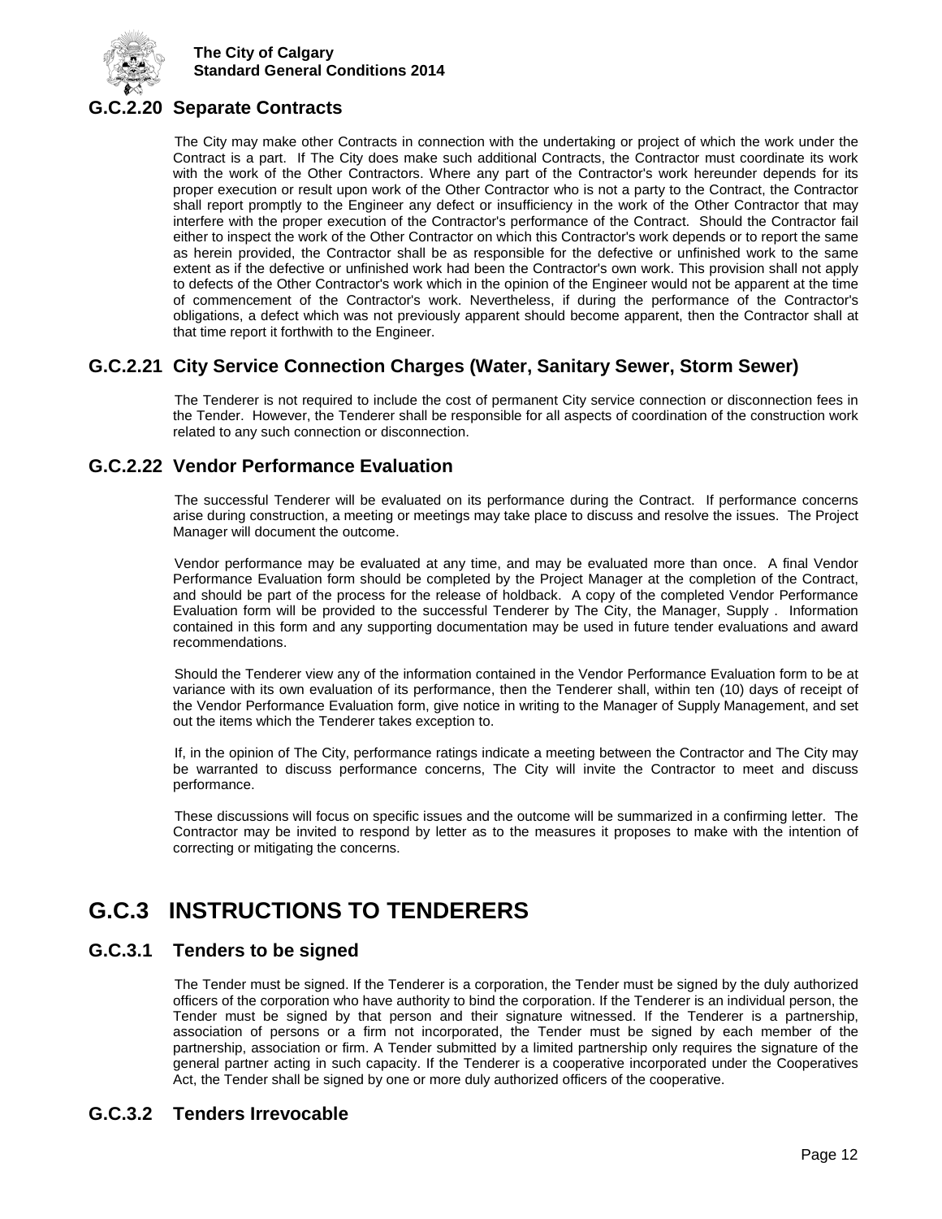### G.C.2.20 Separate Contracts

The City may make other Contracts in connection with the undertaking or project of which the work under the Contract is a part. If The City does make such additional Contracts, the Contractor must coordinate its work with the work of the Other Contractors. Where any part of the Contractor's work hereunder depends for its proper execution or result upon work of the Other Contractor who is not a party to the Contract, the Contractor shall report promptly to the Engineer any defect or insufficiency in the work of the Other Contractor that may interfere with the proper execution of the Contractor's performance of the Contract. Should the Contractor fail either to inspect the work of the Other Contractor on which this Contractor's work depends or to report the same as herein provided, the Contractor shall be as responsible for the defective or unfinished work to the same extent as if the defective or unfinished work had been the Contractor's own work. This provision shall not apply to defects of the Other Contractor's work which in the opinion of the Engineer would not be apparent at the time of commencement of the Contractor's work. Nevertheless, if during the performance of the Contractor's obligations, a defect which was not previously apparent should become apparent, then the Contractor shall at that time report it forthwith to the Engineer.

### G.C.2.21 City Service Connection Charges (Water, Sanitary Sewer, Storm Sewer)

The Tenderer is not required to include the cost of permanent City service connection or disconnection fees in the Tender. However, the Tenderer shall be responsible for all aspects of coordination of the construction work related to any such connection or disconnection.

### G.C.2.22 Vendor Performance Evaluation

The successful Tenderer will be evaluated on its performance during the Contract. If performance concerns arise during construction, a meeting or meetings may take place to discuss and resolve the issues. The Project Manager will document the outcome.

Vendor performance may be evaluated at any time, and may be evaluated more than once. A final Vendor Performance Evaluation form should be completed by the Project Manager at the completion of the Contract, and should be part of the process for the release of holdback. A copy of the completed Vendor Performance Evaluation form will be provided to the successful Tenderer by The City, the Manager, Supply . Information contained in this form and any supporting documentation may be used in future tender evaluations and award recommendations.

Should the Tenderer view any of the information contained in the Vendor Performance Evaluation form to be at variance with its own evaluation of its performance, then the Tenderer shall, within ten (10) days of receipt of the Vendor Performance Evaluation form, give notice in writing to the Manager of Supply Management, and set out the items which the Tenderer takes exception to.

If, in the opinion of The City, performance ratings indicate a meeting between the Contractor and The City may be warranted to discuss performance concerns, The City will invite the Contractor to meet and discuss performance.

These discussions will focus on specific issues and the outcome will be summarized in a confirming letter. The Contractor may be invited to respond by letter as to the measures it proposes to make with the intention of correcting or mitigating the concerns.

## G.C.3 INSTRUCTIONS TO TENDERERS

### G.C.3.1 Tenders to be signed

The Tender must be signed. If the Tenderer is a corporation, the Tender must be signed by the duly authorized officers of the corporation who have authority to bind the corporation. If the Tenderer is an individual person, the Tender must be signed by that person and their signature witnessed. If the Tenderer is a partnership, association of persons or a firm not incorporated, the Tender must be signed by each member of the partnership, association or firm. A Tender submitted by a limited partnership only requires the signature of the general partner acting in such capacity. If the Tenderer is a cooperative incorporated under the Cooperatives Act, the Tender shall be signed by one or more duly authorized officers of the cooperative.

### G.C.3.2 Tenders Irrevocable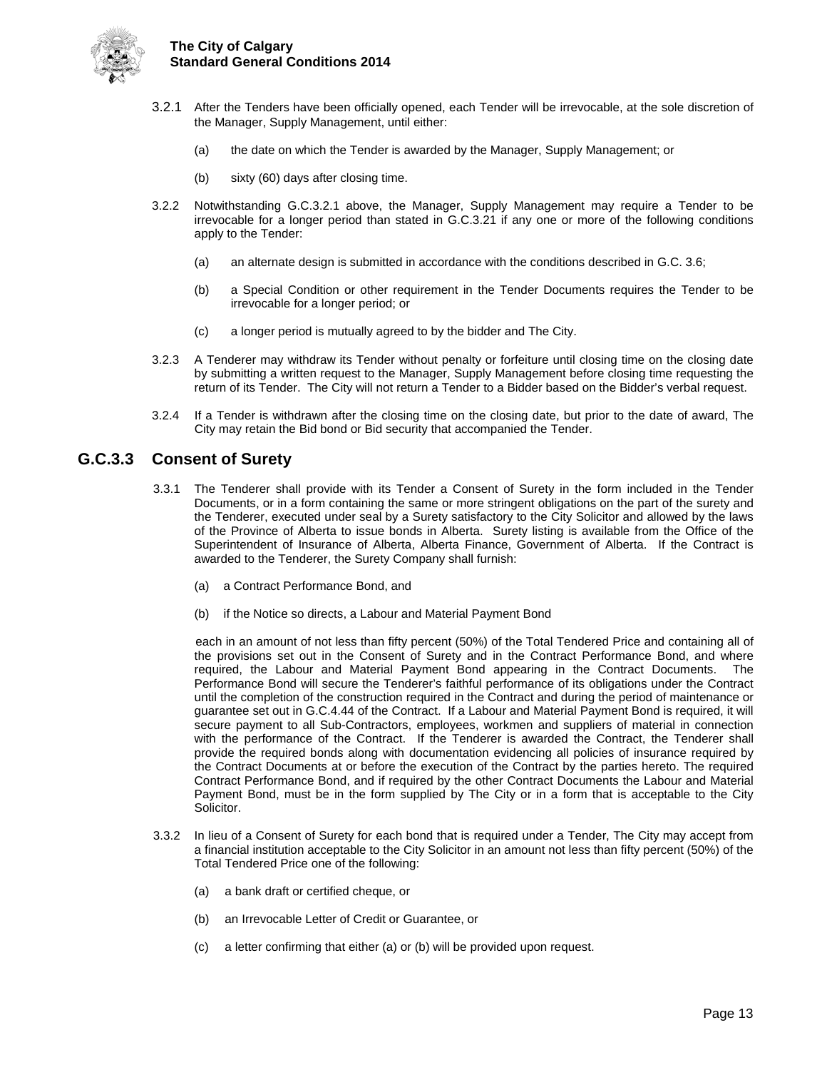3.2.1 After the Tenders have been officially opened, each Tender will be irrevocable, at the sole discretion of the Manager, Supply Management, until either:

(a) the date on which the Tender is awarded by the Manager, Supply Management; or

(b) sixty (60) days after closing time.

3.2.2 Notwithstanding G.C.3.2.1 above, the Manager, Supply Management may require a Tender to be irrevocable for a longer period than stated in G.C.3.21 if any one or more of the following conditions apply to the Tender:

(a) an alternate design is submitted in accordance with the conditions described in G.C. 3.6;

(b) a Special Condition or other requirement in the Tender Documents requires the Tender to be irrevocable for a longer period; or

(c) a longer period is mutually agreed to by the bidder and The City.

3.2.3 A Tenderer may withdraw its Tender without penalty or forfeiture until closing time on the closing date by submitting a written request to the Manager, Supply Management before closing time requesting the return of its Tender. The City will not return a Tender to a Bidder based on the Bidder's verbal request.

3.2.4 If a Tender is withdrawn after the closing time on the closing date, but prior to the date of award, The City may retain the Bid bond or Bid security that accompanied the Tender.

## G.C.3.3 Consent of Surety

3.3.1 The Tenderer shall provide with its Tender a Consent of Surety in the form included in the Tender Documents, or in a form containing the same or more stringent obligations on the part of the surety and the Tenderer, executed under seal by a Surety satisfactory to the City Solicitor and allowed by the laws of the Province of Alberta to issue bonds in Alberta. Surety listing is available from the Office of the Superintendent of Insurance of Alberta, Alberta Finance, Government of Alberta. If the Contract is awarded to the Tenderer, the Surety Company shall furnish:

(a) a Contract Performance Bond, and

(b) if the Notice so directs, a Labour and Material Payment Bond

each in an amount of not less than fifty percent (50%) of the Total Tendered Price and containing all of the provisions set out in the Consent of Surety and in the Contract Performance Bond, and where required, the Labour and Material Payment Bond appearing in the Contract Documents. The Performance Bond will secure the Tenderer's faithful performance of its obligations under the Contract until the completion of the construction required in the Contract and during the period of maintenance or guarantee set out in G.C.4.44 of the Contract. If a Labour and Material Payment Bond is required, it will secure payment to all Sub-Contractors, employees, workmen and suppliers of material in connection with the performance of the Contract. If the Tenderer is awarded the Contract, the Tenderer shall provide the required bonds along with documentation evidencing all policies of insurance required by the Contract Documents at or before the execution of the Contract by the parties hereto. The required Contract Performance Bond, and if required by the other Contract Documents the Labour and Material Payment Bond, must be in the form supplied by The City or in a form that is acceptable to the City Solicitor.

3.3.2 In lieu of a Consent of Surety for each bond that is required under a Tender, The City may accept from a financial institution acceptable to the City Solicitor in an amount not less than fifty percent (50%) of the Total Tendered Price one of the following:

(a) a bank draft or certified cheque, or

(b) an Irrevocable Letter of Credit or Guarantee, or

(c) a letter confirming that either (a) or (b) will be provided upon request.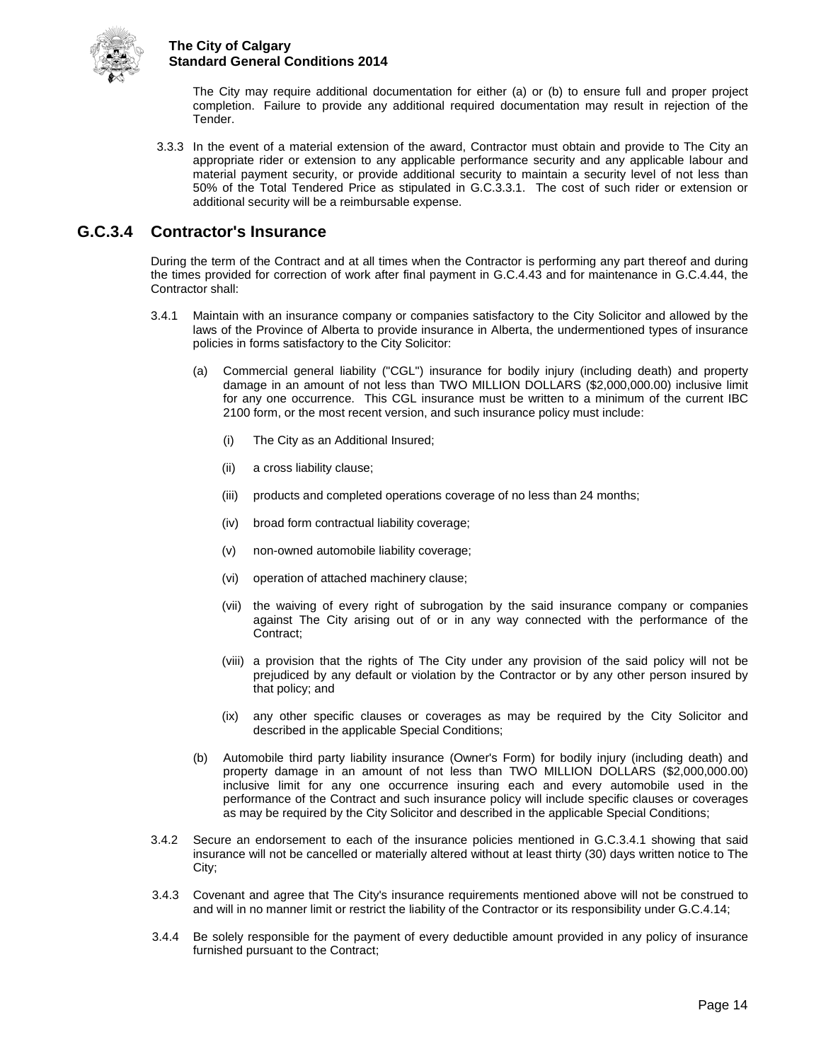The City may require additional documentation for either (a) or (b) to ensure full and proper project completion. Failure to provide any additional required documentation may result in rejection of the Tender.

3.3.3 In the event of a material extension of the award, Contractor must obtain and provide to The City an appropriate rider or extension to any applicable performance security and any applicable labour and material payment security, or provide additional security to maintain a security level of not less than 50% of the Total Tendered Price as stipulated in G.C.3.3.1. The cost of such rider or extension or additional security will be a reimbursable expense.

## G.C.3.4 Contractor's Insurance

During the term of the Contract and at all times when the Contractor is performing any part thereof and during the times provided for correction of work after final payment in G.C.4.43 and for maintenance in G.C.4.44, the Contractor shall:

3.4.1 Maintain with an insurance company or companies satisfactory to the City Solicitor and allowed by the laws of the Province of Alberta to provide insurance in Alberta, the undermentioned types of insurance policies in forms satisfactory to the City Solicitor:

(a) Commercial general liability ("CGL") insurance for bodily injury (including death) and property damage in an amount of not less than TWO MILLION DOLLARS ($2,000,000.00) inclusive limit for any one occurrence. This CGL insurance must be written to a minimum of the current IBC 2100 form, or the most recent version, and such insurance policy must include:

(i) The City as an Additional Insured;

(ii) a cross liability clause;

(iii) products and completed operations coverage of no less than 24 months;

(iv) broad form contractual liability coverage;

(v) non-owned automobile liability coverage;

(vi) operation of attached machinery clause;

(vii) the waiving of every right of subrogation by the said insurance company or companies against The City arising out of or in any way connected with the performance of the Contract;

(viii) a provision that the rights of The City under any provision of the said policy will not be prejudiced by any default or violation by the Contractor or by any other person insured by that policy; and

(ix) any other specific clauses or coverages as may be required by the City Solicitor and described in the applicable Special Conditions;

(b) Automobile third party liability insurance (Owner's Form) for bodily injury (including death) and property damage in an amount of not less than TWO MILLION DOLLARS ($2,000,000.00) inclusive limit for any one occurrence insuring each and every automobile used in the performance of the Contract and such insurance policy will include specific clauses or coverages as may be required by the City Solicitor and described in the applicable Special Conditions;

3.4.2 Secure an endorsement to each of the insurance policies mentioned in G.C.3.4.1 showing that said insurance will not be cancelled or materially altered without at least thirty (30) days written notice to The City;

3.4.3 Covenant and agree that The City's insurance requirements mentioned above will not be construed to and will in no manner limit or restrict the liability of the Contractor or its responsibility under G.C.4.14;

3.4.4 Be solely responsible for the payment of every deductible amount provided in any policy of insurance furnished pursuant to the Contract;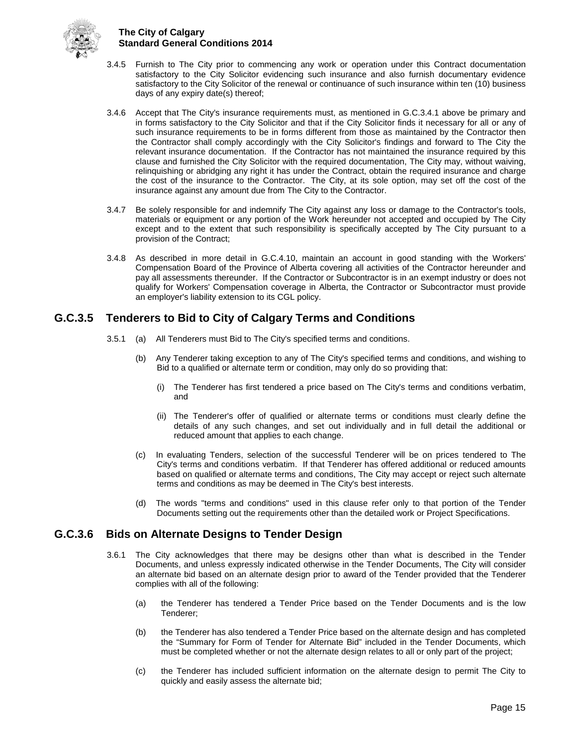3.4.5 Furnish to The City prior to commencing any work or operation under this Contract documentation satisfactory to the City Solicitor evidencing such insurance and also furnish documentary evidence satisfactory to the City Solicitor of the renewal or continuance of such insurance within ten (10) business days of any expiry date(s) thereof;

3.4.6 Accept that The City's insurance requirements must, as mentioned in G.C.3.4.1 above be primary and in forms satisfactory to the City Solicitor and that if the City Solicitor finds it necessary for all or any of such insurance requirements to be in forms different from those as maintained by the Contractor then the Contractor shall comply accordingly with the City Solicitor's findings and forward to The City the relevant insurance documentation. If the Contractor has not maintained the insurance required by this clause and furnished the City Solicitor with the required documentation, The City may, without waiving, relinquishing or abridging any right it has under the Contract, obtain the required insurance and charge the cost of the insurance to the Contractor. The City, at its sole option, may set off the cost of the insurance against any amount due from The City to the Contractor.

3.4.7 Be solely responsible for and indemnify The City against any loss or damage to the Contractor's tools, materials or equipment or any portion of the Work hereunder not accepted and occupied by The City except and to the extent that such responsibility is specifically accepted by The City pursuant to a provision of the Contract;

3.4.8 As described in more detail in G.C.4.10, maintain an account in good standing with the Workers' Compensation Board of the Province of Alberta covering all activities of the Contractor hereunder and pay all assessments thereunder. If the Contractor or Subcontractor is in an exempt industry or does not qualify for Workers' Compensation coverage in Alberta, the Contractor or Subcontractor must provide an employer's liability extension to its CGL policy.

## G.C.3.5 Tenderers to Bid to City of Calgary Terms and Conditions

3.5.1 (a) All Tenderers must Bid to The City's specified terms and conditions.

(b) Any Tenderer taking exception to any of The City's specified terms and conditions, and wishing to Bid to a qualified or alternate term or condition, may only do so providing that:

(i) The Tenderer has first tendered a price based on The City's terms and conditions verbatim, and

(ii) The Tenderer's offer of qualified or alternate terms or conditions must clearly define the details of any such changes, and set out individually and in full detail the additional or reduced amount that applies to each change.

(c) In evaluating Tenders, selection of the successful Tenderer will be on prices tendered to The City's terms and conditions verbatim. If that Tenderer has offered additional or reduced amounts based on qualified or alternate terms and conditions, The City may accept or reject such alternate terms and conditions as may be deemed in The City's best interests.

(d) The words "terms and conditions" used in this clause refer only to that portion of the Tender Documents setting out the requirements other than the detailed work or Project Specifications.

## G.C.3.6 Bids on Alternate Designs to Tender Design

3.6.1 The City acknowledges that there may be designs other than what is described in the Tender Documents, and unless expressly indicated otherwise in the Tender Documents, The City will consider an alternate bid based on an alternate design prior to award of the Tender provided that the Tenderer complies with all of the following:

(a) the Tenderer has tendered a Tender Price based on the Tender Documents and is the low Tenderer;

(b) the Tenderer has also tendered a Tender Price based on the alternate design and has completed the "Summary for Form of Tender for Alternate Bid" included in the Tender Documents, which must be completed whether or not the alternate design relates to all or only part of the project;

(c) the Tenderer has included sufficient information on the alternate design to permit The City to quickly and easily assess the alternate bid;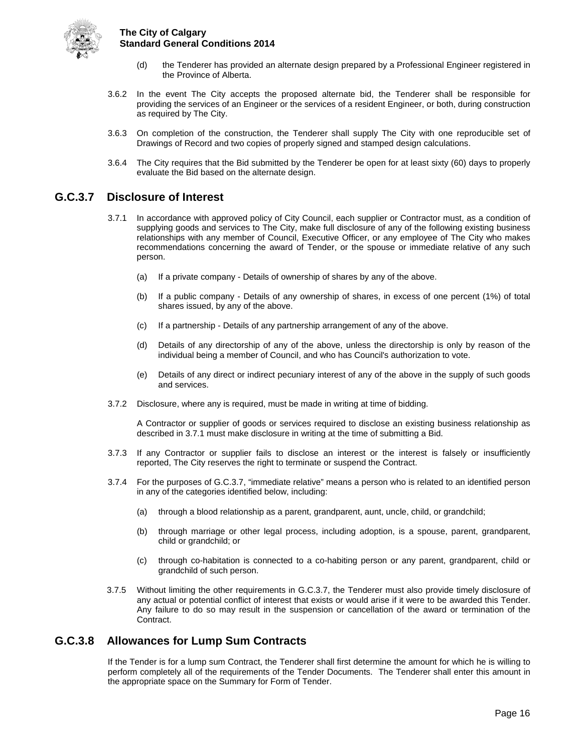(d) the Tenderer has provided an alternate design prepared by a Professional Engineer registered in the Province of Alberta.

3.6.2 In the event The City accepts the proposed alternate bid, the Tenderer shall be responsible for providing the services of an Engineer or the services of a resident Engineer, or both, during construction as required by The City.

3.6.3 On completion of the construction, the Tenderer shall supply The City with one reproducible set of Drawings of Record and two copies of properly signed and stamped design calculations.

3.6.4 The City requires that the Bid submitted by the Tenderer be open for at least sixty (60) days to properly evaluate the Bid based on the alternate design.

## G.C.3.7 Disclosure of Interest

3.7.1 In accordance with approved policy of City Council, each supplier or Contractor must, as a condition of supplying goods and services to The City, make full disclosure of any of the following existing business relationships with any member of Council, Executive Officer, or any employee of The City who makes recommendations concerning the award of Tender, or the spouse or immediate relative of any such person.

(a) If a private company - Details of ownership of shares by any of the above.

(b) If a public company - Details of any ownership of shares, in excess of one percent (1%) of total shares issued, by any of the above.

(c) If a partnership - Details of any partnership arrangement of any of the above.

(d) Details of any directorship of any of the above, unless the directorship is only by reason of the individual being a member of Council, and who has Council's authorization to vote.

(e) Details of any direct or indirect pecuniary interest of any of the above in the supply of such goods and services.

3.7.2 Disclosure, where any is required, must be made in writing at time of bidding.

A Contractor or supplier of goods or services required to disclose an existing business relationship as described in 3.7.1 must make disclosure in writing at the time of submitting a Bid.

3.7.3 If any Contractor or supplier fails to disclose an interest or the interest is falsely or insufficiently reported, The City reserves the right to terminate or suspend the Contract.

3.7.4 For the purposes of G.C.3.7, "immediate relative" means a person who is related to an identified person in any of the categories identified below, including:

(a) through a blood relationship as a parent, grandparent, aunt, uncle, child, or grandchild;

(b) through marriage or other legal process, including adoption, is a spouse, parent, grandparent, child or grandchild; or

(c) through co-habitation is connected to a co-habiting person or any parent, grandparent, child or grandchild of such person.

3.7.5 Without limiting the other requirements in G.C.3.7, the Tenderer must also provide timely disclosure of any actual or potential conflict of interest that exists or would arise if it were to be awarded this Tender. Any failure to do so may result in the suspension or cancellation of the award or termination of the Contract.

## G.C.3.8 Allowances for Lump Sum Contracts

If the Tender is for a lump sum Contract, the Tenderer shall first determine the amount for which he is willing to perform completely all of the requirements of the Tender Documents. The Tenderer shall enter this amount in the appropriate space on the Summary for Form of Tender.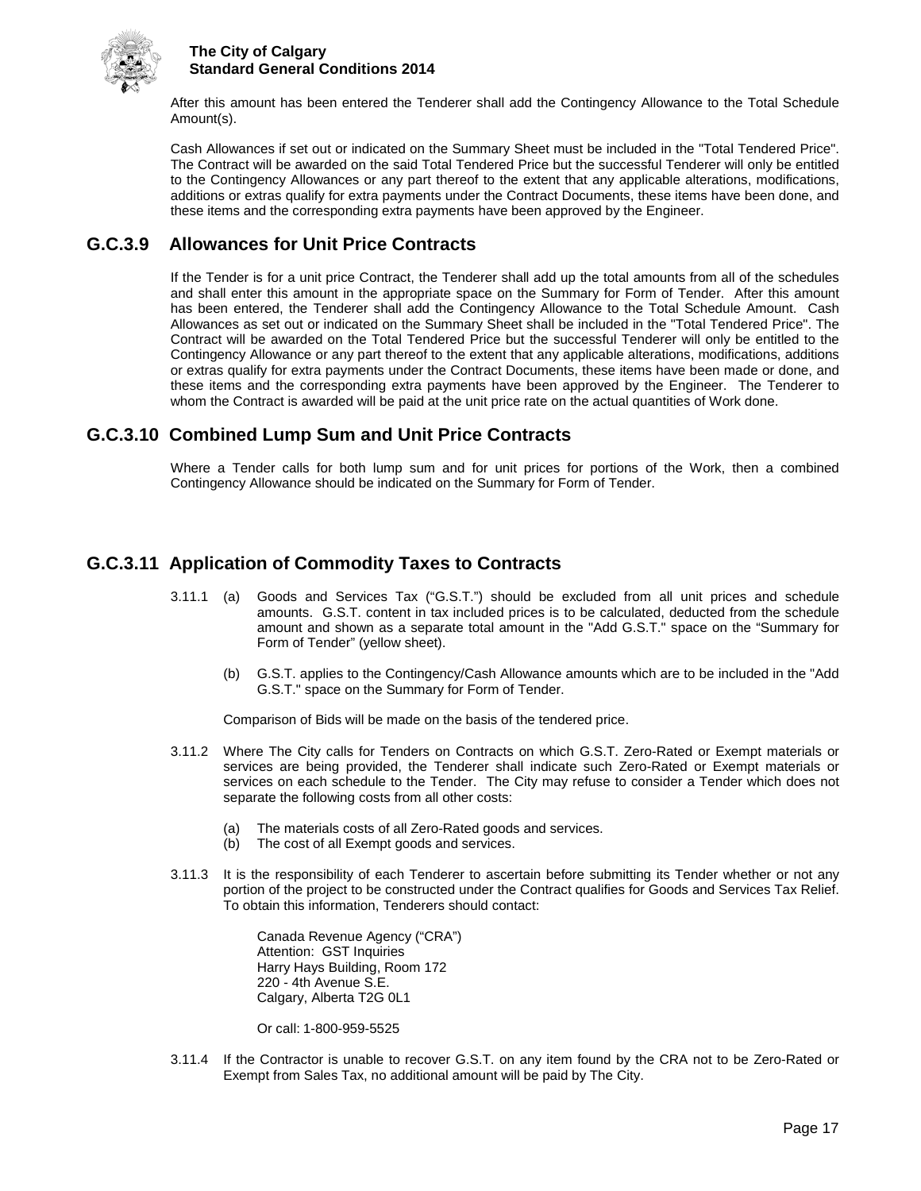After this amount has been entered the Tenderer shall add the Contingency Allowance to the Total Schedule Amount(s).

Cash Allowances if set out or indicated on the Summary Sheet must be included in the "Total Tendered Price". The Contract will be awarded on the said Total Tendered Price but the successful Tenderer will only be entitled to the Contingency Allowances or any part thereof to the extent that any applicable alterations, modifications, additions or extras qualify for extra payments under the Contract Documents, these items have been done, and these items and the corresponding extra payments have been approved by the Engineer.

## G.C.3.9 Allowances for Unit Price Contracts

If the Tender is for a unit price Contract, the Tenderer shall add up the total amounts from all of the schedules and shall enter this amount in the appropriate space on the Summary for Form of Tender. After this amount has been entered, the Tenderer shall add the Contingency Allowance to the Total Schedule Amount. Cash Allowances as set out or indicated on the Summary Sheet shall be included in the "Total Tendered Price". The Contract will be awarded on the Total Tendered Price but the successful Tenderer will only be entitled to the Contingency Allowance or any part thereof to the extent that any applicable alterations, modifications, additions or extras qualify for extra payments under the Contract Documents, these items have been made or done, and these items and the corresponding extra payments have been approved by the Engineer. The Tenderer to whom the Contract is awarded will be paid at the unit price rate on the actual quantities of Work done.

## G.C.3.10 Combined Lump Sum and Unit Price Contracts

Where a Tender calls for both lump sum and for unit prices for portions of the Work, then a combined Contingency Allowance should be indicated on the Summary for Form of Tender.

## G.C.3.11 Application of Commodity Taxes to Contracts

3.11.1 (a) Goods and Services Tax ("G.S.T.") should be excluded from all unit prices and schedule amounts. G.S.T. content in tax included prices is to be calculated, deducted from the schedule amount and shown as a separate total amount in the "Add G.S.T." space on the "Summary for Form of Tender" (yellow sheet).

(b) G.S.T. applies to the Contingency/Cash Allowance amounts which are to be included in the "Add G.S.T." space on the Summary for Form of Tender.

Comparison of Bids will be made on the basis of the tendered price.

3.11.2 Where The City calls for Tenders on Contracts on which G.S.T. Zero-Rated or Exempt materials or services are being provided, the Tenderer shall indicate such Zero-Rated or Exempt materials or services on each schedule to the Tender. The City may refuse to consider a Tender which does not separate the following costs from all other costs:

(a) The materials costs of all Zero-Rated goods and services.
(b) The cost of all Exempt goods and services.

3.11.3 It is the responsibility of each Tenderer to ascertain before submitting its Tender whether or not any portion of the project to be constructed under the Contract qualifies for Goods and Services Tax Relief. To obtain this information, Tenderers should contact:

Canada Revenue Agency ("CRA")
Attention: GST Inquiries
Harry Hays Building, Room 172
220 - 4th Avenue S.E.
Calgary, Alberta T2G 0L1

Or call: 1-800-959-5525

3.11.4 If the Contractor is unable to recover G.S.T. on any item found by the CRA not to be Zero-Rated or Exempt from Sales Tax, no additional amount will be paid by The City.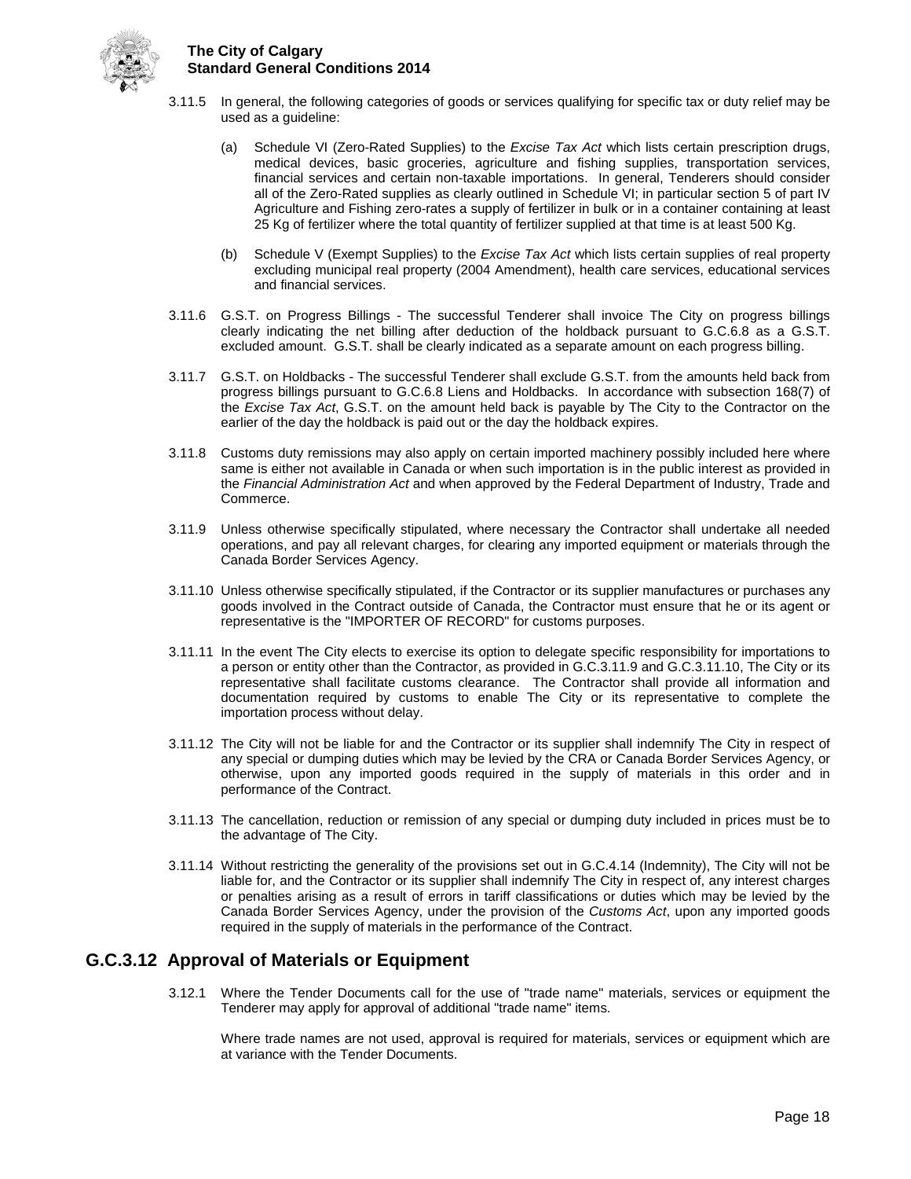3.11.5 In general, the following categories of goods or services qualifying for specific tax or duty relief may be used as a guideline:

(a) Schedule VI (Zero-Rated Supplies) to the *Excise Tax Act* which lists certain prescription drugs, medical devices, basic groceries, agriculture and fishing supplies, transportation services, financial services and certain non-taxable importations. In general, Tenderers should consider all of the Zero-Rated supplies as clearly outlined in Schedule VI; in particular section 5 of part IV Agriculture and Fishing zero-rates a supply of fertilizer in bulk or in a container containing at least 25 Kg of fertilizer where the total quantity of fertilizer supplied at that time is at least 500 Kg.

(b) Schedule V (Exempt Supplies) to the *Excise Tax Act* which lists certain supplies of real property excluding municipal real property (2004 Amendment), health care services, educational services and financial services.

3.11.6 G.S.T. on Progress Billings - The successful Tenderer shall invoice The City on progress billings clearly indicating the net billing after deduction of the holdback pursuant to G.C.6.8 as a G.S.T. excluded amount. G.S.T. shall be clearly indicated as a separate amount on each progress billing.

3.11.7 G.S.T. on Holdbacks - The successful Tenderer shall exclude G.S.T. from the amounts held back from progress billings pursuant to G.C.6.8 Liens and Holdbacks. In accordance with subsection 168(7) of the *Excise Tax Act*, G.S.T. on the amount held back is payable by The City to the Contractor on the earlier of the day the holdback is paid out or the day the holdback expires.

3.11.8 Customs duty remissions may also apply on certain imported machinery possibly included here where same is either not available in Canada or when such importation is in the public interest as provided in the *Financial Administration Act* and when approved by the Federal Department of Industry, Trade and Commerce.

3.11.9 Unless otherwise specifically stipulated, where necessary the Contractor shall undertake all needed operations, and pay all relevant charges, for clearing any imported equipment or materials through the Canada Border Services Agency.

3.11.10 Unless otherwise specifically stipulated, if the Contractor or its supplier manufactures or purchases any goods involved in the Contract outside of Canada, the Contractor must ensure that he or its agent or representative is the "IMPORTER OF RECORD" for customs purposes.

3.11.11 In the event The City elects to exercise its option to delegate specific responsibility for importations to a person or entity other than the Contractor, as provided in G.C.3.11.9 and G.C.3.11.10, The City or its representative shall facilitate customs clearance. The Contractor shall provide all information and documentation required by customs to enable The City or its representative to complete the importation process without delay.

3.11.12 The City will not be liable for and the Contractor or its supplier shall indemnify The City in respect of any special or dumping duties which may be levied by the CRA or Canada Border Services Agency, or otherwise, upon any imported goods required in the supply of materials in this order and in performance of the Contract.

3.11.13 The cancellation, reduction or remission of any special or dumping duty included in prices must be to the advantage of The City.

3.11.14 Without restricting the generality of the provisions set out in G.C.4.14 (Indemnity), The City will not be liable for, and the Contractor or its supplier shall indemnify The City in respect of, any interest charges or penalties arising as a result of errors in tariff classifications or duties which may be levied by the Canada Border Services Agency, under the provision of the *Customs Act*, upon any imported goods required in the supply of materials in the performance of the Contract.

## G.C.3.12 Approval of Materials or Equipment

3.12.1 Where the Tender Documents call for the use of "trade name" materials, services or equipment the Tenderer may apply for approval of additional "trade name" items.

Where trade names are not used, approval is required for materials, services or equipment which are at variance with the Tender Documents.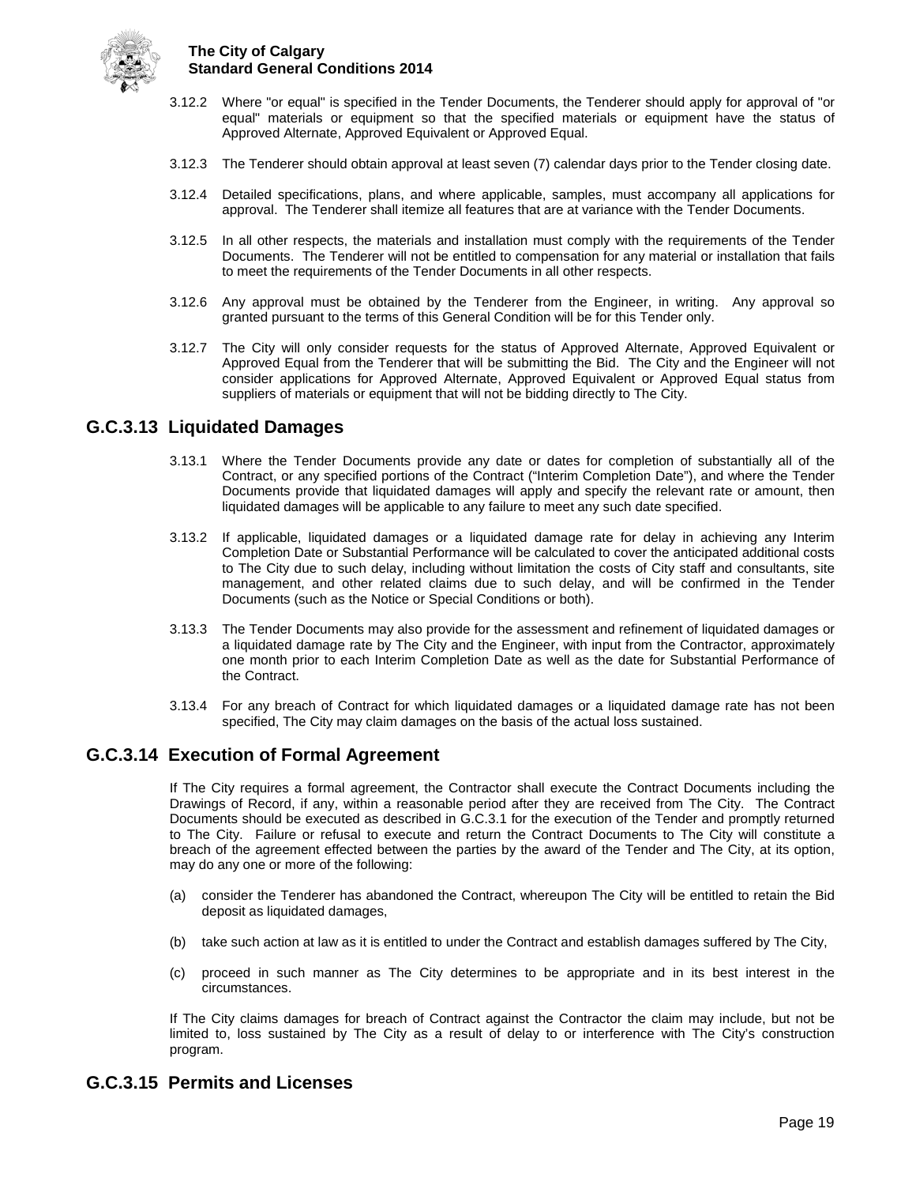3.12.2 Where "or equal" is specified in the Tender Documents, the Tenderer should apply for approval of "or equal" materials or equipment so that the specified materials or equipment have the status of Approved Alternate, Approved Equivalent or Approved Equal.

3.12.3 The Tenderer should obtain approval at least seven (7) calendar days prior to the Tender closing date.

3.12.4 Detailed specifications, plans, and where applicable, samples, must accompany all applications for approval. The Tenderer shall itemize all features that are at variance with the Tender Documents.

3.12.5 In all other respects, the materials and installation must comply with the requirements of the Tender Documents. The Tenderer will not be entitled to compensation for any material or installation that fails to meet the requirements of the Tender Documents in all other respects.

3.12.6 Any approval must be obtained by the Tenderer from the Engineer, in writing. Any approval so granted pursuant to the terms of this General Condition will be for this Tender only.

3.12.7 The City will only consider requests for the status of Approved Alternate, Approved Equivalent or Approved Equal from the Tenderer that will be submitting the Bid. The City and the Engineer will not consider applications for Approved Alternate, Approved Equivalent or Approved Equal status from suppliers of materials or equipment that will not be bidding directly to The City.

## G.C.3.13 Liquidated Damages

3.13.1 Where the Tender Documents provide any date or dates for completion of substantially all of the Contract, or any specified portions of the Contract ("Interim Completion Date"), and where the Tender Documents provide that liquidated damages will apply and specify the relevant rate or amount, then liquidated damages will be applicable to any failure to meet any such date specified.

3.13.2 If applicable, liquidated damages or a liquidated damage rate for delay in achieving any Interim Completion Date or Substantial Performance will be calculated to cover the anticipated additional costs to The City due to such delay, including without limitation the costs of City staff and consultants, site management, and other related claims due to such delay, and will be confirmed in the Tender Documents (such as the Notice or Special Conditions or both).

3.13.3 The Tender Documents may also provide for the assessment and refinement of liquidated damages or a liquidated damage rate by The City and the Engineer, with input from the Contractor, approximately one month prior to each Interim Completion Date as well as the date for Substantial Performance of the Contract.

3.13.4 For any breach of Contract for which liquidated damages or a liquidated damage rate has not been specified, The City may claim damages on the basis of the actual loss sustained.

## G.C.3.14 Execution of Formal Agreement

If The City requires a formal agreement, the Contractor shall execute the Contract Documents including the Drawings of Record, if any, within a reasonable period after they are received from The City. The Contract Documents should be executed as described in G.C.3.1 for the execution of the Tender and promptly returned to The City. Failure or refusal to execute and return the Contract Documents to The City will constitute a breach of the agreement effected between the parties by the award of the Tender and The City, at its option, may do any one or more of the following:

(a) consider the Tenderer has abandoned the Contract, whereupon The City will be entitled to retain the Bid deposit as liquidated damages,

(b) take such action at law as it is entitled to under the Contract and establish damages suffered by The City,

(c) proceed in such manner as The City determines to be appropriate and in its best interest in the circumstances.

If The City claims damages for breach of Contract against the Contractor the claim may include, but not be limited to, loss sustained by The City as a result of delay to or interference with The City's construction program.

## G.C.3.15 Permits and Licenses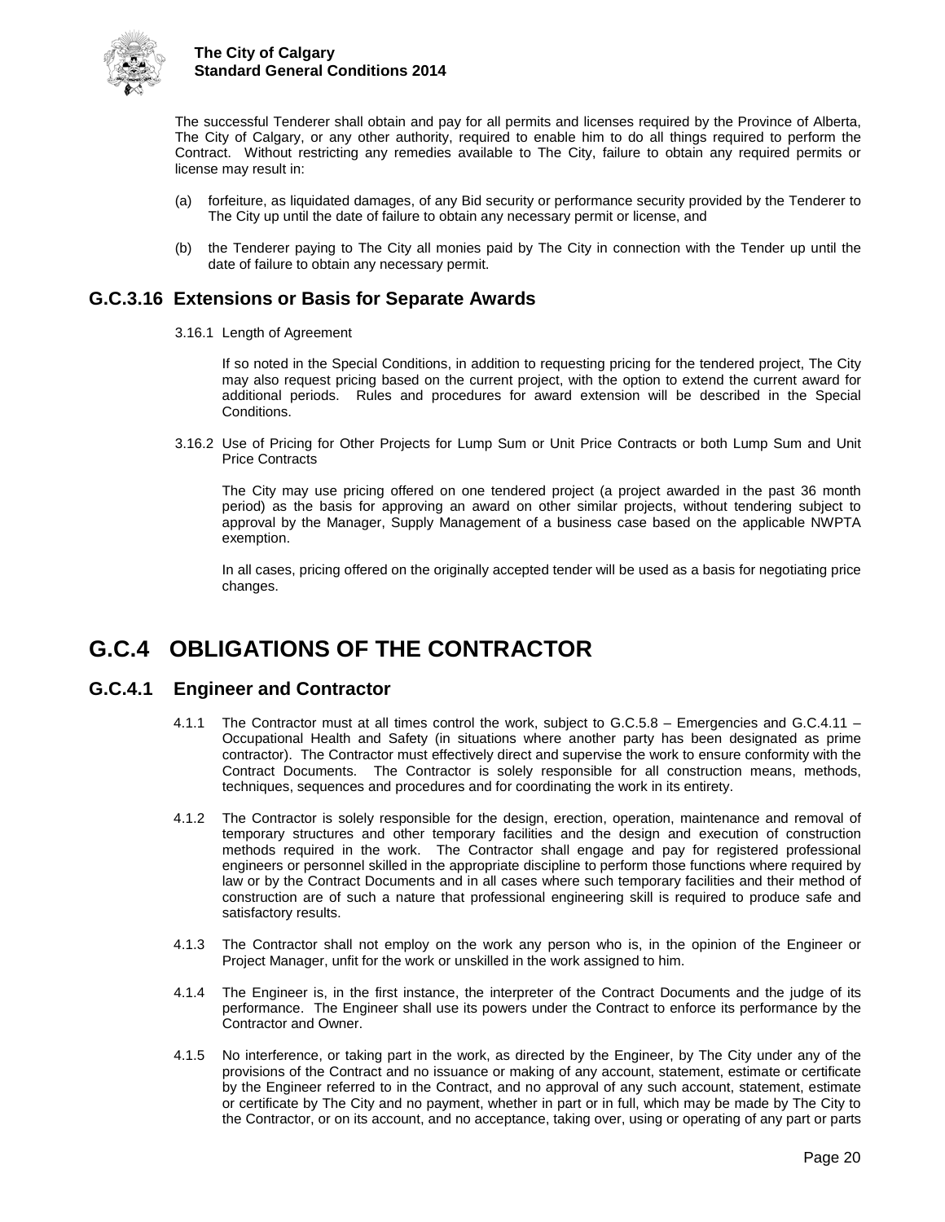The successful Tenderer shall obtain and pay for all permits and licenses required by the Province of Alberta, The City of Calgary, or any other authority, required to enable him to do all things required to perform the Contract. Without restricting any remedies available to The City, failure to obtain any required permits or license may result in:

(a) forfeiture, as liquidated damages, of any Bid security or performance security provided by the Tenderer to The City up until the date of failure to obtain any necessary permit or license, and

(b) the Tenderer paying to The City all monies paid by The City in connection with the Tender up until the date of failure to obtain any necessary permit.

## G.C.3.16 Extensions or Basis for Separate Awards

3.16.1 Length of Agreement

If so noted in the Special Conditions, in addition to requesting pricing for the tendered project, The City may also request pricing based on the current project, with the option to extend the current award for additional periods. Rules and procedures for award extension will be described in the Special Conditions.

3.16.2 Use of Pricing for Other Projects for Lump Sum or Unit Price Contracts or both Lump Sum and Unit Price Contracts

The City may use pricing offered on one tendered project (a project awarded in the past 36 month period) as the basis for approving an award on other similar projects, without tendering subject to approval by the Manager, Supply Management of a business case based on the applicable NWPTA exemption.

In all cases, pricing offered on the originally accepted tender will be used as a basis for negotiating price changes.

# G.C.4 OBLIGATIONS OF THE CONTRACTOR

## G.C.4.1 Engineer and Contractor

4.1.1 The Contractor must at all times control the work, subject to G.C.5.8 – Emergencies and G.C.4.11 – Occupational Health and Safety (in situations where another party has been designated as prime contractor). The Contractor must effectively direct and supervise the work to ensure conformity with the Contract Documents. The Contractor is solely responsible for all construction means, methods, techniques, sequences and procedures and for coordinating the work in its entirety.

4.1.2 The Contractor is solely responsible for the design, erection, operation, maintenance and removal of temporary structures and other temporary facilities and the design and execution of construction methods required in the work. The Contractor shall engage and pay for registered professional engineers or personnel skilled in the appropriate discipline to perform those functions where required by law or by the Contract Documents and in all cases where such temporary facilities and their method of construction are of such a nature that professional engineering skill is required to produce safe and satisfactory results.

4.1.3 The Contractor shall not employ on the work any person who is, in the opinion of the Engineer or Project Manager, unfit for the work or unskilled in the work assigned to him.

4.1.4 The Engineer is, in the first instance, the interpreter of the Contract Documents and the judge of its performance. The Engineer shall use its powers under the Contract to enforce its performance by the Contractor and Owner.

4.1.5 No interference, or taking part in the work, as directed by the Engineer, by The City under any of the provisions of the Contract and no issuance or making of any account, statement, estimate or certificate by the Engineer referred to in the Contract, and no approval of any such account, statement, estimate or certificate by The City and no payment, whether in part or in full, which may be made by The City to the Contractor, or on its account, and no acceptance, taking over, using or operating of any part or parts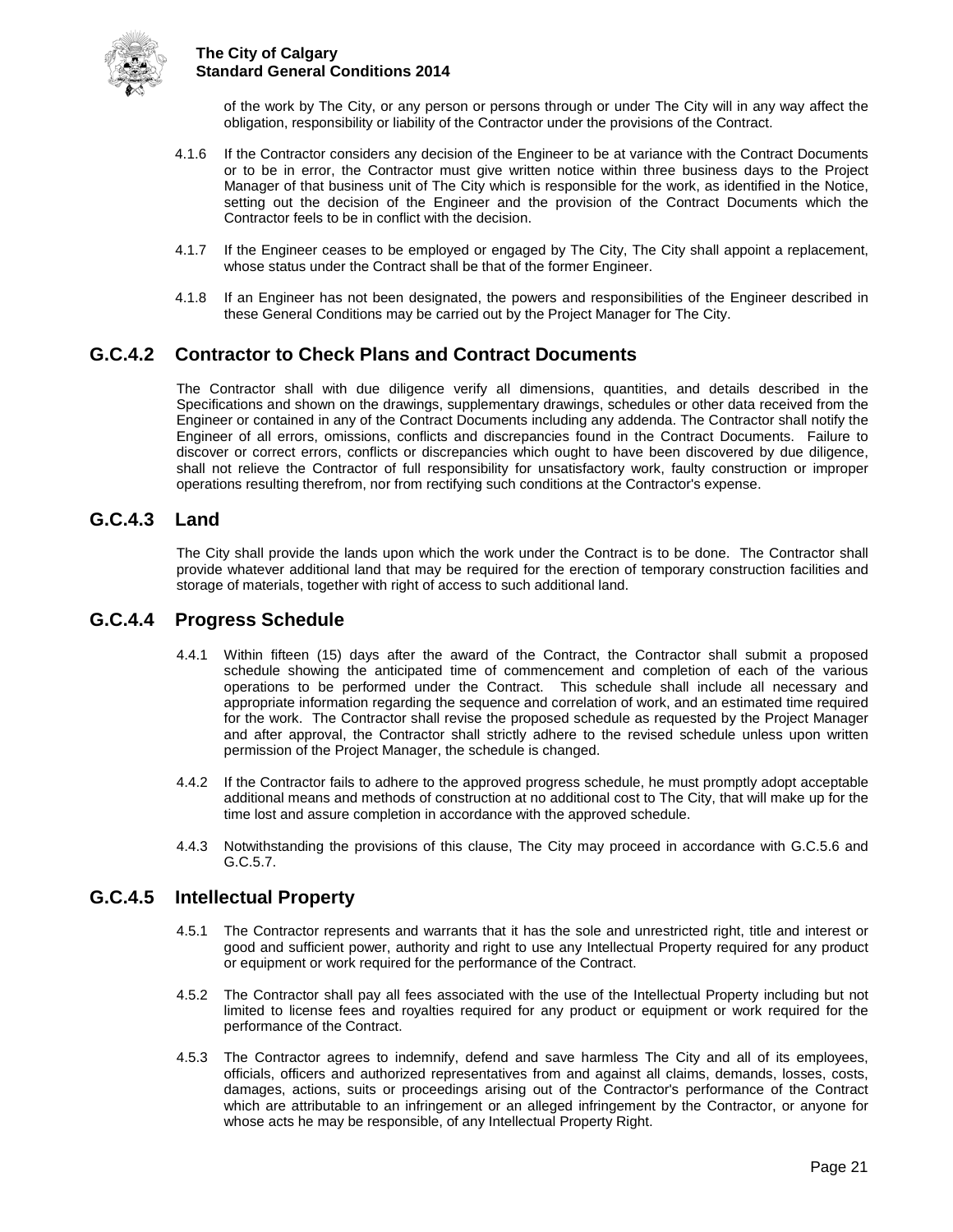of the work by The City, or any person or persons through or under The City will in any way affect the obligation, responsibility or liability of the Contractor under the provisions of the Contract.

4.1.6 If the Contractor considers any decision of the Engineer to be at variance with the Contract Documents or to be in error, the Contractor must give written notice within three business days to the Project Manager of that business unit of The City which is responsible for the work, as identified in the Notice, setting out the decision of the Engineer and the provision of the Contract Documents which the Contractor feels to be in conflict with the decision.

4.1.7 If the Engineer ceases to be employed or engaged by The City, The City shall appoint a replacement, whose status under the Contract shall be that of the former Engineer.

4.1.8 If an Engineer has not been designated, the powers and responsibilities of the Engineer described in these General Conditions may be carried out by the Project Manager for The City.

## G.C.4.2 Contractor to Check Plans and Contract Documents

The Contractor shall with due diligence verify all dimensions, quantities, and details described in the Specifications and shown on the drawings, supplementary drawings, schedules or other data received from the Engineer or contained in any of the Contract Documents including any addenda. The Contractor shall notify the Engineer of all errors, omissions, conflicts and discrepancies found in the Contract Documents. Failure to discover or correct errors, conflicts or discrepancies which ought to have been discovered by due diligence, shall not relieve the Contractor of full responsibility for unsatisfactory work, faulty construction or improper operations resulting therefrom, nor from rectifying such conditions at the Contractor's expense.

## G.C.4.3 Land

The City shall provide the lands upon which the work under the Contract is to be done. The Contractor shall provide whatever additional land that may be required for the erection of temporary construction facilities and storage of materials, together with right of access to such additional land.

## G.C.4.4 Progress Schedule

4.4.1 Within fifteen (15) days after the award of the Contract, the Contractor shall submit a proposed schedule showing the anticipated time of commencement and completion of each of the various operations to be performed under the Contract. This schedule shall include all necessary and appropriate information regarding the sequence and correlation of work, and an estimated time required for the work. The Contractor shall revise the proposed schedule as requested by the Project Manager and after approval, the Contractor shall strictly adhere to the revised schedule unless upon written permission of the Project Manager, the schedule is changed.

4.4.2 If the Contractor fails to adhere to the approved progress schedule, he must promptly adopt acceptable additional means and methods of construction at no additional cost to The City, that will make up for the time lost and assure completion in accordance with the approved schedule.

4.4.3 Notwithstanding the provisions of this clause, The City may proceed in accordance with G.C.5.6 and G.C.5.7.

## G.C.4.5 Intellectual Property

4.5.1 The Contractor represents and warrants that it has the sole and unrestricted right, title and interest or good and sufficient power, authority and right to use any Intellectual Property required for any product or equipment or work required for the performance of the Contract.

4.5.2 The Contractor shall pay all fees associated with the use of the Intellectual Property including but not limited to license fees and royalties required for any product or equipment or work required for the performance of the Contract.

4.5.3 The Contractor agrees to indemnify, defend and save harmless The City and all of its employees, officials, officers and authorized representatives from and against all claims, demands, losses, costs, damages, actions, suits or proceedings arising out of the Contractor's performance of the Contract which are attributable to an infringement or an alleged infringement by the Contractor, or anyone for whose acts he may be responsible, of any Intellectual Property Right.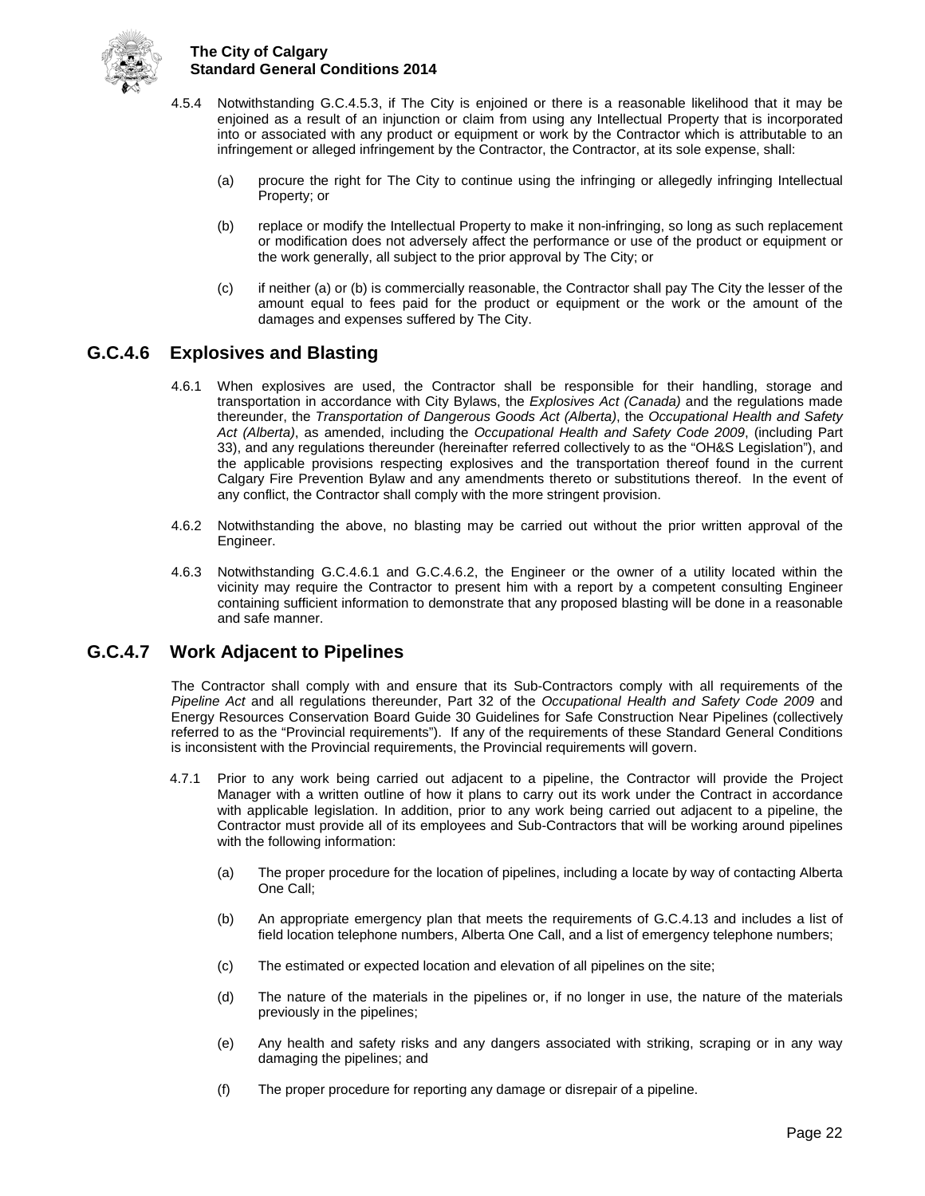4.5.4 Notwithstanding G.C.4.5.3, if The City is enjoined or there is a reasonable likelihood that it may be enjoined as a result of an injunction or claim from using any Intellectual Property that is incorporated into or associated with any product or equipment or work by the Contractor which is attributable to an infringement or alleged infringement by the Contractor, the Contractor, at its sole expense, shall:

(a) procure the right for The City to continue using the infringing or allegedly infringing Intellectual Property; or

(b) replace or modify the Intellectual Property to make it non-infringing, so long as such replacement or modification does not adversely affect the performance or use of the product or equipment or the work generally, all subject to the prior approval by The City; or

(c) if neither (a) or (b) is commercially reasonable, the Contractor shall pay The City the lesser of the amount equal to fees paid for the product or equipment or the work or the amount of the damages and expenses suffered by The City.

## G.C.4.6 Explosives and Blasting

4.6.1 When explosives are used, the Contractor shall be responsible for their handling, storage and transportation in accordance with City Bylaws, the *Explosives Act (Canada)* and the regulations made thereunder, the *Transportation of Dangerous Goods Act (Alberta)*, the *Occupational Health and Safety Act (Alberta)*, as amended, including the *Occupational Health and Safety Code 2009*, (including Part 33), and any regulations thereunder (hereinafter referred collectively to as the "OH&S Legislation"), and the applicable provisions respecting explosives and the transportation thereof found in the current Calgary Fire Prevention Bylaw and any amendments thereto or substitutions thereof. In the event of any conflict, the Contractor shall comply with the more stringent provision.

4.6.2 Notwithstanding the above, no blasting may be carried out without the prior written approval of the Engineer.

4.6.3 Notwithstanding G.C.4.6.1 and G.C.4.6.2, the Engineer or the owner of a utility located within the vicinity may require the Contractor to present him with a report by a competent consulting Engineer containing sufficient information to demonstrate that any proposed blasting will be done in a reasonable and safe manner.

## G.C.4.7 Work Adjacent to Pipelines

The Contractor shall comply with and ensure that its Sub-Contractors comply with all requirements of the *Pipeline Act* and all regulations thereunder, Part 32 of the *Occupational Health and Safety Code 2009* and Energy Resources Conservation Board Guide 30 Guidelines for Safe Construction Near Pipelines (collectively referred to as the "Provincial requirements"). If any of the requirements of these Standard General Conditions is inconsistent with the Provincial requirements, the Provincial requirements will govern.

4.7.1 Prior to any work being carried out adjacent to a pipeline, the Contractor will provide the Project Manager with a written outline of how it plans to carry out its work under the Contract in accordance with applicable legislation. In addition, prior to any work being carried out adjacent to a pipeline, the Contractor must provide all of its employees and Sub-Contractors that will be working around pipelines with the following information:

(a) The proper procedure for the location of pipelines, including a locate by way of contacting Alberta One Call;

(b) An appropriate emergency plan that meets the requirements of G.C.4.13 and includes a list of field location telephone numbers, Alberta One Call, and a list of emergency telephone numbers;

(c) The estimated or expected location and elevation of all pipelines on the site;

(d) The nature of the materials in the pipelines or, if no longer in use, the nature of the materials previously in the pipelines;

(e) Any health and safety risks and any dangers associated with striking, scraping or in any way damaging the pipelines; and

(f) The proper procedure for reporting any damage or disrepair of a pipeline.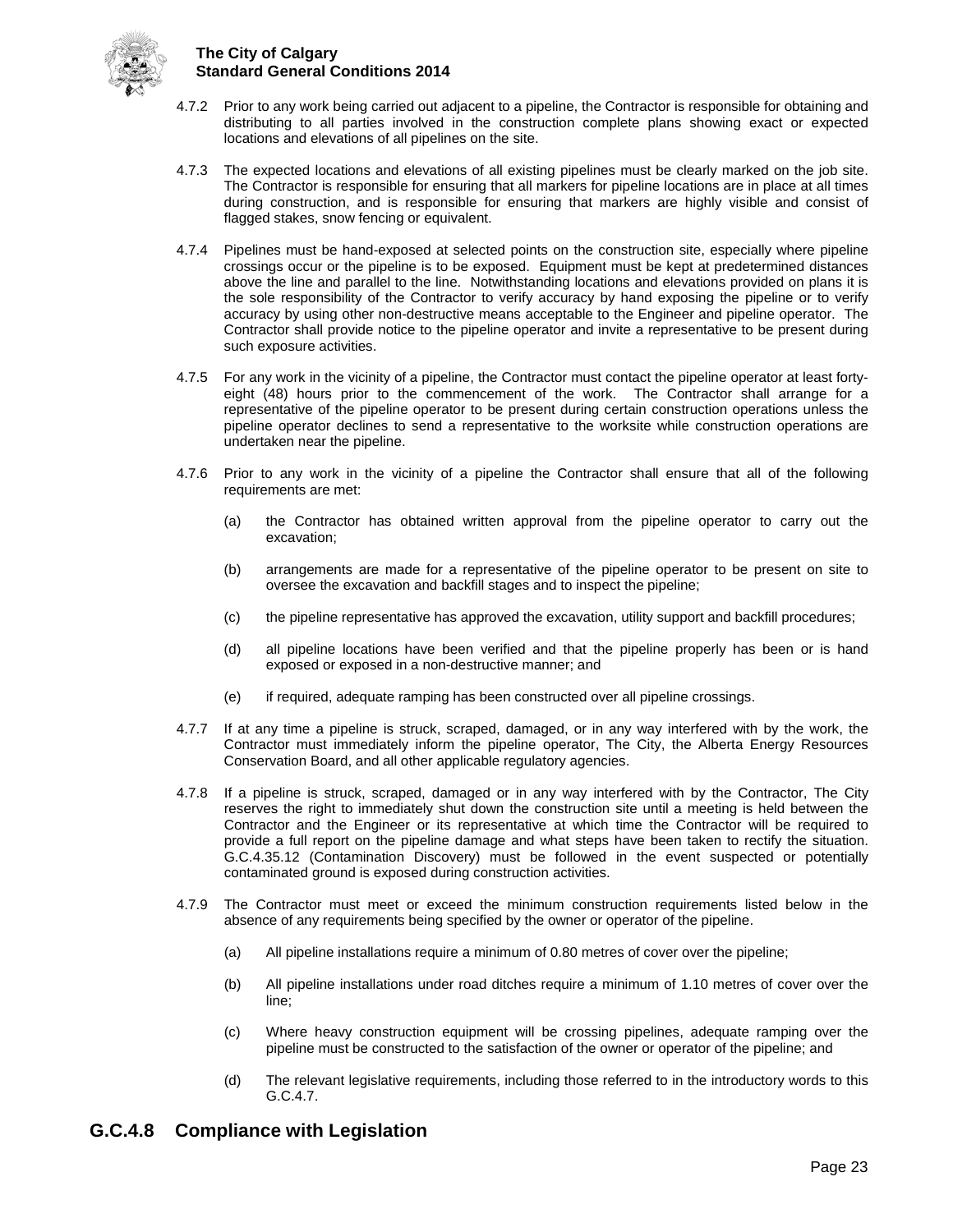4.7.2 Prior to any work being carried out adjacent to a pipeline, the Contractor is responsible for obtaining and distributing to all parties involved in the construction complete plans showing exact or expected locations and elevations of all pipelines on the site.

4.7.3 The expected locations and elevations of all existing pipelines must be clearly marked on the job site. The Contractor is responsible for ensuring that all markers for pipeline locations are in place at all times during construction, and is responsible for ensuring that markers are highly visible and consist of flagged stakes, snow fencing or equivalent.

4.7.4 Pipelines must be hand-exposed at selected points on the construction site, especially where pipeline crossings occur or the pipeline is to be exposed. Equipment must be kept at predetermined distances above the line and parallel to the line. Notwithstanding locations and elevations provided on plans it is the sole responsibility of the Contractor to verify accuracy by hand exposing the pipeline or to verify accuracy by using other non-destructive means acceptable to the Engineer and pipeline operator. The Contractor shall provide notice to the pipeline operator and invite a representative to be present during such exposure activities.

4.7.5 For any work in the vicinity of a pipeline, the Contractor must contact the pipeline operator at least forty-eight (48) hours prior to the commencement of the work. The Contractor shall arrange for a representative of the pipeline operator to be present during certain construction operations unless the pipeline operator declines to send a representative to the worksite while construction operations are undertaken near the pipeline.

4.7.6 Prior to any work in the vicinity of a pipeline the Contractor shall ensure that all of the following requirements are met:

(a) the Contractor has obtained written approval from the pipeline operator to carry out the excavation;

(b) arrangements are made for a representative of the pipeline operator to be present on site to oversee the excavation and backfill stages and to inspect the pipeline;

(c) the pipeline representative has approved the excavation, utility support and backfill procedures;

(d) all pipeline locations have been verified and that the pipeline properly has been or is hand exposed or exposed in a non-destructive manner; and

(e) if required, adequate ramping has been constructed over all pipeline crossings.

4.7.7 If at any time a pipeline is struck, scraped, damaged, or in any way interfered with by the work, the Contractor must immediately inform the pipeline operator, The City, the Alberta Energy Resources Conservation Board, and all other applicable regulatory agencies.

4.7.8 If a pipeline is struck, scraped, damaged or in any way interfered with by the Contractor, The City reserves the right to immediately shut down the construction site until a meeting is held between the Contractor and the Engineer or its representative at which time the Contractor will be required to provide a full report on the pipeline damage and what steps have been taken to rectify the situation. G.C.4.35.12 (Contamination Discovery) must be followed in the event suspected or potentially contaminated ground is exposed during construction activities.

4.7.9 The Contractor must meet or exceed the minimum construction requirements listed below in the absence of any requirements being specified by the owner or operator of the pipeline.

(a) All pipeline installations require a minimum of 0.80 metres of cover over the pipeline;

(b) All pipeline installations under road ditches require a minimum of 1.10 metres of cover over the line;

(c) Where heavy construction equipment will be crossing pipelines, adequate ramping over the pipeline must be constructed to the satisfaction of the owner or operator of the pipeline; and

(d) The relevant legislative requirements, including those referred to in the introductory words to this G.C.4.7.

## G.C.4.8 Compliance with Legislation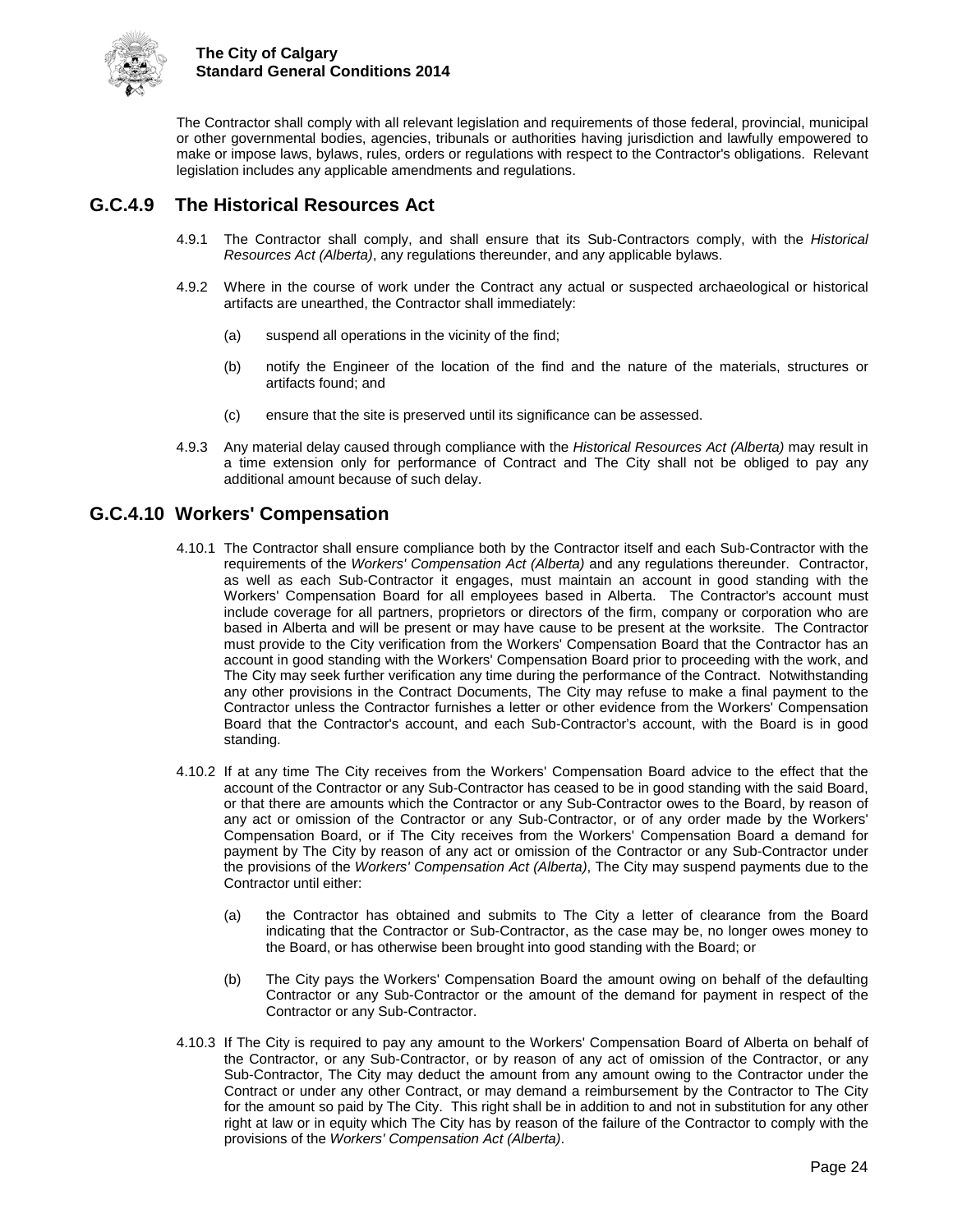The Contractor shall comply with all relevant legislation and requirements of those federal, provincial, municipal or other governmental bodies, agencies, tribunals or authorities having jurisdiction and lawfully empowered to make or impose laws, bylaws, rules, orders or regulations with respect to the Contractor's obligations. Relevant legislation includes any applicable amendments and regulations.

## G.C.4.9 The Historical Resources Act

4.9.1 The Contractor shall comply, and shall ensure that its Sub-Contractors comply, with the *Historical Resources Act (Alberta)*, any regulations thereunder, and any applicable bylaws.

4.9.2 Where in the course of work under the Contract any actual or suspected archaeological or historical artifacts are unearthed, the Contractor shall immediately:

(a) suspend all operations in the vicinity of the find;

(b) notify the Engineer of the location of the find and the nature of the materials, structures or artifacts found; and

(c) ensure that the site is preserved until its significance can be assessed.

4.9.3 Any material delay caused through compliance with the *Historical Resources Act (Alberta)* may result in a time extension only for performance of Contract and The City shall not be obliged to pay any additional amount because of such delay.

## G.C.4.10 Workers' Compensation

4.10.1 The Contractor shall ensure compliance both by the Contractor itself and each Sub-Contractor with the requirements of the *Workers' Compensation Act (Alberta)* and any regulations thereunder. Contractor, as well as each Sub-Contractor it engages, must maintain an account in good standing with the Workers' Compensation Board for all employees based in Alberta. The Contractor's account must include coverage for all partners, proprietors or directors of the firm, company or corporation who are based in Alberta and will be present or may have cause to be present at the worksite. The Contractor must provide to the City verification from the Workers' Compensation Board that the Contractor has an account in good standing with the Workers' Compensation Board prior to proceeding with the work, and The City may seek further verification any time during the performance of the Contract. Notwithstanding any other provisions in the Contract Documents, The City may refuse to make a final payment to the Contractor unless the Contractor furnishes a letter or other evidence from the Workers' Compensation Board that the Contractor's account, and each Sub-Contractor's account, with the Board is in good standing.

4.10.2 If at any time The City receives from the Workers' Compensation Board advice to the effect that the account of the Contractor or any Sub-Contractor has ceased to be in good standing with the said Board, or that there are amounts which the Contractor or any Sub-Contractor owes to the Board, by reason of any act or omission of the Contractor or any Sub-Contractor, or of any order made by the Workers' Compensation Board, or if The City receives from the Workers' Compensation Board a demand for payment by The City by reason of any act or omission of the Contractor or any Sub-Contractor under the provisions of the *Workers' Compensation Act (Alberta)*, The City may suspend payments due to the Contractor until either:

(a) the Contractor has obtained and submits to The City a letter of clearance from the Board indicating that the Contractor or Sub-Contractor, as the case may be, no longer owes money to the Board, or has otherwise been brought into good standing with the Board; or

(b) The City pays the Workers' Compensation Board the amount owing on behalf of the defaulting Contractor or any Sub-Contractor or the amount of the demand for payment in respect of the Contractor or any Sub-Contractor.

4.10.3 If The City is required to pay any amount to the Workers' Compensation Board of Alberta on behalf of the Contractor, or any Sub-Contractor, or by reason of any act of omission of the Contractor, or any Sub-Contractor, The City may deduct the amount from any amount owing to the Contractor under the Contract or under any other Contract, or may demand a reimbursement by the Contractor to The City for the amount so paid by The City. This right shall be in addition to and not in substitution for any other right at law or in equity which The City has by reason of the failure of the Contractor to comply with the provisions of the *Workers' Compensation Act (Alberta)*.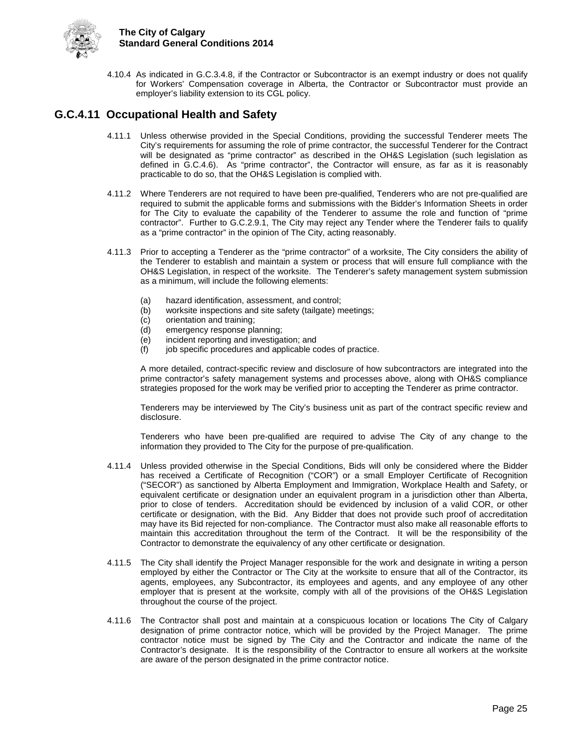4.10.4 As indicated in G.C.3.4.8, if the Contractor or Subcontractor is an exempt industry or does not qualify for Workers' Compensation coverage in Alberta, the Contractor or Subcontractor must provide an employer's liability extension to its CGL policy.

## G.C.4.11 Occupational Health and Safety

4.11.1 Unless otherwise provided in the Special Conditions, providing the successful Tenderer meets The City's requirements for assuming the role of prime contractor, the successful Tenderer for the Contract will be designated as "prime contractor" as described in the OH&S Legislation (such legislation as defined in G.C.4.6). As "prime contractor", the Contractor will ensure, as far as it is reasonably practicable to do so, that the OH&S Legislation is complied with.

4.11.2 Where Tenderers are not required to have been pre-qualified, Tenderers who are not pre-qualified are required to submit the applicable forms and submissions with the Bidder's Information Sheets in order for The City to evaluate the capability of the Tenderer to assume the role and function of "prime contractor". Further to G.C.2.9.1, The City may reject any Tender where the Tenderer fails to qualify as a "prime contractor" in the opinion of The City, acting reasonably.

4.11.3 Prior to accepting a Tenderer as the "prime contractor" of a worksite, The City considers the ability of the Tenderer to establish and maintain a system or process that will ensure full compliance with the OH&S Legislation, in respect of the worksite. The Tenderer's safety management system submission as a minimum, will include the following elements:

(a) hazard identification, assessment, and control;
(b) worksite inspections and site safety (tailgate) meetings;
(c) orientation and training;
(d) emergency response planning;
(e) incident reporting and investigation; and
(f) job specific procedures and applicable codes of practice.

A more detailed, contract-specific review and disclosure of how subcontractors are integrated into the prime contractor's safety management systems and processes above, along with OH&S compliance strategies proposed for the work may be verified prior to accepting the Tenderer as prime contractor.

Tenderers may be interviewed by The City's business unit as part of the contract specific review and disclosure.

Tenderers who have been pre-qualified are required to advise The City of any change to the information they provided to The City for the purpose of pre-qualification.

4.11.4 Unless provided otherwise in the Special Conditions, Bids will only be considered where the Bidder has received a Certificate of Recognition ("COR") or a small Employer Certificate of Recognition ("SECOR") as sanctioned by Alberta Employment and Immigration, Workplace Health and Safety, or equivalent certificate or designation under an equivalent program in a jurisdiction other than Alberta, prior to close of tenders. Accreditation should be evidenced by inclusion of a valid COR, or other certificate or designation, with the Bid. Any Bidder that does not provide such proof of accreditation may have its Bid rejected for non-compliance. The Contractor must also make all reasonable efforts to maintain this accreditation throughout the term of the Contract. It will be the responsibility of the Contractor to demonstrate the equivalency of any other certificate or designation.

4.11.5 The City shall identify the Project Manager responsible for the work and designate in writing a person employed by either the Contractor or The City at the worksite to ensure that all of the Contractor, its agents, employees, any Subcontractor, its employees and agents, and any employee of any other employer that is present at the worksite, comply with all of the provisions of the OH&S Legislation throughout the course of the project.

4.11.6 The Contractor shall post and maintain at a conspicuous location or locations The City of Calgary designation of prime contractor notice, which will be provided by the Project Manager. The prime contractor notice must be signed by The City and the Contractor and indicate the name of the Contractor's designate. It is the responsibility of the Contractor to ensure all workers at the worksite are aware of the person designated in the prime contractor notice.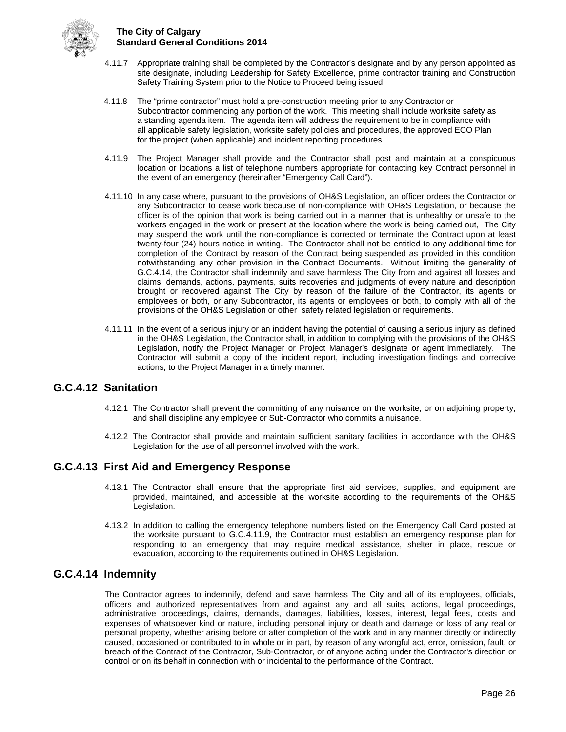4.11.7 Appropriate training shall be completed by the Contractor's designate and by any person appointed as site designate, including Leadership for Safety Excellence, prime contractor training and Construction Safety Training System prior to the Notice to Proceed being issued.

4.11.8 The "prime contractor" must hold a pre-construction meeting prior to any Contractor or Subcontractor commencing any portion of the work. This meeting shall include worksite safety as a standing agenda item. The agenda item will address the requirement to be in compliance with all applicable safety legislation, worksite safety policies and procedures, the approved ECO Plan for the project (when applicable) and incident reporting procedures.

4.11.9 The Project Manager shall provide and the Contractor shall post and maintain at a conspicuous location or locations a list of telephone numbers appropriate for contacting key Contract personnel in the event of an emergency (hereinafter "Emergency Call Card").

4.11.10 In any case where, pursuant to the provisions of OH&S Legislation, an officer orders the Contractor or any Subcontractor to cease work because of non-compliance with OH&S Legislation, or because the officer is of the opinion that work is being carried out in a manner that is unhealthy or unsafe to the workers engaged in the work or present at the location where the work is being carried out, The City may suspend the work until the non-compliance is corrected or terminate the Contract upon at least twenty-four (24) hours notice in writing. The Contractor shall not be entitled to any additional time for completion of the Contract by reason of the Contract being suspended as provided in this condition notwithstanding any other provision in the Contract Documents. Without limiting the generality of G.C.4.14, the Contractor shall indemnify and save harmless The City from and against all losses and claims, demands, actions, payments, suits recoveries and judgments of every nature and description brought or recovered against The City by reason of the failure of the Contractor, its agents or employees or both, or any Subcontractor, its agents or employees or both, to comply with all of the provisions of the OH&S Legislation or other safety related legislation or requirements.

4.11.11 In the event of a serious injury or an incident having the potential of causing a serious injury as defined in the OH&S Legislation, the Contractor shall, in addition to complying with the provisions of the OH&S Legislation, notify the Project Manager or Project Manager's designate or agent immediately. The Contractor will submit a copy of the incident report, including investigation findings and corrective actions, to the Project Manager in a timely manner.

## G.C.4.12 Sanitation

4.12.1 The Contractor shall prevent the committing of any nuisance on the worksite, or on adjoining property, and shall discipline any employee or Sub-Contractor who commits a nuisance.

4.12.2 The Contractor shall provide and maintain sufficient sanitary facilities in accordance with the OH&S Legislation for the use of all personnel involved with the work.

## G.C.4.13 First Aid and Emergency Response

4.13.1 The Contractor shall ensure that the appropriate first aid services, supplies, and equipment are provided, maintained, and accessible at the worksite according to the requirements of the OH&S Legislation.

4.13.2 In addition to calling the emergency telephone numbers listed on the Emergency Call Card posted at the worksite pursuant to G.C.4.11.9, the Contractor must establish an emergency response plan for responding to an emergency that may require medical assistance, shelter in place, rescue or evacuation, according to the requirements outlined in OH&S Legislation.

## G.C.4.14 Indemnity

The Contractor agrees to indemnify, defend and save harmless The City and all of its employees, officials, officers and authorized representatives from and against any and all suits, actions, legal proceedings, administrative proceedings, claims, demands, damages, liabilities, losses, interest, legal fees, costs and expenses of whatsoever kind or nature, including personal injury or death and damage or loss of any real or personal property, whether arising before or after completion of the work and in any manner directly or indirectly caused, occasioned or contributed to in whole or in part, by reason of any wrongful act, error, omission, fault, or breach of the Contract of the Contractor, Sub-Contractor, or of anyone acting under the Contractor's direction or control or on its behalf in connection with or incidental to the performance of the Contract.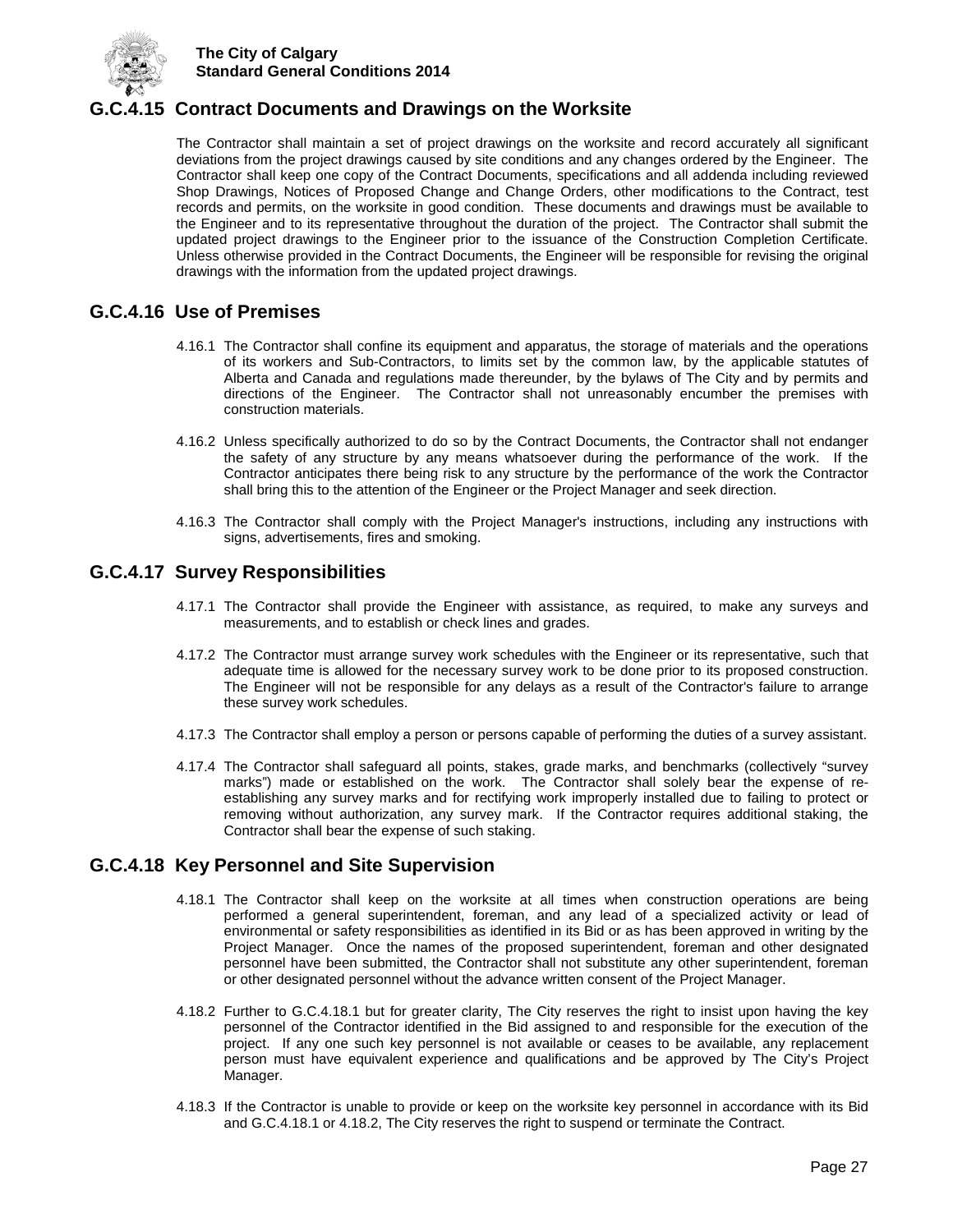## G.C.4.15 Contract Documents and Drawings on the Worksite

The Contractor shall maintain a set of project drawings on the worksite and record accurately all significant deviations from the project drawings caused by site conditions and any changes ordered by the Engineer. The Contractor shall keep one copy of the Contract Documents, specifications and all addenda including reviewed Shop Drawings, Notices of Proposed Change and Change Orders, other modifications to the Contract, test records and permits, on the worksite in good condition. These documents and drawings must be available to the Engineer and to its representative throughout the duration of the project. The Contractor shall submit the updated project drawings to the Engineer prior to the issuance of the Construction Completion Certificate. Unless otherwise provided in the Contract Documents, the Engineer will be responsible for revising the original drawings with the information from the updated project drawings.

## G.C.4.16 Use of Premises

4.16.1 The Contractor shall confine its equipment and apparatus, the storage of materials and the operations of its workers and Sub-Contractors, to limits set by the common law, by the applicable statutes of Alberta and Canada and regulations made thereunder, by the bylaws of The City and by permits and directions of the Engineer. The Contractor shall not unreasonably encumber the premises with construction materials.

4.16.2 Unless specifically authorized to do so by the Contract Documents, the Contractor shall not endanger the safety of any structure by any means whatsoever during the performance of the work. If the Contractor anticipates there being risk to any structure by the performance of the work the Contractor shall bring this to the attention of the Engineer or the Project Manager and seek direction.

4.16.3 The Contractor shall comply with the Project Manager's instructions, including any instructions with signs, advertisements, fires and smoking.

## G.C.4.17 Survey Responsibilities

4.17.1 The Contractor shall provide the Engineer with assistance, as required, to make any surveys and measurements, and to establish or check lines and grades.

4.17.2 The Contractor must arrange survey work schedules with the Engineer or its representative, such that adequate time is allowed for the necessary survey work to be done prior to its proposed construction. The Engineer will not be responsible for any delays as a result of the Contractor's failure to arrange these survey work schedules.

4.17.3 The Contractor shall employ a person or persons capable of performing the duties of a survey assistant.

4.17.4 The Contractor shall safeguard all points, stakes, grade marks, and benchmarks (collectively "survey marks") made or established on the work. The Contractor shall solely bear the expense of re-establishing any survey marks and for rectifying work improperly installed due to failing to protect or removing without authorization, any survey mark. If the Contractor requires additional staking, the Contractor shall bear the expense of such staking.

## G.C.4.18 Key Personnel and Site Supervision

4.18.1 The Contractor shall keep on the worksite at all times when construction operations are being performed a general superintendent, foreman, and any lead of a specialized activity or lead of environmental or safety responsibilities as identified in its Bid or as has been approved in writing by the Project Manager. Once the names of the proposed superintendent, foreman and other designated personnel have been submitted, the Contractor shall not substitute any other superintendent, foreman or other designated personnel without the advance written consent of the Project Manager.

4.18.2 Further to G.C.4.18.1 but for greater clarity, The City reserves the right to insist upon having the key personnel of the Contractor identified in the Bid assigned to and responsible for the execution of the project. If any one such key personnel is not available or ceases to be available, any replacement person must have equivalent experience and qualifications and be approved by The City's Project Manager.

4.18.3 If the Contractor is unable to provide or keep on the worksite key personnel in accordance with its Bid and G.C.4.18.1 or 4.18.2, The City reserves the right to suspend or terminate the Contract.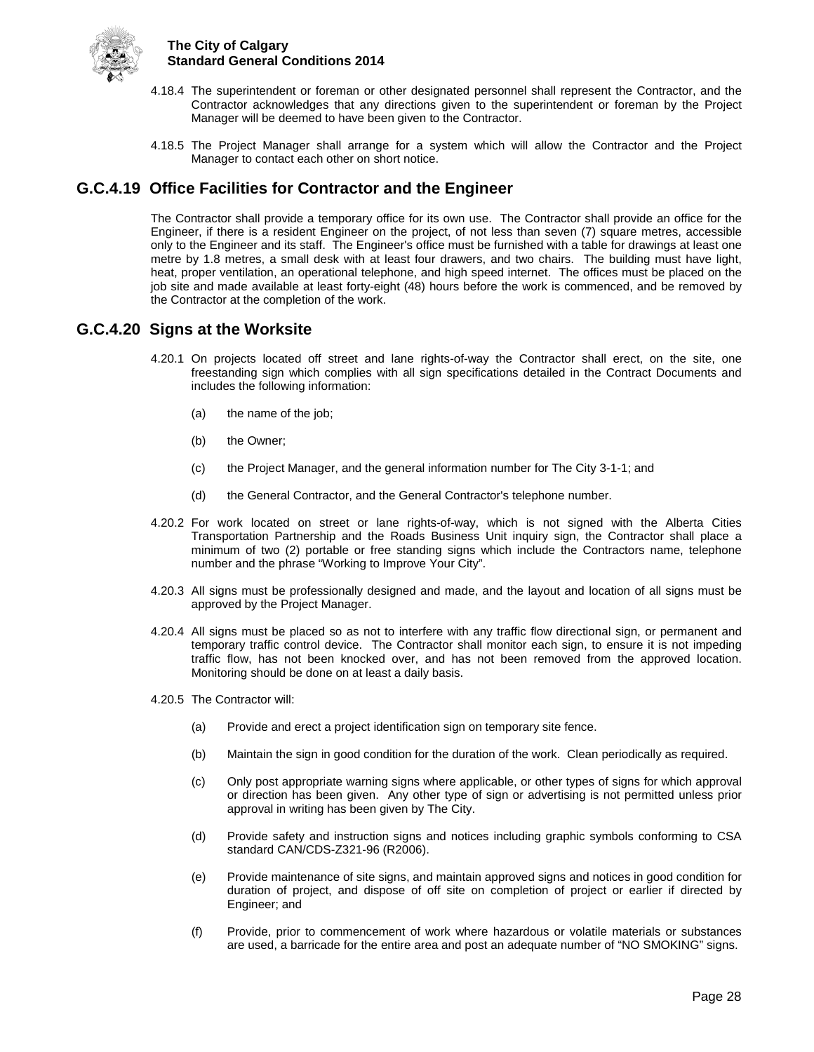4.18.4 The superintendent or foreman or other designated personnel shall represent the Contractor, and the Contractor acknowledges that any directions given to the superintendent or foreman by the Project Manager will be deemed to have been given to the Contractor.

4.18.5 The Project Manager shall arrange for a system which will allow the Contractor and the Project Manager to contact each other on short notice.

## G.C.4.19 Office Facilities for Contractor and the Engineer

The Contractor shall provide a temporary office for its own use. The Contractor shall provide an office for the Engineer, if there is a resident Engineer on the project, of not less than seven (7) square metres, accessible only to the Engineer and its staff. The Engineer's office must be furnished with a table for drawings at least one metre by 1.8 metres, a small desk with at least four drawers, and two chairs. The building must have light, heat, proper ventilation, an operational telephone, and high speed internet. The offices must be placed on the job site and made available at least forty-eight (48) hours before the work is commenced, and be removed by the Contractor at the completion of the work.

## G.C.4.20 Signs at the Worksite

4.20.1 On projects located off street and lane rights-of-way the Contractor shall erect, on the site, one freestanding sign which complies with all sign specifications detailed in the Contract Documents and includes the following information:

(a) the name of the job;

(b) the Owner;

(c) the Project Manager, and the general information number for The City 3-1-1; and

(d) the General Contractor, and the General Contractor's telephone number.

4.20.2 For work located on street or lane rights-of-way, which is not signed with the Alberta Cities Transportation Partnership and the Roads Business Unit inquiry sign, the Contractor shall place a minimum of two (2) portable or free standing signs which include the Contractors name, telephone number and the phrase "Working to Improve Your City".

4.20.3 All signs must be professionally designed and made, and the layout and location of all signs must be approved by the Project Manager.

4.20.4 All signs must be placed so as not to interfere with any traffic flow directional sign, or permanent and temporary traffic control device. The Contractor shall monitor each sign, to ensure it is not impeding traffic flow, has not been knocked over, and has not been removed from the approved location. Monitoring should be done on at least a daily basis.

4.20.5 The Contractor will:

(a) Provide and erect a project identification sign on temporary site fence.

(b) Maintain the sign in good condition for the duration of the work. Clean periodically as required.

(c) Only post appropriate warning signs where applicable, or other types of signs for which approval or direction has been given. Any other type of sign or advertising is not permitted unless prior approval in writing has been given by The City.

(d) Provide safety and instruction signs and notices including graphic symbols conforming to CSA standard CAN/CDS-Z321-96 (R2006).

(e) Provide maintenance of site signs, and maintain approved signs and notices in good condition for duration of project, and dispose of off site on completion of project or earlier if directed by Engineer; and

(f) Provide, prior to commencement of work where hazardous or volatile materials or substances are used, a barricade for the entire area and post an adequate number of "NO SMOKING" signs.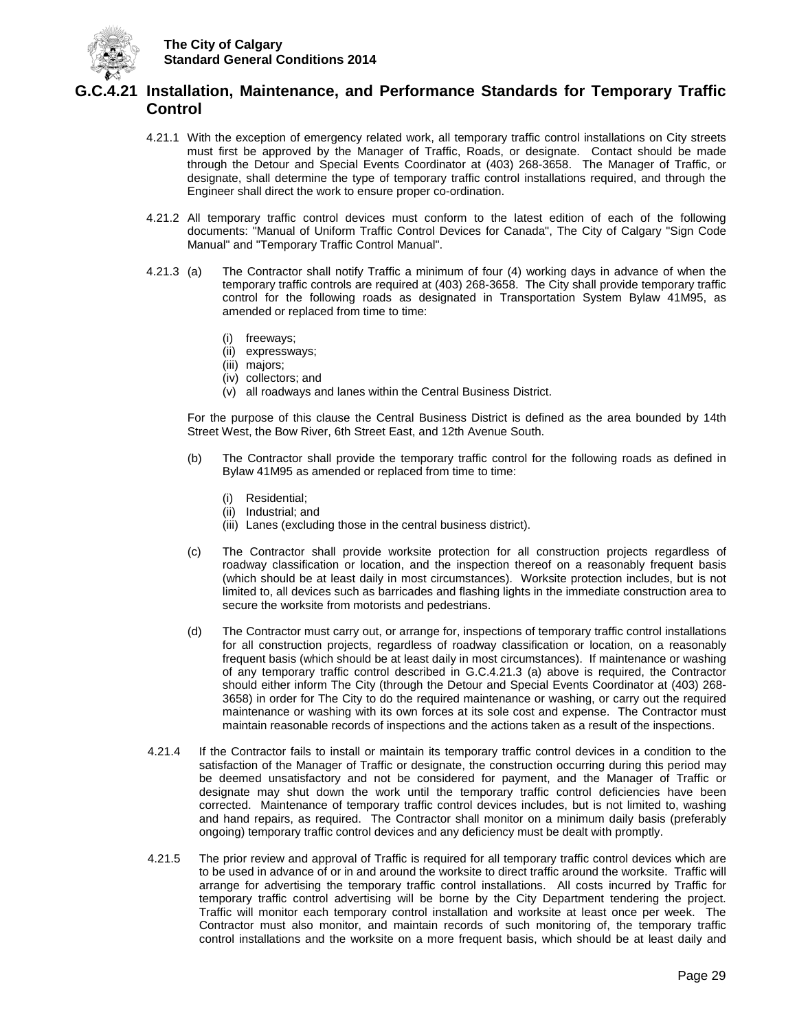## G.C.4.21 Installation, Maintenance, and Performance Standards for Temporary Traffic Control

4.21.1 With the exception of emergency related work, all temporary traffic control installations on City streets must first be approved by the Manager of Traffic, Roads, or designate. Contact should be made through the Detour and Special Events Coordinator at (403) 268-3658. The Manager of Traffic, or designate, shall determine the type of temporary traffic control installations required, and through the Engineer shall direct the work to ensure proper co-ordination.

4.21.2 All temporary traffic control devices must conform to the latest edition of each of the following documents: "Manual of Uniform Traffic Control Devices for Canada", The City of Calgary "Sign Code Manual" and "Temporary Traffic Control Manual".

4.21.3 (a) The Contractor shall notify Traffic a minimum of four (4) working days in advance of when the temporary traffic controls are required at (403) 268-3658. The City shall provide temporary traffic control for the following roads as designated in Transportation System Bylaw 41M95, as amended or replaced from time to time:

(i) freeways;
(ii) expressways;
(iii) majors;
(iv) collectors; and
(v) all roadways and lanes within the Central Business District.

For the purpose of this clause the Central Business District is defined as the area bounded by 14th Street West, the Bow River, 6th Street East, and 12th Avenue South.

(b) The Contractor shall provide the temporary traffic control for the following roads as defined in Bylaw 41M95 as amended or replaced from time to time:

(i) Residential;
(ii) Industrial; and
(iii) Lanes (excluding those in the central business district).

(c) The Contractor shall provide worksite protection for all construction projects regardless of roadway classification or location, and the inspection thereof on a reasonably frequent basis (which should be at least daily in most circumstances). Worksite protection includes, but is not limited to, all devices such as barricades and flashing lights in the immediate construction area to secure the worksite from motorists and pedestrians.

(d) The Contractor must carry out, or arrange for, inspections of temporary traffic control installations for all construction projects, regardless of roadway classification or location, on a reasonably frequent basis (which should be at least daily in most circumstances). If maintenance or washing of any temporary traffic control described in G.C.4.21.3 (a) above is required, the Contractor should either inform The City (through the Detour and Special Events Coordinator at (403) 268-3658) in order for The City to do the required maintenance or washing, or carry out the required maintenance or washing with its own forces at its sole cost and expense. The Contractor must maintain reasonable records of inspections and the actions taken as a result of the inspections.

4.21.4 If the Contractor fails to install or maintain its temporary traffic control devices in a condition to the satisfaction of the Manager of Traffic or designate, the construction occurring during this period may be deemed unsatisfactory and not be considered for payment, and the Manager of Traffic or designate may shut down the work until the temporary traffic control deficiencies have been corrected. Maintenance of temporary traffic control devices includes, but is not limited to, washing and hand repairs, as required. The Contractor shall monitor on a minimum daily basis (preferably ongoing) temporary traffic control devices and any deficiency must be dealt with promptly.

4.21.5 The prior review and approval of Traffic is required for all temporary traffic control devices which are to be used in advance of or in and around the worksite to direct traffic around the worksite. Traffic will arrange for advertising the temporary traffic control installations. All costs incurred by Traffic for temporary traffic control advertising will be borne by the City Department tendering the project. Traffic will monitor each temporary control installation and worksite at least once per week. The Contractor must also monitor, and maintain records of such monitoring of, the temporary traffic control installations and the worksite on a more frequent basis, which should be at least daily and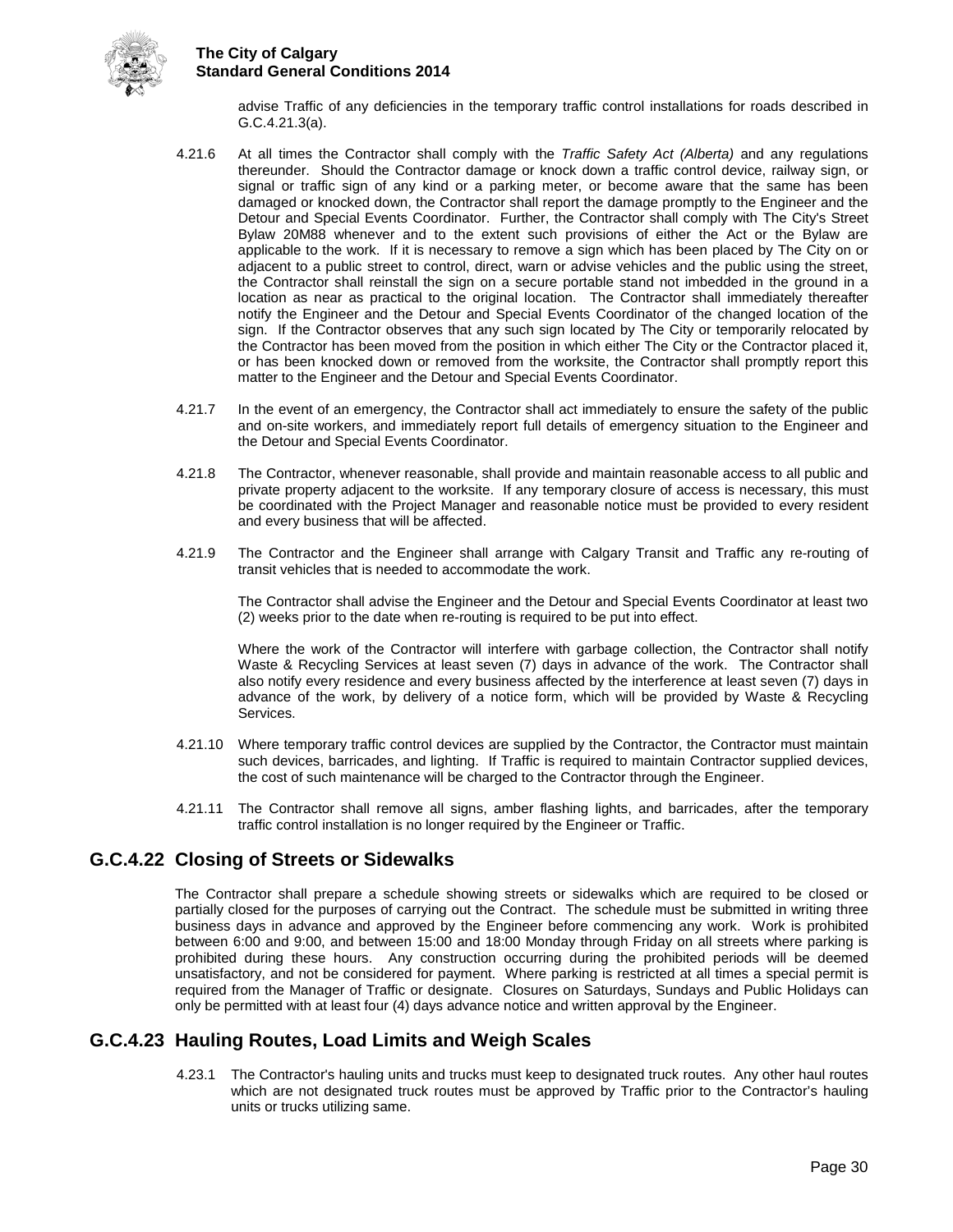advise Traffic of any deficiencies in the temporary traffic control installations for roads described in G.C.4.21.3(a).

4.21.6 At all times the Contractor shall comply with the *Traffic Safety Act (Alberta)* and any regulations thereunder. Should the Contractor damage or knock down a traffic control device, railway sign, or signal or traffic sign of any kind or a parking meter, or become aware that the same has been damaged or knocked down, the Contractor shall report the damage promptly to the Engineer and the Detour and Special Events Coordinator. Further, the Contractor shall comply with The City's Street Bylaw 20M88 whenever and to the extent such provisions of either the Act or the Bylaw are applicable to the work. If it is necessary to remove a sign which has been placed by The City on or adjacent to a public street to control, direct, warn or advise vehicles and the public using the street, the Contractor shall reinstall the sign on a secure portable stand not imbedded in the ground in a location as near as practical to the original location. The Contractor shall immediately thereafter notify the Engineer and the Detour and Special Events Coordinator of the changed location of the sign. If the Contractor observes that any such sign located by The City or temporarily relocated by the Contractor has been moved from the position in which either The City or the Contractor placed it, or has been knocked down or removed from the worksite, the Contractor shall promptly report this matter to the Engineer and the Detour and Special Events Coordinator.

4.21.7 In the event of an emergency, the Contractor shall act immediately to ensure the safety of the public and on-site workers, and immediately report full details of emergency situation to the Engineer and the Detour and Special Events Coordinator.

4.21.8 The Contractor, whenever reasonable, shall provide and maintain reasonable access to all public and private property adjacent to the worksite. If any temporary closure of access is necessary, this must be coordinated with the Project Manager and reasonable notice must be provided to every resident and every business that will be affected.

4.21.9 The Contractor and the Engineer shall arrange with Calgary Transit and Traffic any re-routing of transit vehicles that is needed to accommodate the work.

The Contractor shall advise the Engineer and the Detour and Special Events Coordinator at least two (2) weeks prior to the date when re-routing is required to be put into effect.

Where the work of the Contractor will interfere with garbage collection, the Contractor shall notify Waste & Recycling Services at least seven (7) days in advance of the work. The Contractor shall also notify every residence and every business affected by the interference at least seven (7) days in advance of the work, by delivery of a notice form, which will be provided by Waste & Recycling Services.

4.21.10 Where temporary traffic control devices are supplied by the Contractor, the Contractor must maintain such devices, barricades, and lighting. If Traffic is required to maintain Contractor supplied devices, the cost of such maintenance will be charged to the Contractor through the Engineer.

4.21.11 The Contractor shall remove all signs, amber flashing lights, and barricades, after the temporary traffic control installation is no longer required by the Engineer or Traffic.

## G.C.4.22 Closing of Streets or Sidewalks

The Contractor shall prepare a schedule showing streets or sidewalks which are required to be closed or partially closed for the purposes of carrying out the Contract. The schedule must be submitted in writing three business days in advance and approved by the Engineer before commencing any work. Work is prohibited between 6:00 and 9:00, and between 15:00 and 18:00 Monday through Friday on all streets where parking is prohibited during these hours. Any construction occurring during the prohibited periods will be deemed unsatisfactory, and not be considered for payment. Where parking is restricted at all times a special permit is required from the Manager of Traffic or designate. Closures on Saturdays, Sundays and Public Holidays can only be permitted with at least four (4) days advance notice and written approval by the Engineer.

## G.C.4.23 Hauling Routes, Load Limits and Weigh Scales

4.23.1 The Contractor's hauling units and trucks must keep to designated truck routes. Any other haul routes which are not designated truck routes must be approved by Traffic prior to the Contractor's hauling units or trucks utilizing same.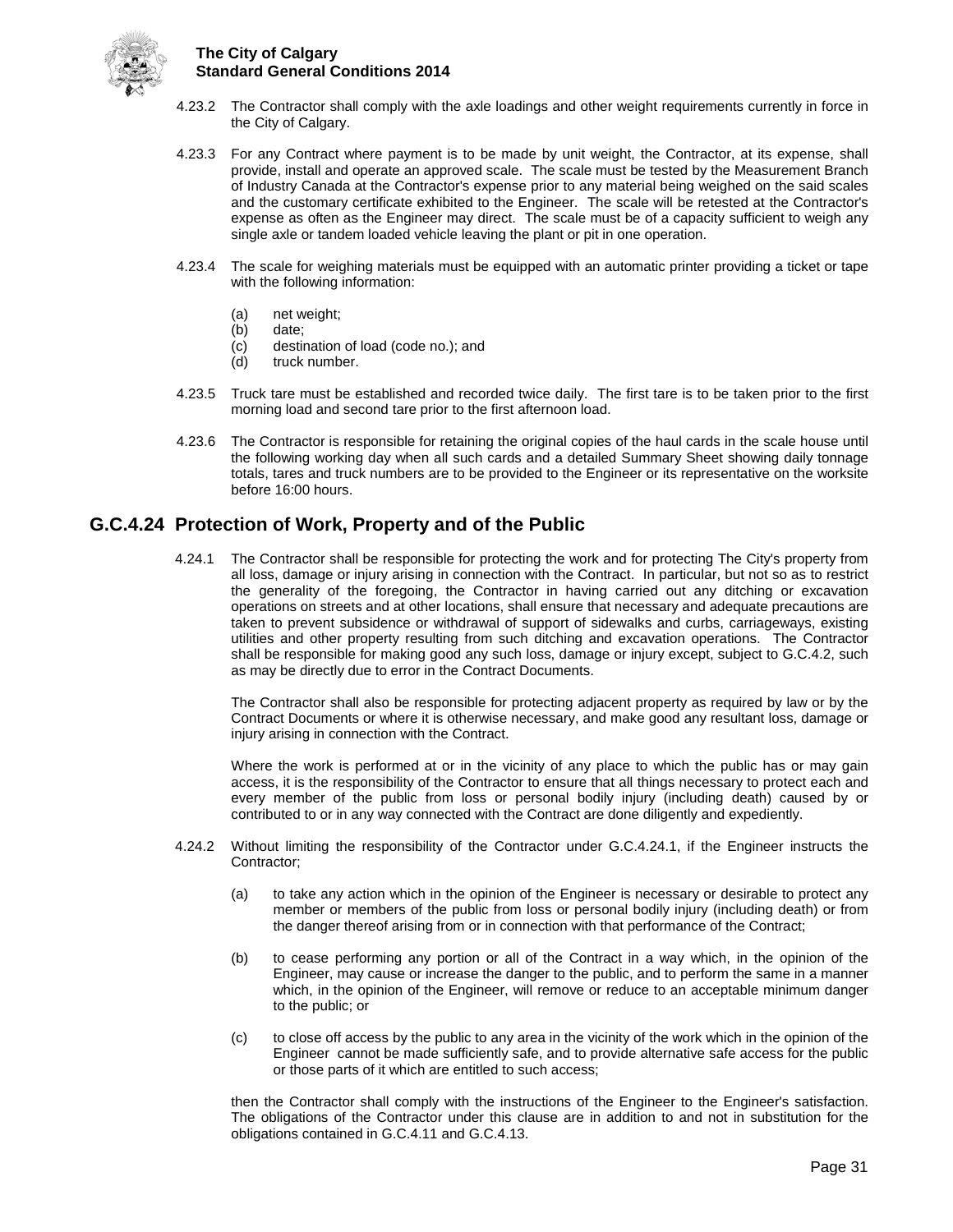4.23.2 The Contractor shall comply with the axle loadings and other weight requirements currently in force in the City of Calgary.

4.23.3 For any Contract where payment is to be made by unit weight, the Contractor, at its expense, shall provide, install and operate an approved scale. The scale must be tested by the Measurement Branch of Industry Canada at the Contractor's expense prior to any material being weighed on the said scales and the customary certificate exhibited to the Engineer. The scale will be retested at the Contractor's expense as often as the Engineer may direct. The scale must be of a capacity sufficient to weigh any single axle or tandem loaded vehicle leaving the plant or pit in one operation.

4.23.4 The scale for weighing materials must be equipped with an automatic printer providing a ticket or tape with the following information:

(a) net weight;
(b) date;
(c) destination of load (code no.); and
(d) truck number.

4.23.5 Truck tare must be established and recorded twice daily. The first tare is to be taken prior to the first morning load and second tare prior to the first afternoon load.

4.23.6 The Contractor is responsible for retaining the original copies of the haul cards in the scale house until the following working day when all such cards and a detailed Summary Sheet showing daily tonnage totals, tares and truck numbers are to be provided to the Engineer or its representative on the worksite before 16:00 hours.

## G.C.4.24 Protection of Work, Property and of the Public

4.24.1 The Contractor shall be responsible for protecting the work and for protecting The City's property from all loss, damage or injury arising in connection with the Contract. In particular, but not so as to restrict the generality of the foregoing, the Contractor in having carried out any ditching or excavation operations on streets and at other locations, shall ensure that necessary and adequate precautions are taken to prevent subsidence or withdrawal of support of sidewalks and curbs, carriageways, existing utilities and other property resulting from such ditching and excavation operations. The Contractor shall be responsible for making good any such loss, damage or injury except, subject to G.C.4.2, such as may be directly due to error in the Contract Documents.

The Contractor shall also be responsible for protecting adjacent property as required by law or by the Contract Documents or where it is otherwise necessary, and make good any resultant loss, damage or injury arising in connection with the Contract.

Where the work is performed at or in the vicinity of any place to which the public has or may gain access, it is the responsibility of the Contractor to ensure that all things necessary to protect each and every member of the public from loss or personal bodily injury (including death) caused by or contributed to or in any way connected with the Contract are done diligently and expediently.

4.24.2 Without limiting the responsibility of the Contractor under G.C.4.24.1, if the Engineer instructs the Contractor;

(a) to take any action which in the opinion of the Engineer is necessary or desirable to protect any member or members of the public from loss or personal bodily injury (including death) or from the danger thereof arising from or in connection with that performance of the Contract;

(b) to cease performing any portion or all of the Contract in a way which, in the opinion of the Engineer, may cause or increase the danger to the public, and to perform the same in a manner which, in the opinion of the Engineer, will remove or reduce to an acceptable minimum danger to the public; or

(c) to close off access by the public to any area in the vicinity of the work which in the opinion of the Engineer cannot be made sufficiently safe, and to provide alternative safe access for the public or those parts of it which are entitled to such access;

then the Contractor shall comply with the instructions of the Engineer to the Engineer's satisfaction. The obligations of the Contractor under this clause are in addition to and not in substitution for the obligations contained in G.C.4.11 and G.C.4.13.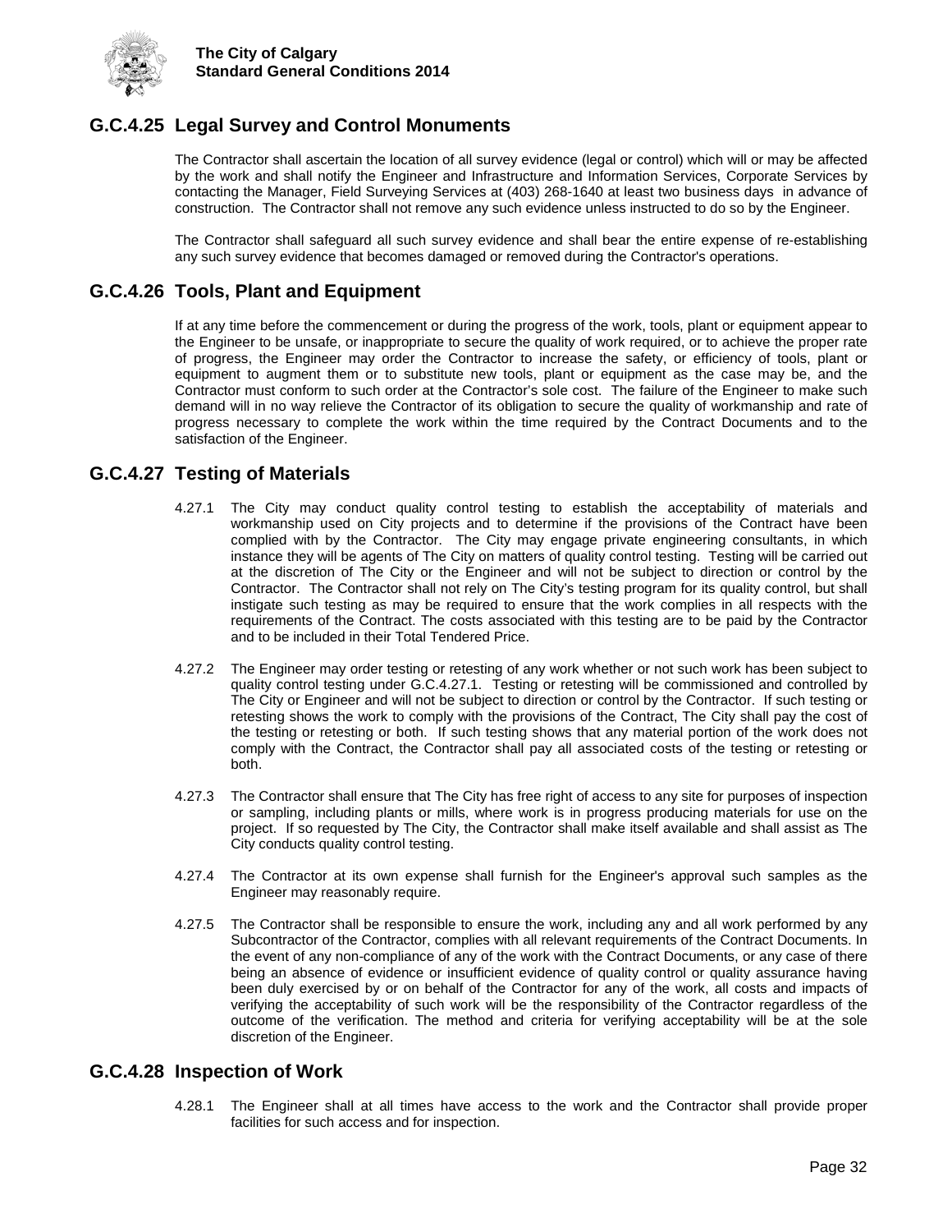## G.C.4.25 Legal Survey and Control Monuments

The Contractor shall ascertain the location of all survey evidence (legal or control) which will or may be affected by the work and shall notify the Engineer and Infrastructure and Information Services, Corporate Services by contacting the Manager, Field Surveying Services at (403) 268-1640 at least two business days in advance of construction. The Contractor shall not remove any such evidence unless instructed to do so by the Engineer.

The Contractor shall safeguard all such survey evidence and shall bear the entire expense of re-establishing any such survey evidence that becomes damaged or removed during the Contractor's operations.

## G.C.4.26 Tools, Plant and Equipment

If at any time before the commencement or during the progress of the work, tools, plant or equipment appear to the Engineer to be unsafe, or inappropriate to secure the quality of work required, or to achieve the proper rate of progress, the Engineer may order the Contractor to increase the safety, or efficiency of tools, plant or equipment to augment them or to substitute new tools, plant or equipment as the case may be, and the Contractor must conform to such order at the Contractor's sole cost. The failure of the Engineer to make such demand will in no way relieve the Contractor of its obligation to secure the quality of workmanship and rate of progress necessary to complete the work within the time required by the Contract Documents and to the satisfaction of the Engineer.

## G.C.4.27 Testing of Materials

4.27.1 The City may conduct quality control testing to establish the acceptability of materials and workmanship used on City projects and to determine if the provisions of the Contract have been complied with by the Contractor. The City may engage private engineering consultants, in which instance they will be agents of The City on matters of quality control testing. Testing will be carried out at the discretion of The City or the Engineer and will not be subject to direction or control by the Contractor. The Contractor shall not rely on The City's testing program for its quality control, but shall instigate such testing as may be required to ensure that the work complies in all respects with the requirements of the Contract. The costs associated with this testing are to be paid by the Contractor and to be included in their Total Tendered Price.

4.27.2 The Engineer may order testing or retesting of any work whether or not such work has been subject to quality control testing under G.C.4.27.1. Testing or retesting will be commissioned and controlled by The City or Engineer and will not be subject to direction or control by the Contractor. If such testing or retesting shows the work to comply with the provisions of the Contract, The City shall pay the cost of the testing or retesting or both. If such testing shows that any material portion of the work does not comply with the Contract, the Contractor shall pay all associated costs of the testing or retesting or both.

4.27.3 The Contractor shall ensure that The City has free right of access to any site for purposes of inspection or sampling, including plants or mills, where work is in progress producing materials for use on the project. If so requested by The City, the Contractor shall make itself available and shall assist as The City conducts quality control testing.

4.27.4 The Contractor at its own expense shall furnish for the Engineer's approval such samples as the Engineer may reasonably require.

4.27.5 The Contractor shall be responsible to ensure the work, including any and all work performed by any Subcontractor of the Contractor, complies with all relevant requirements of the Contract Documents. In the event of any non-compliance of any of the work with the Contract Documents, or any case of there being an absence of evidence or insufficient evidence of quality control or quality assurance having been duly exercised by or on behalf of the Contractor for any of the work, all costs and impacts of verifying the acceptability of such work will be the responsibility of the Contractor regardless of the outcome of the verification. The method and criteria for verifying acceptability will be at the sole discretion of the Engineer.

## G.C.4.28 Inspection of Work

4.28.1 The Engineer shall at all times have access to the work and the Contractor shall provide proper facilities for such access and for inspection.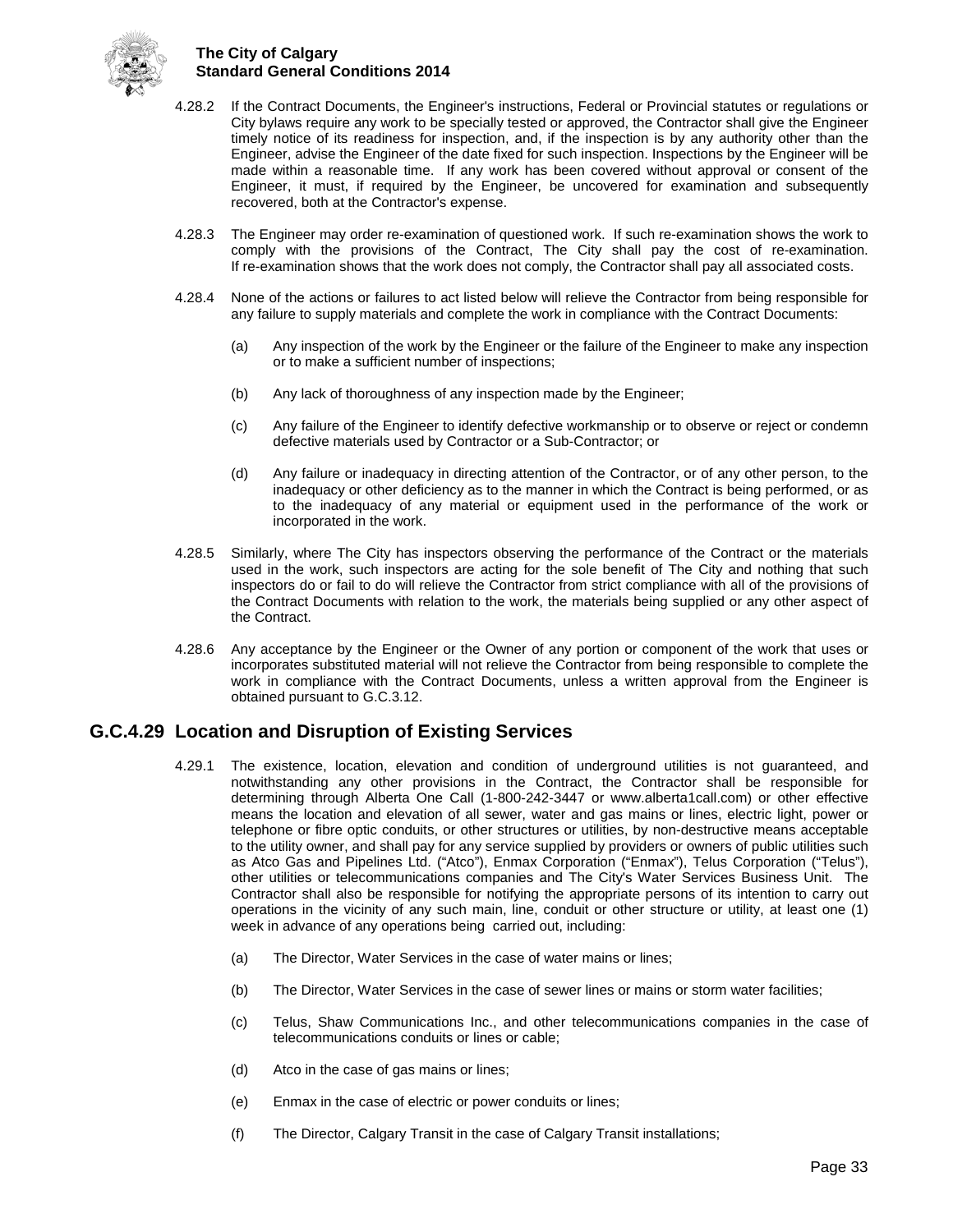4.28.2 If the Contract Documents, the Engineer's instructions, Federal or Provincial statutes or regulations or City bylaws require any work to be specially tested or approved, the Contractor shall give the Engineer timely notice of its readiness for inspection, and, if the inspection is by any authority other than the Engineer, advise the Engineer of the date fixed for such inspection. Inspections by the Engineer will be made within a reasonable time. If any work has been covered without approval or consent of the Engineer, it must, if required by the Engineer, be uncovered for examination and subsequently recovered, both at the Contractor's expense.

4.28.3 The Engineer may order re-examination of questioned work. If such re-examination shows the work to comply with the provisions of the Contract, The City shall pay the cost of re-examination. If re-examination shows that the work does not comply, the Contractor shall pay all associated costs.

4.28.4 None of the actions or failures to act listed below will relieve the Contractor from being responsible for any failure to supply materials and complete the work in compliance with the Contract Documents:

- (a) Any inspection of the work by the Engineer or the failure of the Engineer to make any inspection or to make a sufficient number of inspections;
- (b) Any lack of thoroughness of any inspection made by the Engineer;
- (c) Any failure of the Engineer to identify defective workmanship or to observe or reject or condemn defective materials used by Contractor or a Sub-Contractor; or
- (d) Any failure or inadequacy in directing attention of the Contractor, or of any other person, to the inadequacy or other deficiency as to the manner in which the Contract is being performed, or as to the inadequacy of any material or equipment used in the performance of the work or incorporated in the work.

4.28.5 Similarly, where The City has inspectors observing the performance of the Contract or the materials used in the work, such inspectors are acting for the sole benefit of The City and nothing that such inspectors do or fail to do will relieve the Contractor from strict compliance with all of the provisions of the Contract Documents with relation to the work, the materials being supplied or any other aspect of the Contract.

4.28.6 Any acceptance by the Engineer or the Owner of any portion or component of the work that uses or incorporates substituted material will not relieve the Contractor from being responsible to complete the work in compliance with the Contract Documents, unless a written approval from the Engineer is obtained pursuant to G.C.3.12.

## G.C.4.29 Location and Disruption of Existing Services

4.29.1 The existence, location, elevation and condition of underground utilities is not guaranteed, and notwithstanding any other provisions in the Contract, the Contractor shall be responsible for determining through Alberta One Call (1-800-242-3447 or www.alberta1call.com) or other effective means the location and elevation of all sewer, water and gas mains or lines, electric light, power or telephone or fibre optic conduits, or other structures or utilities, by non-destructive means acceptable to the utility owner, and shall pay for any service supplied by providers or owners of public utilities such as Atco Gas and Pipelines Ltd. ("Atco"), Enmax Corporation ("Enmax"), Telus Corporation ("Telus"), other utilities or telecommunications companies and The City's Water Services Business Unit. The Contractor shall also be responsible for notifying the appropriate persons of its intention to carry out operations in the vicinity of any such main, line, conduit or other structure or utility, at least one (1) week in advance of any operations being carried out, including:

- (a) The Director, Water Services in the case of water mains or lines;
- (b) The Director, Water Services in the case of sewer lines or mains or storm water facilities;
- (c) Telus, Shaw Communications Inc., and other telecommunications companies in the case of telecommunications conduits or lines or cable;
- (d) Atco in the case of gas mains or lines;
- (e) Enmax in the case of electric or power conduits or lines;
- (f) The Director, Calgary Transit in the case of Calgary Transit installations;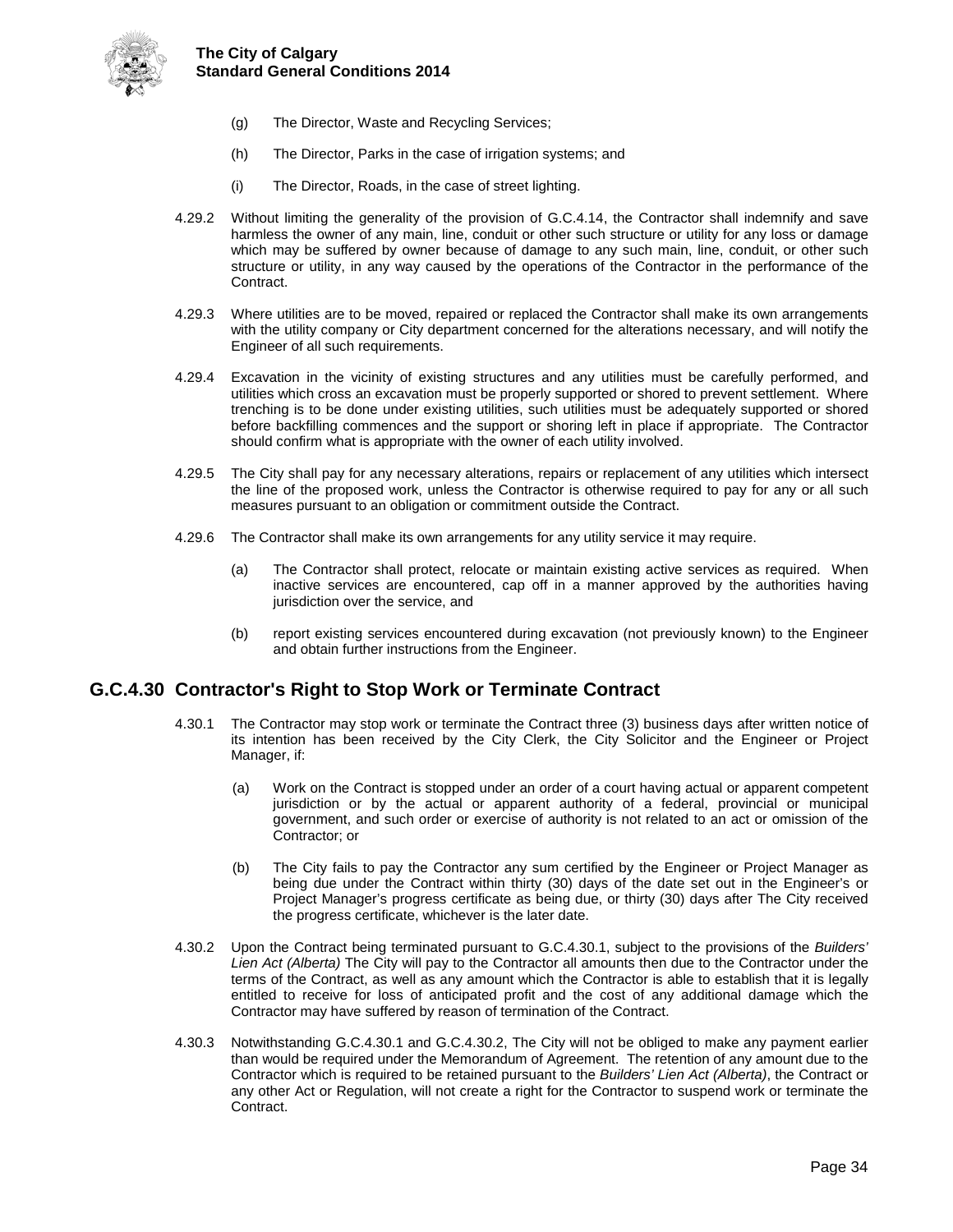(g) The Director, Waste and Recycling Services;

(h) The Director, Parks in the case of irrigation systems; and

(i) The Director, Roads, in the case of street lighting.

4.29.2 Without limiting the generality of the provision of G.C.4.14, the Contractor shall indemnify and save harmless the owner of any main, line, conduit or other such structure or utility for any loss or damage which may be suffered by owner because of damage to any such main, line, conduit, or other such structure or utility, in any way caused by the operations of the Contractor in the performance of the Contract.

4.29.3 Where utilities are to be moved, repaired or replaced the Contractor shall make its own arrangements with the utility company or City department concerned for the alterations necessary, and will notify the Engineer of all such requirements.

4.29.4 Excavation in the vicinity of existing structures and any utilities must be carefully performed, and utilities which cross an excavation must be properly supported or shored to prevent settlement. Where trenching is to be done under existing utilities, such utilities must be adequately supported or shored before backfilling commences and the support or shoring left in place if appropriate. The Contractor should confirm what is appropriate with the owner of each utility involved.

4.29.5 The City shall pay for any necessary alterations, repairs or replacement of any utilities which intersect the line of the proposed work, unless the Contractor is otherwise required to pay for any or all such measures pursuant to an obligation or commitment outside the Contract.

4.29.6 The Contractor shall make its own arrangements for any utility service it may require.

(a) The Contractor shall protect, relocate or maintain existing active services as required. When inactive services are encountered, cap off in a manner approved by the authorities having jurisdiction over the service, and

(b) report existing services encountered during excavation (not previously known) to the Engineer and obtain further instructions from the Engineer.

## G.C.4.30 Contractor's Right to Stop Work or Terminate Contract

4.30.1 The Contractor may stop work or terminate the Contract three (3) business days after written notice of its intention has been received by the City Clerk, the City Solicitor and the Engineer or Project Manager, if:

(a) Work on the Contract is stopped under an order of a court having actual or apparent competent jurisdiction or by the actual or apparent authority of a federal, provincial or municipal government, and such order or exercise of authority is not related to an act or omission of the Contractor; or

(b) The City fails to pay the Contractor any sum certified by the Engineer or Project Manager as being due under the Contract within thirty (30) days of the date set out in the Engineer's or Project Manager's progress certificate as being due, or thirty (30) days after The City received the progress certificate, whichever is the later date.

4.30.2 Upon the Contract being terminated pursuant to G.C.4.30.1, subject to the provisions of the *Builders' Lien Act (Alberta)* The City will pay to the Contractor all amounts then due to the Contractor under the terms of the Contract, as well as any amount which the Contractor is able to establish that it is legally entitled to receive for loss of anticipated profit and the cost of any additional damage which the Contractor may have suffered by reason of termination of the Contract.

4.30.3 Notwithstanding G.C.4.30.1 and G.C.4.30.2, The City will not be obliged to make any payment earlier than would be required under the Memorandum of Agreement. The retention of any amount due to the Contractor which is required to be retained pursuant to the *Builders' Lien Act (Alberta)*, the Contract or any other Act or Regulation, will not create a right for the Contractor to suspend work or terminate the Contract.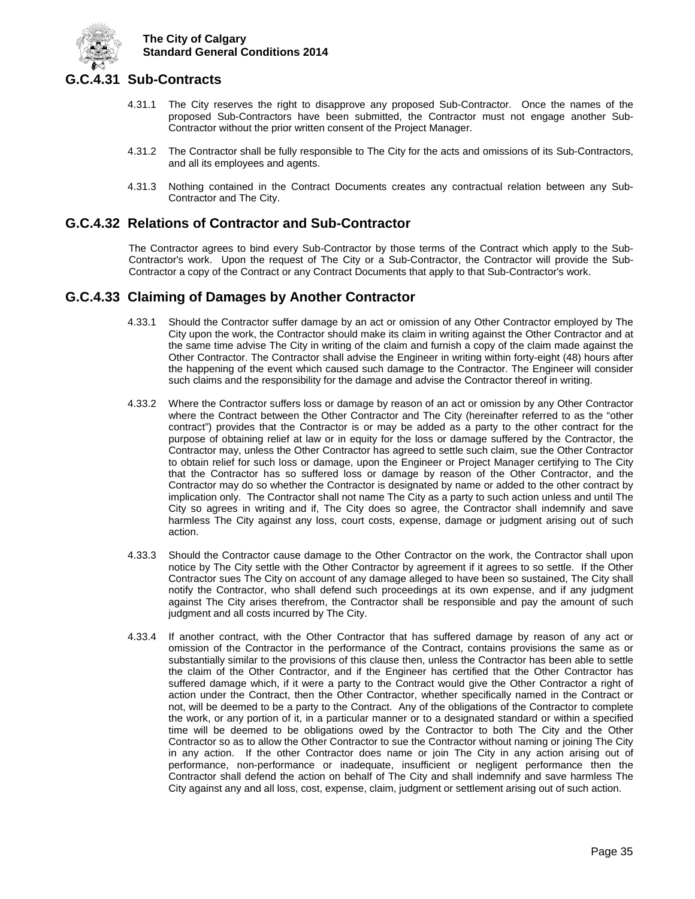## G.C.4.31 Sub-Contracts

4.31.1 The City reserves the right to disapprove any proposed Sub-Contractor. Once the names of the proposed Sub-Contractors have been submitted, the Contractor must not engage another Sub-Contractor without the prior written consent of the Project Manager.

4.31.2 The Contractor shall be fully responsible to The City for the acts and omissions of its Sub-Contractors, and all its employees and agents.

4.31.3 Nothing contained in the Contract Documents creates any contractual relation between any Sub-Contractor and The City.

## G.C.4.32 Relations of Contractor and Sub-Contractor

The Contractor agrees to bind every Sub-Contractor by those terms of the Contract which apply to the Sub-Contractor's work. Upon the request of The City or a Sub-Contractor, the Contractor will provide the Sub-Contractor a copy of the Contract or any Contract Documents that apply to that Sub-Contractor's work.

## G.C.4.33 Claiming of Damages by Another Contractor

4.33.1 Should the Contractor suffer damage by an act or omission of any Other Contractor employed by The City upon the work, the Contractor should make its claim in writing against the Other Contractor and at the same time advise The City in writing of the claim and furnish a copy of the claim made against the Other Contractor. The Contractor shall advise the Engineer in writing within forty-eight (48) hours after the happening of the event which caused such damage to the Contractor. The Engineer will consider such claims and the responsibility for the damage and advise the Contractor thereof in writing.

4.33.2 Where the Contractor suffers loss or damage by reason of an act or omission by any Other Contractor where the Contract between the Other Contractor and The City (hereinafter referred to as the "other contract") provides that the Contractor is or may be added as a party to the other contract for the purpose of obtaining relief at law or in equity for the loss or damage suffered by the Contractor, the Contractor may, unless the Other Contractor has agreed to settle such claim, sue the Other Contractor to obtain relief for such loss or damage, upon the Engineer or Project Manager certifying to The City that the Contractor has so suffered loss or damage by reason of the Other Contractor, and the Contractor may do so whether the Contractor is designated by name or added to the other contract by implication only. The Contractor shall not name The City as a party to such action unless and until The City so agrees in writing and if, The City does so agree, the Contractor shall indemnify and save harmless The City against any loss, court costs, expense, damage or judgment arising out of such action.

4.33.3 Should the Contractor cause damage to the Other Contractor on the work, the Contractor shall upon notice by The City settle with the Other Contractor by agreement if it agrees to so settle. If the Other Contractor sues The City on account of any damage alleged to have been so sustained, The City shall notify the Contractor, who shall defend such proceedings at its own expense, and if any judgment against The City arises therefrom, the Contractor shall be responsible and pay the amount of such judgment and all costs incurred by The City.

4.33.4 If another contract, with the Other Contractor that has suffered damage by reason of any act or omission of the Contractor in the performance of the Contract, contains provisions the same as or substantially similar to the provisions of this clause then, unless the Contractor has been able to settle the claim of the Other Contractor, and if the Engineer has certified that the Other Contractor has suffered damage which, if it were a party to the Contract would give the Other Contractor a right of action under the Contract, then the Other Contractor, whether specifically named in the Contract or not, will be deemed to be a party to the Contract. Any of the obligations of the Contractor to complete the work, or any portion of it, in a particular manner or to a designated standard or within a specified time will be deemed to be obligations owed by the Contractor to both The City and the Other Contractor so as to allow the Other Contractor to sue the Contractor without naming or joining The City in any action. If the other Contractor does name or join The City in any action arising out of performance, non-performance or inadequate, insufficient or negligent performance then the Contractor shall defend the action on behalf of The City and shall indemnify and save harmless The City against any and all loss, cost, expense, claim, judgment or settlement arising out of such action.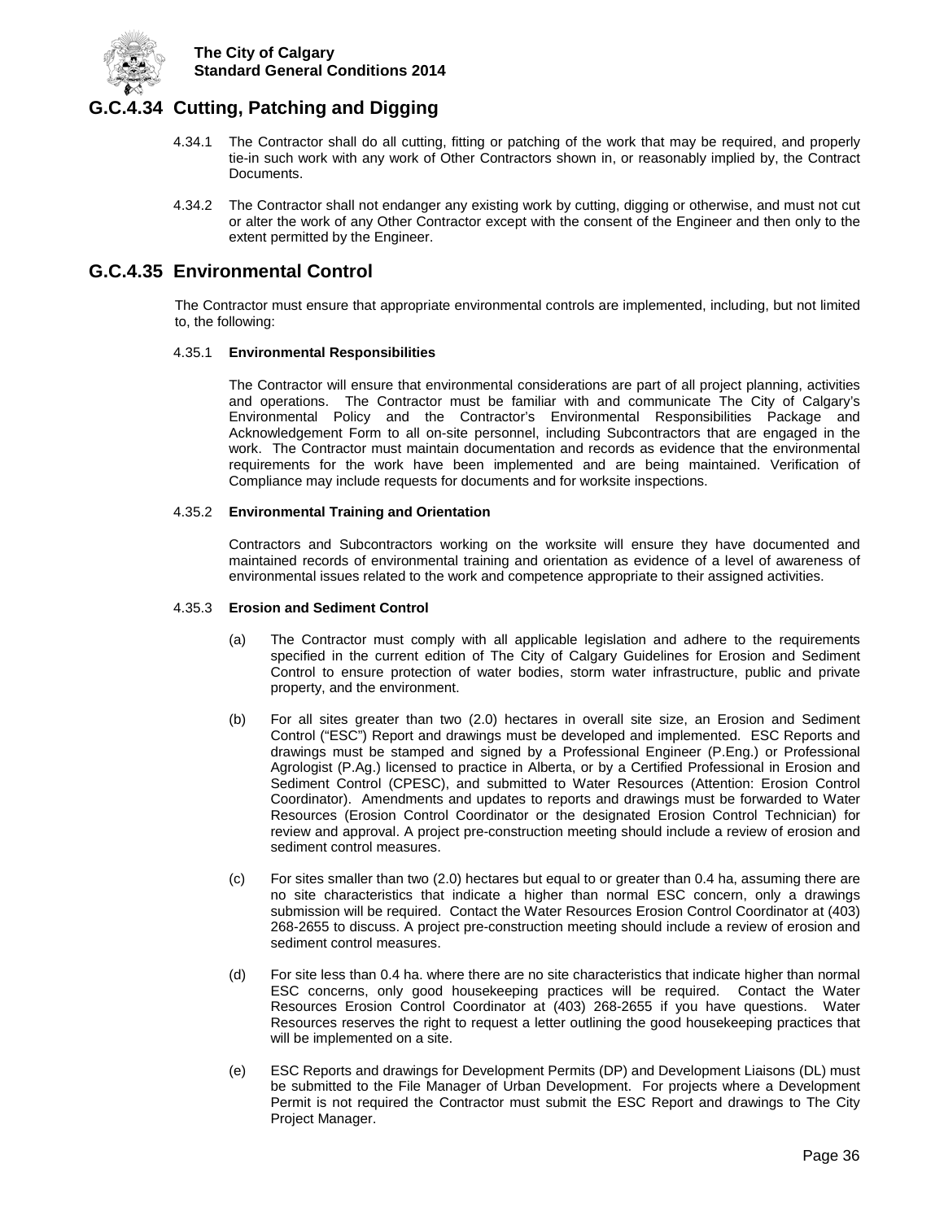## G.C.4.34 Cutting, Patching and Digging

4.34.1 The Contractor shall do all cutting, fitting or patching of the work that may be required, and properly tie-in such work with any work of Other Contractors shown in, or reasonably implied by, the Contract Documents.

4.34.2 The Contractor shall not endanger any existing work by cutting, digging or otherwise, and must not cut or alter the work of any Other Contractor except with the consent of the Engineer and then only to the extent permitted by the Engineer.

## G.C.4.35 Environmental Control

The Contractor must ensure that appropriate environmental controls are implemented, including, but not limited to, the following:

4.35.1 **Environmental Responsibilities**

The Contractor will ensure that environmental considerations are part of all project planning, activities and operations. The Contractor must be familiar with and communicate The City of Calgary's Environmental Policy and the Contractor's Environmental Responsibilities Package and Acknowledgement Form to all on-site personnel, including Subcontractors that are engaged in the work. The Contractor must maintain documentation and records as evidence that the environmental requirements for the work have been implemented and are being maintained. Verification of Compliance may include requests for documents and for worksite inspections.

4.35.2 **Environmental Training and Orientation**

Contractors and Subcontractors working on the worksite will ensure they have documented and maintained records of environmental training and orientation as evidence of a level of awareness of environmental issues related to the work and competence appropriate to their assigned activities.

4.35.3 **Erosion and Sediment Control**

(a) The Contractor must comply with all applicable legislation and adhere to the requirements specified in the current edition of The City of Calgary Guidelines for Erosion and Sediment Control to ensure protection of water bodies, storm water infrastructure, public and private property, and the environment.

(b) For all sites greater than two (2.0) hectares in overall site size, an Erosion and Sediment Control ("ESC") Report and drawings must be developed and implemented. ESC Reports and drawings must be stamped and signed by a Professional Engineer (P.Eng.) or Professional Agrologist (P.Ag.) licensed to practice in Alberta, or by a Certified Professional in Erosion and Sediment Control (CPESC), and submitted to Water Resources (Attention: Erosion Control Coordinator). Amendments and updates to reports and drawings must be forwarded to Water Resources (Erosion Control Coordinator or the designated Erosion Control Technician) for review and approval. A project pre-construction meeting should include a review of erosion and sediment control measures.

(c) For sites smaller than two (2.0) hectares but equal to or greater than 0.4 ha, assuming there are no site characteristics that indicate a higher than normal ESC concern, only a drawings submission will be required. Contact the Water Resources Erosion Control Coordinator at (403) 268-2655 to discuss. A project pre-construction meeting should include a review of erosion and sediment control measures.

(d) For site less than 0.4 ha. where there are no site characteristics that indicate higher than normal ESC concerns, only good housekeeping practices will be required. Contact the Water Resources Erosion Control Coordinator at (403) 268-2655 if you have questions. Water Resources reserves the right to request a letter outlining the good housekeeping practices that will be implemented on a site.

(e) ESC Reports and drawings for Development Permits (DP) and Development Liaisons (DL) must be submitted to the File Manager of Urban Development. For projects where a Development Permit is not required the Contractor must submit the ESC Report and drawings to The City Project Manager.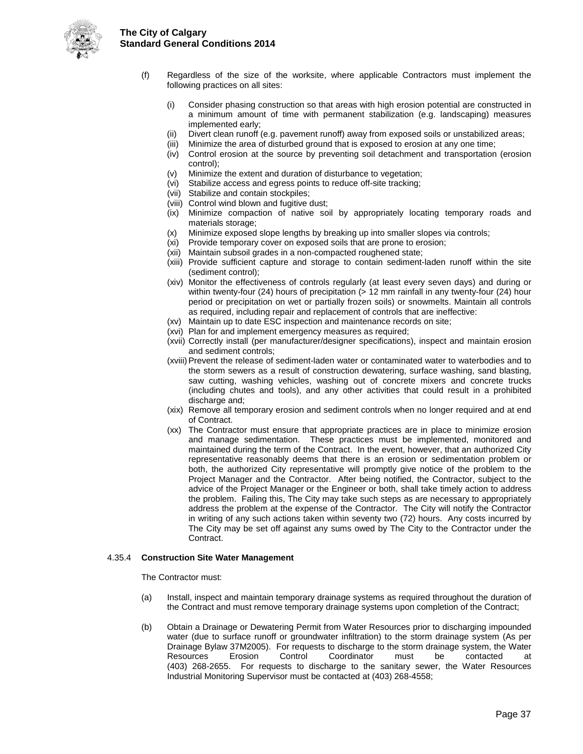(f) Regardless of the size of the worksite, where applicable Contractors must implement the following practices on all sites:

- (i) Consider phasing construction so that areas with high erosion potential are constructed in a minimum amount of time with permanent stabilization (e.g. landscaping) measures implemented early;
- (ii) Divert clean runoff (e.g. pavement runoff) away from exposed soils or unstabilized areas;
- (iii) Minimize the area of disturbed ground that is exposed to erosion at any one time;
- (iv) Control erosion at the source by preventing soil detachment and transportation (erosion control);
- (v) Minimize the extent and duration of disturbance to vegetation;
- (vi) Stabilize access and egress points to reduce off-site tracking;
- (vii) Stabilize and contain stockpiles;
- (viii) Control wind blown and fugitive dust;
- (ix) Minimize compaction of native soil by appropriately locating temporary roads and materials storage;
- (x) Minimize exposed slope lengths by breaking up into smaller slopes via controls;
- (xi) Provide temporary cover on exposed soils that are prone to erosion;
- (xii) Maintain subsoil grades in a non-compacted roughened state;
- (xiii) Provide sufficient capture and storage to contain sediment-laden runoff within the site (sediment control);
- (xiv) Monitor the effectiveness of controls regularly (at least every seven days) and during or within twenty-four (24) hours of precipitation (> 12 mm rainfall in any twenty-four (24) hour period or precipitation on wet or partially frozen soils) or snowmelts. Maintain all controls as required, including repair and replacement of controls that are ineffective:
- (xv) Maintain up to date ESC inspection and maintenance records on site;
- (xvi) Plan for and implement emergency measures as required;
- (xvii) Correctly install (per manufacturer/designer specifications), inspect and maintain erosion and sediment controls;
- (xviii) Prevent the release of sediment-laden water or contaminated water to waterbodies and to the storm sewers as a result of construction dewatering, surface washing, sand blasting, saw cutting, washing vehicles, washing out of concrete mixers and concrete trucks (including chutes and tools), and any other activities that could result in a prohibited discharge and;
- (xix) Remove all temporary erosion and sediment controls when no longer required and at end of Contract.
- (xx) The Contractor must ensure that appropriate practices are in place to minimize erosion and manage sedimentation. These practices must be implemented, monitored and maintained during the term of the Contract. In the event, however, that an authorized City representative reasonably deems that there is an erosion or sedimentation problem or both, the authorized City representative will promptly give notice of the problem to the Project Manager and the Contractor. After being notified, the Contractor, subject to the advice of the Project Manager or the Engineer or both, shall take timely action to address the problem. Failing this, The City may take such steps as are necessary to appropriately address the problem at the expense of the Contractor. The City will notify the Contractor in writing of any such actions taken within seventy two (72) hours. Any costs incurred by The City may be set off against any sums owed by The City to the Contractor under the Contract.

### 4.35.4 Construction Site Water Management

The Contractor must:

(a) Install, inspect and maintain temporary drainage systems as required throughout the duration of the Contract and must remove temporary drainage systems upon completion of the Contract;

(b) Obtain a Drainage or Dewatering Permit from Water Resources prior to discharging impounded water (due to surface runoff or groundwater infiltration) to the storm drainage system (As per Drainage Bylaw 37M2005). For requests to discharge to the storm drainage system, the Water Resources Erosion Control Coordinator must be contacted at (403) 268-2655. For requests to discharge to the sanitary sewer, the Water Resources Industrial Monitoring Supervisor must be contacted at (403) 268-4558;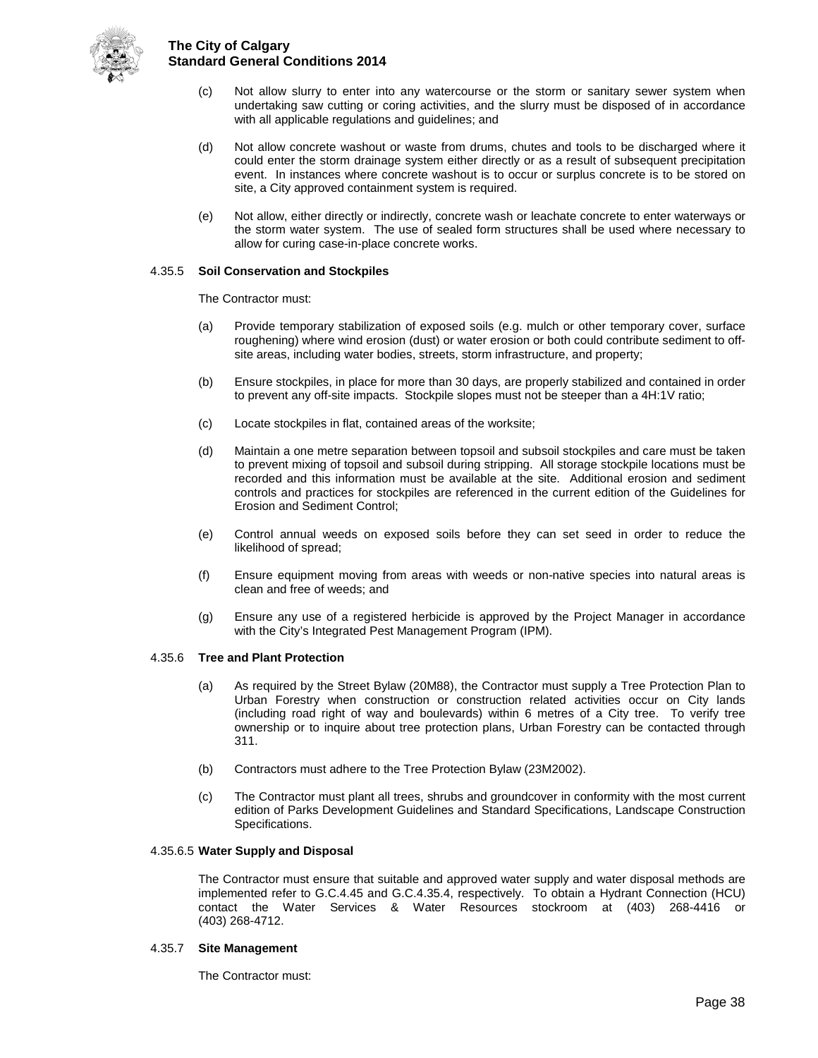(c) Not allow slurry to enter into any watercourse or the storm or sanitary sewer system when undertaking saw cutting or coring activities, and the slurry must be disposed of in accordance with all applicable regulations and guidelines; and

(d) Not allow concrete washout or waste from drums, chutes and tools to be discharged where it could enter the storm drainage system either directly or as a result of subsequent precipitation event. In instances where concrete washout is to occur or surplus concrete is to be stored on site, a City approved containment system is required.

(e) Not allow, either directly or indirectly, concrete wash or leachate concrete to enter waterways or the storm water system. The use of sealed form structures shall be used where necessary to allow for curing case-in-place concrete works.

4.35.5 **Soil Conservation and Stockpiles**

The Contractor must:

(a) Provide temporary stabilization of exposed soils (e.g. mulch or other temporary cover, surface roughening) where wind erosion (dust) or water erosion or both could contribute sediment to off-site areas, including water bodies, streets, storm infrastructure, and property;

(b) Ensure stockpiles, in place for more than 30 days, are properly stabilized and contained in order to prevent any off-site impacts. Stockpile slopes must not be steeper than a 4H:1V ratio;

(c) Locate stockpiles in flat, contained areas of the worksite;

(d) Maintain a one metre separation between topsoil and subsoil stockpiles and care must be taken to prevent mixing of topsoil and subsoil during stripping. All storage stockpile locations must be recorded and this information must be available at the site. Additional erosion and sediment controls and practices for stockpiles are referenced in the current edition of the Guidelines for Erosion and Sediment Control;

(e) Control annual weeds on exposed soils before they can set seed in order to reduce the likelihood of spread;

(f) Ensure equipment moving from areas with weeds or non-native species into natural areas is clean and free of weeds; and

(g) Ensure any use of a registered herbicide is approved by the Project Manager in accordance with the City's Integrated Pest Management Program (IPM).

4.35.6 **Tree and Plant Protection**

(a) As required by the Street Bylaw (20M88), the Contractor must supply a Tree Protection Plan to Urban Forestry when construction or construction related activities occur on City lands (including road right of way and boulevards) within 6 metres of a City tree. To verify tree ownership or to inquire about tree protection plans, Urban Forestry can be contacted through 311.

(b) Contractors must adhere to the Tree Protection Bylaw (23M2002).

(c) The Contractor must plant all trees, shrubs and groundcover in conformity with the most current edition of Parks Development Guidelines and Standard Specifications, Landscape Construction Specifications.

4.35.6.5 **Water Supply and Disposal**

The Contractor must ensure that suitable and approved water supply and water disposal methods are implemented refer to G.C.4.45 and G.C.4.35.4, respectively. To obtain a Hydrant Connection (HCU) contact the Water Services & Water Resources stockroom at (403) 268-4416 or (403) 268-4712.

4.35.7 **Site Management**

The Contractor must: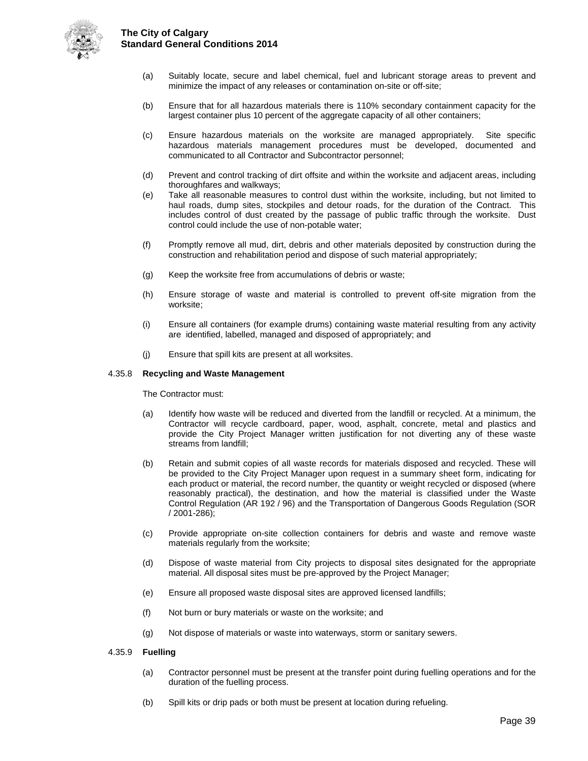(a) Suitably locate, secure and label chemical, fuel and lubricant storage areas to prevent and minimize the impact of any releases or contamination on-site or off-site;

(b) Ensure that for all hazardous materials there is 110% secondary containment capacity for the largest container plus 10 percent of the aggregate capacity of all other containers;

(c) Ensure hazardous materials on the worksite are managed appropriately. Site specific hazardous materials management procedures must be developed, documented and communicated to all Contractor and Subcontractor personnel;

(d) Prevent and control tracking of dirt offsite and within the worksite and adjacent areas, including thoroughfares and walkways;

(e) Take all reasonable measures to control dust within the worksite, including, but not limited to haul roads, dump sites, stockpiles and detour roads, for the duration of the Contract. This includes control of dust created by the passage of public traffic through the worksite. Dust control could include the use of non-potable water;

(f) Promptly remove all mud, dirt, debris and other materials deposited by construction during the construction and rehabilitation period and dispose of such material appropriately;

(g) Keep the worksite free from accumulations of debris or waste;

(h) Ensure storage of waste and material is controlled to prevent off-site migration from the worksite;

(i) Ensure all containers (for example drums) containing waste material resulting from any activity are identified, labelled, managed and disposed of appropriately; and

(j) Ensure that spill kits are present at all worksites.

### 4.35.8 Recycling and Waste Management

The Contractor must:

(a) Identify how waste will be reduced and diverted from the landfill or recycled. At a minimum, the Contractor will recycle cardboard, paper, wood, asphalt, concrete, metal and plastics and provide the City Project Manager written justification for not diverting any of these waste streams from landfill;

(b) Retain and submit copies of all waste records for materials disposed and recycled. These will be provided to the City Project Manager upon request in a summary sheet form, indicating for each product or material, the record number, the quantity or weight recycled or disposed (where reasonably practical), the destination, and how the material is classified under the Waste Control Regulation (AR 192 / 96) and the Transportation of Dangerous Goods Regulation (SOR / 2001-286);

(c) Provide appropriate on-site collection containers for debris and waste and remove waste materials regularly from the worksite;

(d) Dispose of waste material from City projects to disposal sites designated for the appropriate material. All disposal sites must be pre-approved by the Project Manager;

(e) Ensure all proposed waste disposal sites are approved licensed landfills;

(f) Not burn or bury materials or waste on the worksite; and

(g) Not dispose of materials or waste into waterways, storm or sanitary sewers.

### 4.35.9 Fuelling

(a) Contractor personnel must be present at the transfer point during fuelling operations and for the duration of the fuelling process.

(b) Spill kits or drip pads or both must be present at location during refueling.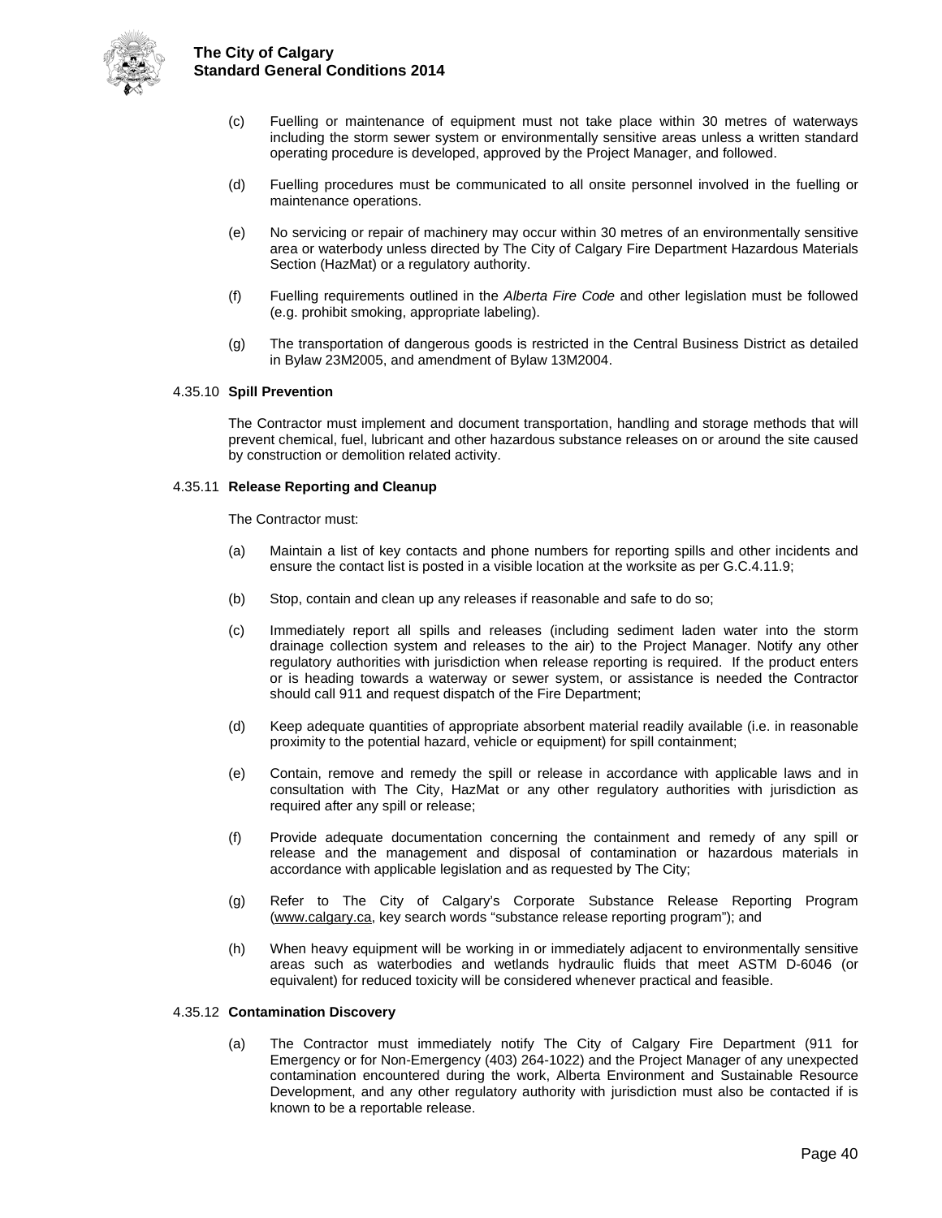(c) Fuelling or maintenance of equipment must not take place within 30 metres of waterways including the storm sewer system or environmentally sensitive areas unless a written standard operating procedure is developed, approved by the Project Manager, and followed.

(d) Fuelling procedures must be communicated to all onsite personnel involved in the fuelling or maintenance operations.

(e) No servicing or repair of machinery may occur within 30 metres of an environmentally sensitive area or waterbody unless directed by The City of Calgary Fire Department Hazardous Materials Section (HazMat) or a regulatory authority.

(f) Fuelling requirements outlined in the *Alberta Fire Code* and other legislation must be followed (e.g. prohibit smoking, appropriate labeling).

(g) The transportation of dangerous goods is restricted in the Central Business District as detailed in Bylaw 23M2005, and amendment of Bylaw 13M2004.

#### 4.35.10 **Spill Prevention**

The Contractor must implement and document transportation, handling and storage methods that will prevent chemical, fuel, lubricant and other hazardous substance releases on or around the site caused by construction or demolition related activity.

#### 4.35.11 **Release Reporting and Cleanup**

The Contractor must:

(a) Maintain a list of key contacts and phone numbers for reporting spills and other incidents and ensure the contact list is posted in a visible location at the worksite as per G.C.4.11.9;

(b) Stop, contain and clean up any releases if reasonable and safe to do so;

(c) Immediately report all spills and releases (including sediment laden water into the storm drainage collection system and releases to the air) to the Project Manager. Notify any other regulatory authorities with jurisdiction when release reporting is required. If the product enters or is heading towards a waterway or sewer system, or assistance is needed the Contractor should call 911 and request dispatch of the Fire Department;

(d) Keep adequate quantities of appropriate absorbent material readily available (i.e. in reasonable proximity to the potential hazard, vehicle or equipment) for spill containment;

(e) Contain, remove and remedy the spill or release in accordance with applicable laws and in consultation with The City, HazMat or any other regulatory authorities with jurisdiction as required after any spill or release;

(f) Provide adequate documentation concerning the containment and remedy of any spill or release and the management and disposal of contamination or hazardous materials in accordance with applicable legislation and as requested by The City;

(g) Refer to The City of Calgary's Corporate Substance Release Reporting Program (www.calgary.ca, key search words "substance release reporting program"); and

(h) When heavy equipment will be working in or immediately adjacent to environmentally sensitive areas such as waterbodies and wetlands hydraulic fluids that meet ASTM D-6046 (or equivalent) for reduced toxicity will be considered whenever practical and feasible.

#### 4.35.12 **Contamination Discovery**

(a) The Contractor must immediately notify The City of Calgary Fire Department (911 for Emergency or for Non-Emergency (403) 264-1022) and the Project Manager of any unexpected contamination encountered during the work, Alberta Environment and Sustainable Resource Development, and any other regulatory authority with jurisdiction must also be contacted if is known to be a reportable release.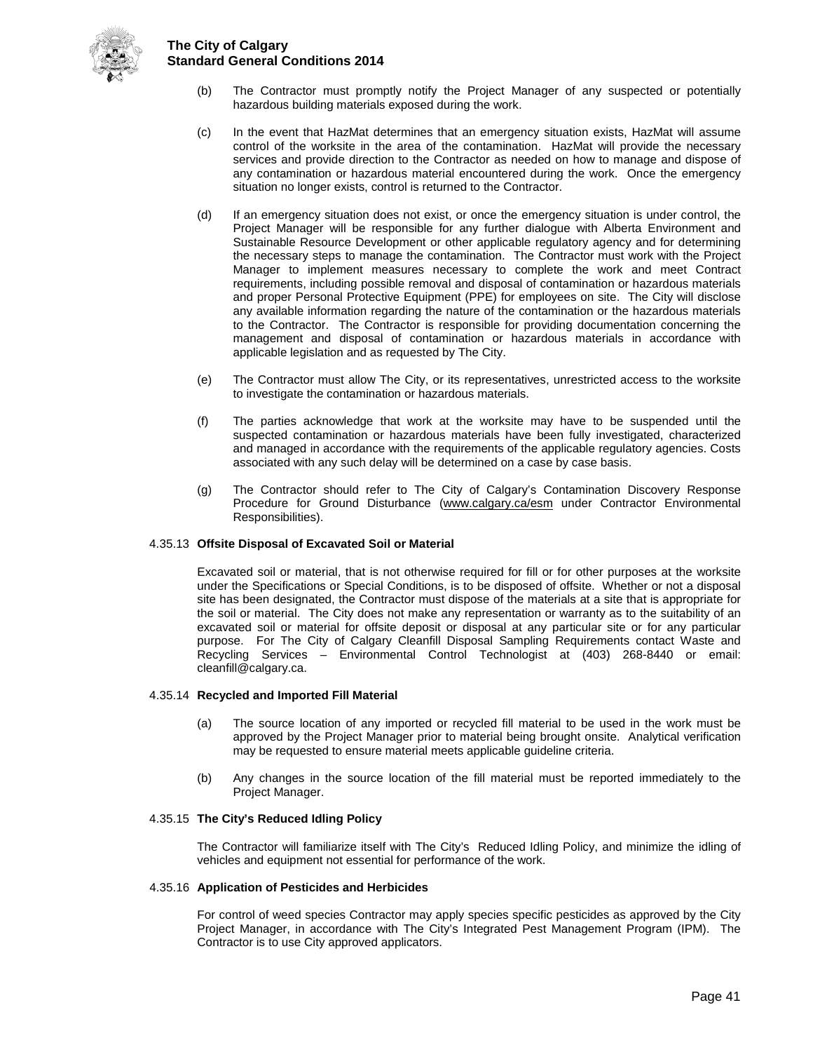(b) The Contractor must promptly notify the Project Manager of any suspected or potentially hazardous building materials exposed during the work.

(c) In the event that HazMat determines that an emergency situation exists, HazMat will assume control of the worksite in the area of the contamination. HazMat will provide the necessary services and provide direction to the Contractor as needed on how to manage and dispose of any contamination or hazardous material encountered during the work. Once the emergency situation no longer exists, control is returned to the Contractor.

(d) If an emergency situation does not exist, or once the emergency situation is under control, the Project Manager will be responsible for any further dialogue with Alberta Environment and Sustainable Resource Development or other applicable regulatory agency and for determining the necessary steps to manage the contamination. The Contractor must work with the Project Manager to implement measures necessary to complete the work and meet Contract requirements, including possible removal and disposal of contamination or hazardous materials and proper Personal Protective Equipment (PPE) for employees on site. The City will disclose any available information regarding the nature of the contamination or the hazardous materials to the Contractor. The Contractor is responsible for providing documentation concerning the management and disposal of contamination or hazardous materials in accordance with applicable legislation and as requested by The City.

(e) The Contractor must allow The City, or its representatives, unrestricted access to the worksite to investigate the contamination or hazardous materials.

(f) The parties acknowledge that work at the worksite may have to be suspended until the suspected contamination or hazardous materials have been fully investigated, characterized and managed in accordance with the requirements of the applicable regulatory agencies. Costs associated with any such delay will be determined on a case by case basis.

(g) The Contractor should refer to The City of Calgary's Contamination Discovery Response Procedure for Ground Disturbance (www.calgary.ca/esm under Contractor Environmental Responsibilities).

#### 4.35.13 **Offsite Disposal of Excavated Soil or Material**

Excavated soil or material, that is not otherwise required for fill or for other purposes at the worksite under the Specifications or Special Conditions, is to be disposed of offsite. Whether or not a disposal site has been designated, the Contractor must dispose of the materials at a site that is appropriate for the soil or material. The City does not make any representation or warranty as to the suitability of an excavated soil or material for offsite deposit or disposal at any particular site or for any particular purpose. For The City of Calgary Cleanfill Disposal Sampling Requirements contact Waste and Recycling Services – Environmental Control Technologist at (403) 268-8440 or email: cleanfill@calgary.ca.

#### 4.35.14 **Recycled and Imported Fill Material**

(a) The source location of any imported or recycled fill material to be used in the work must be approved by the Project Manager prior to material being brought onsite. Analytical verification may be requested to ensure material meets applicable guideline criteria.

(b) Any changes in the source location of the fill material must be reported immediately to the Project Manager.

#### 4.35.15 **The City's Reduced Idling Policy**

The Contractor will familiarize itself with The City's Reduced Idling Policy, and minimize the idling of vehicles and equipment not essential for performance of the work.

#### 4.35.16 **Application of Pesticides and Herbicides**

For control of weed species Contractor may apply species specific pesticides as approved by the City Project Manager, in accordance with The City's Integrated Pest Management Program (IPM). The Contractor is to use City approved applicators.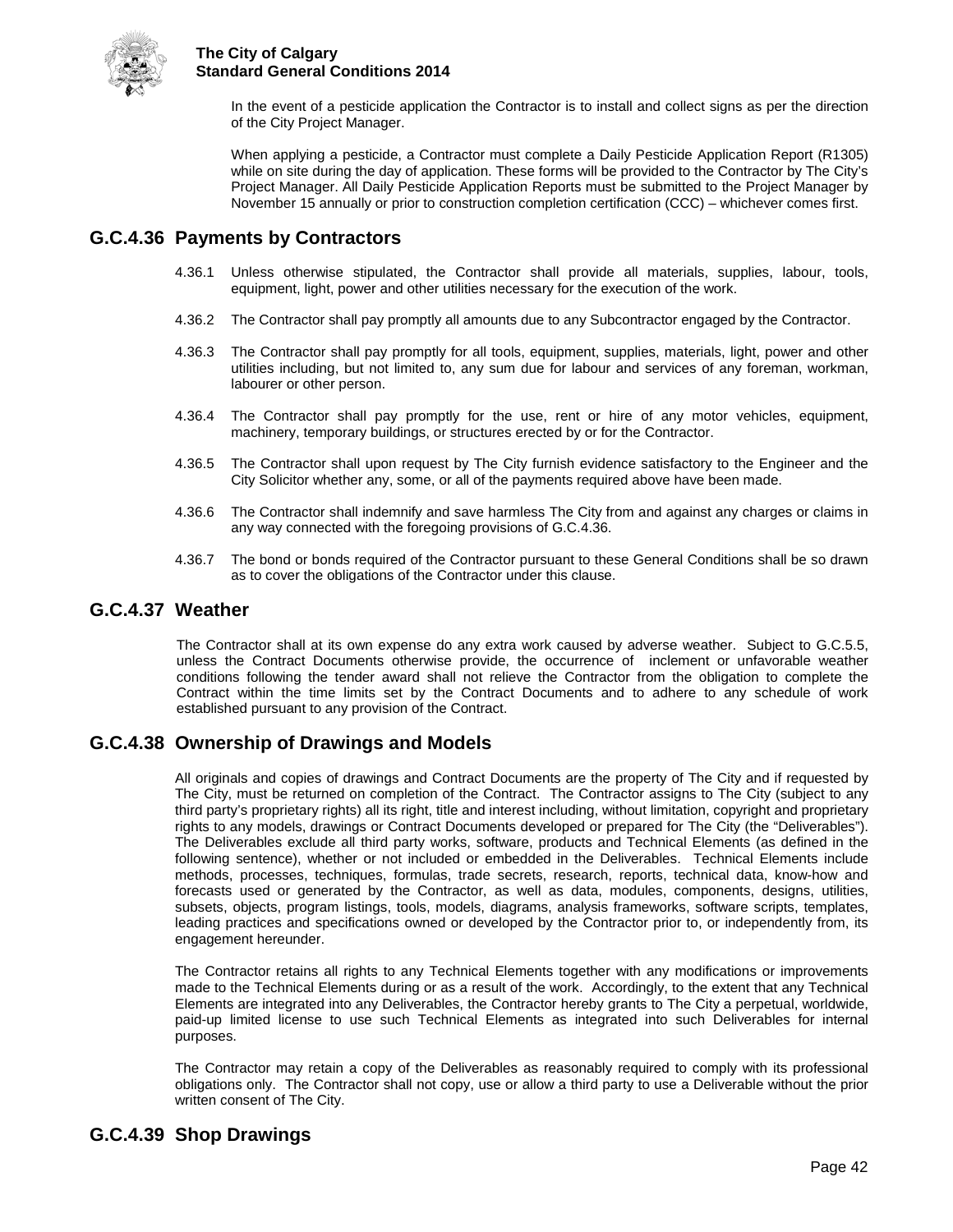In the event of a pesticide application the Contractor is to install and collect signs as per the direction of the City Project Manager.

When applying a pesticide, a Contractor must complete a Daily Pesticide Application Report (R1305) while on site during the day of application. These forms will be provided to the Contractor by The City's Project Manager. All Daily Pesticide Application Reports must be submitted to the Project Manager by November 15 annually or prior to construction completion certification (CCC) – whichever comes first.

## G.C.4.36 Payments by Contractors

4.36.1 Unless otherwise stipulated, the Contractor shall provide all materials, supplies, labour, tools, equipment, light, power and other utilities necessary for the execution of the work.

4.36.2 The Contractor shall pay promptly all amounts due to any Subcontractor engaged by the Contractor.

4.36.3 The Contractor shall pay promptly for all tools, equipment, supplies, materials, light, power and other utilities including, but not limited to, any sum due for labour and services of any foreman, workman, labourer or other person.

4.36.4 The Contractor shall pay promptly for the use, rent or hire of any motor vehicles, equipment, machinery, temporary buildings, or structures erected by or for the Contractor.

4.36.5 The Contractor shall upon request by The City furnish evidence satisfactory to the Engineer and the City Solicitor whether any, some, or all of the payments required above have been made.

4.36.6 The Contractor shall indemnify and save harmless The City from and against any charges or claims in any way connected with the foregoing provisions of G.C.4.36.

4.36.7 The bond or bonds required of the Contractor pursuant to these General Conditions shall be so drawn as to cover the obligations of the Contractor under this clause.

## G.C.4.37 Weather

The Contractor shall at its own expense do any extra work caused by adverse weather. Subject to G.C.5.5, unless the Contract Documents otherwise provide, the occurrence of inclement or unfavorable weather conditions following the tender award shall not relieve the Contractor from the obligation to complete the Contract within the time limits set by the Contract Documents and to adhere to any schedule of work established pursuant to any provision of the Contract.

## G.C.4.38 Ownership of Drawings and Models

All originals and copies of drawings and Contract Documents are the property of The City and if requested by The City, must be returned on completion of the Contract. The Contractor assigns to The City (subject to any third party's proprietary rights) all its right, title and interest including, without limitation, copyright and proprietary rights to any models, drawings or Contract Documents developed or prepared for The City (the "Deliverables"). The Deliverables exclude all third party works, software, products and Technical Elements (as defined in the following sentence), whether or not included or embedded in the Deliverables. Technical Elements include methods, processes, techniques, formulas, trade secrets, research, reports, technical data, know-how and forecasts used or generated by the Contractor, as well as data, modules, components, designs, utilities, subsets, objects, program listings, tools, models, diagrams, analysis frameworks, software scripts, templates, leading practices and specifications owned or developed by the Contractor prior to, or independently from, its engagement hereunder.

The Contractor retains all rights to any Technical Elements together with any modifications or improvements made to the Technical Elements during or as a result of the work. Accordingly, to the extent that any Technical Elements are integrated into any Deliverables, the Contractor hereby grants to The City a perpetual, worldwide, paid-up limited license to use such Technical Elements as integrated into such Deliverables for internal purposes.

The Contractor may retain a copy of the Deliverables as reasonably required to comply with its professional obligations only. The Contractor shall not copy, use or allow a third party to use a Deliverable without the prior written consent of The City.

## G.C.4.39 Shop Drawings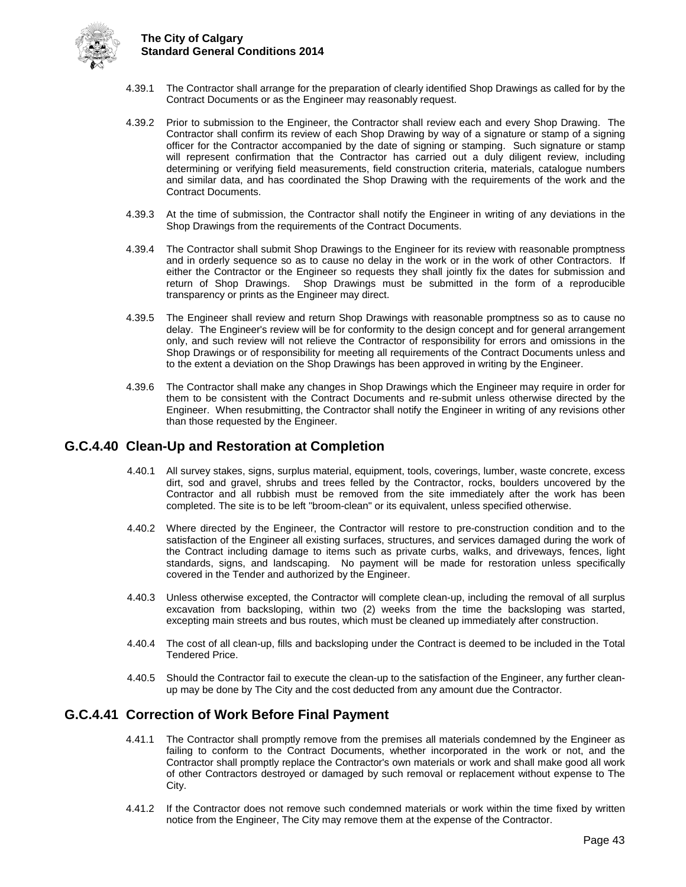4.39.1 The Contractor shall arrange for the preparation of clearly identified Shop Drawings as called for by the Contract Documents or as the Engineer may reasonably request.

4.39.2 Prior to submission to the Engineer, the Contractor shall review each and every Shop Drawing. The Contractor shall confirm its review of each Shop Drawing by way of a signature or stamp of a signing officer for the Contractor accompanied by the date of signing or stamping. Such signature or stamp will represent confirmation that the Contractor has carried out a duly diligent review, including determining or verifying field measurements, field construction criteria, materials, catalogue numbers and similar data, and has coordinated the Shop Drawing with the requirements of the work and the Contract Documents.

4.39.3 At the time of submission, the Contractor shall notify the Engineer in writing of any deviations in the Shop Drawings from the requirements of the Contract Documents.

4.39.4 The Contractor shall submit Shop Drawings to the Engineer for its review with reasonable promptness and in orderly sequence so as to cause no delay in the work or in the work of other Contractors. If either the Contractor or the Engineer so requests they shall jointly fix the dates for submission and return of Shop Drawings. Shop Drawings must be submitted in the form of a reproducible transparency or prints as the Engineer may direct.

4.39.5 The Engineer shall review and return Shop Drawings with reasonable promptness so as to cause no delay. The Engineer's review will be for conformity to the design concept and for general arrangement only, and such review will not relieve the Contractor of responsibility for errors and omissions in the Shop Drawings or of responsibility for meeting all requirements of the Contract Documents unless and to the extent a deviation on the Shop Drawings has been approved in writing by the Engineer.

4.39.6 The Contractor shall make any changes in Shop Drawings which the Engineer may require in order for them to be consistent with the Contract Documents and re-submit unless otherwise directed by the Engineer. When resubmitting, the Contractor shall notify the Engineer in writing of any revisions other than those requested by the Engineer.

## G.C.4.40 Clean-Up and Restoration at Completion

4.40.1 All survey stakes, signs, surplus material, equipment, tools, coverings, lumber, waste concrete, excess dirt, sod and gravel, shrubs and trees felled by the Contractor, rocks, boulders uncovered by the Contractor and all rubbish must be removed from the site immediately after the work has been completed. The site is to be left "broom-clean" or its equivalent, unless specified otherwise.

4.40.2 Where directed by the Engineer, the Contractor will restore to pre-construction condition and to the satisfaction of the Engineer all existing surfaces, structures, and services damaged during the work of the Contract including damage to items such as private curbs, walks, and driveways, fences, light standards, signs, and landscaping. No payment will be made for restoration unless specifically covered in the Tender and authorized by the Engineer.

4.40.3 Unless otherwise excepted, the Contractor will complete clean-up, including the removal of all surplus excavation from backsloping, within two (2) weeks from the time the backsloping was started, excepting main streets and bus routes, which must be cleaned up immediately after construction.

4.40.4 The cost of all clean-up, fills and backsloping under the Contract is deemed to be included in the Total Tendered Price.

4.40.5 Should the Contractor fail to execute the clean-up to the satisfaction of the Engineer, any further clean-up may be done by The City and the cost deducted from any amount due the Contractor.

## G.C.4.41 Correction of Work Before Final Payment

4.41.1 The Contractor shall promptly remove from the premises all materials condemned by the Engineer as failing to conform to the Contract Documents, whether incorporated in the work or not, and the Contractor shall promptly replace the Contractor's own materials or work and shall make good all work of other Contractors destroyed or damaged by such removal or replacement without expense to The City.

4.41.2 If the Contractor does not remove such condemned materials or work within the time fixed by written notice from the Engineer, The City may remove them at the expense of the Contractor.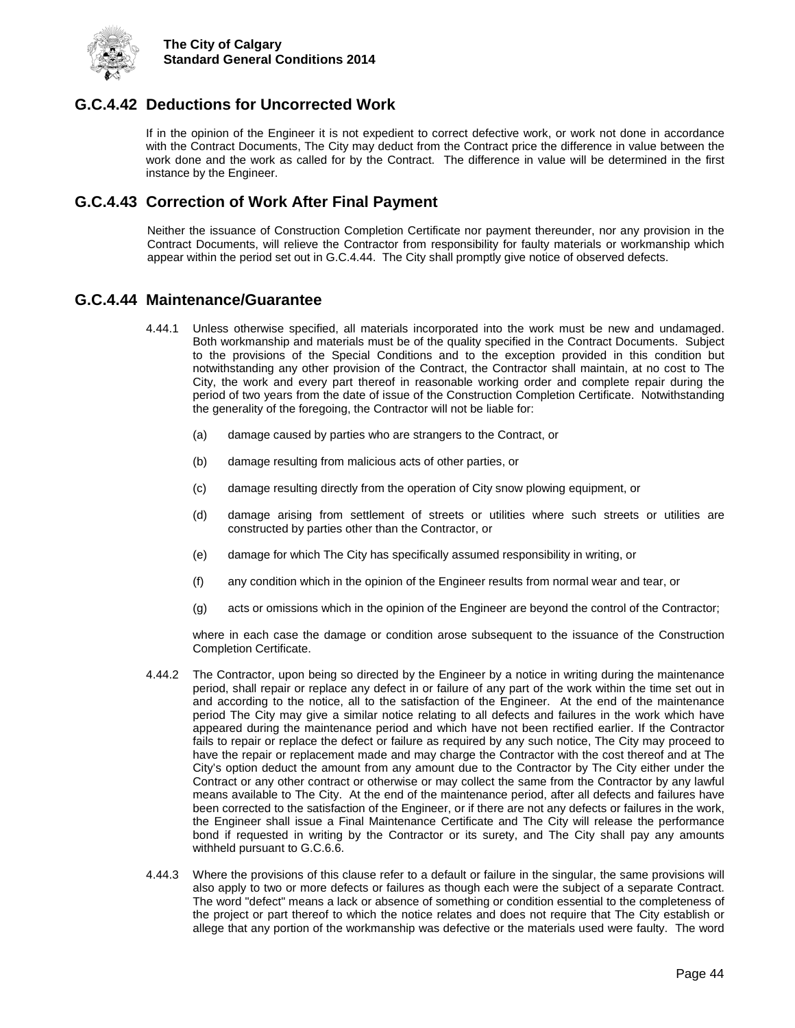## G.C.4.42 Deductions for Uncorrected Work

If in the opinion of the Engineer it is not expedient to correct defective work, or work not done in accordance with the Contract Documents, The City may deduct from the Contract price the difference in value between the work done and the work as called for by the Contract. The difference in value will be determined in the first instance by the Engineer.

## G.C.4.43 Correction of Work After Final Payment

Neither the issuance of Construction Completion Certificate nor payment thereunder, nor any provision in the Contract Documents, will relieve the Contractor from responsibility for faulty materials or workmanship which appear within the period set out in G.C.4.44. The City shall promptly give notice of observed defects.

## G.C.4.44 Maintenance/Guarantee

4.44.1 Unless otherwise specified, all materials incorporated into the work must be new and undamaged. Both workmanship and materials must be of the quality specified in the Contract Documents. Subject to the provisions of the Special Conditions and to the exception provided in this condition but notwithstanding any other provision of the Contract, the Contractor shall maintain, at no cost to The City, the work and every part thereof in reasonable working order and complete repair during the period of two years from the date of issue of the Construction Completion Certificate. Notwithstanding the generality of the foregoing, the Contractor will not be liable for:

(a) damage caused by parties who are strangers to the Contract, or

(b) damage resulting from malicious acts of other parties, or

(c) damage resulting directly from the operation of City snow plowing equipment, or

(d) damage arising from settlement of streets or utilities where such streets or utilities are constructed by parties other than the Contractor, or

(e) damage for which The City has specifically assumed responsibility in writing, or

(f) any condition which in the opinion of the Engineer results from normal wear and tear, or

(g) acts or omissions which in the opinion of the Engineer are beyond the control of the Contractor;

where in each case the damage or condition arose subsequent to the issuance of the Construction Completion Certificate.

4.44.2 The Contractor, upon being so directed by the Engineer by a notice in writing during the maintenance period, shall repair or replace any defect in or failure of any part of the work within the time set out in and according to the notice, all to the satisfaction of the Engineer. At the end of the maintenance period The City may give a similar notice relating to all defects and failures in the work which have appeared during the maintenance period and which have not been rectified earlier. If the Contractor fails to repair or replace the defect or failure as required by any such notice, The City may proceed to have the repair or replacement made and may charge the Contractor with the cost thereof and at The City's option deduct the amount from any amount due to the Contractor by The City either under the Contract or any other contract or otherwise or may collect the same from the Contractor by any lawful means available to The City. At the end of the maintenance period, after all defects and failures have been corrected to the satisfaction of the Engineer, or if there are not any defects or failures in the work, the Engineer shall issue a Final Maintenance Certificate and The City will release the performance bond if requested in writing by the Contractor or its surety, and The City shall pay any amounts withheld pursuant to G.C.6.6.

4.44.3 Where the provisions of this clause refer to a default or failure in the singular, the same provisions will also apply to two or more defects or failures as though each were the subject of a separate Contract. The word "defect" means a lack or absence of something or condition essential to the completeness of the project or part thereof to which the notice relates and does not require that The City establish or allege that any portion of the workmanship was defective or the materials used were faulty. The word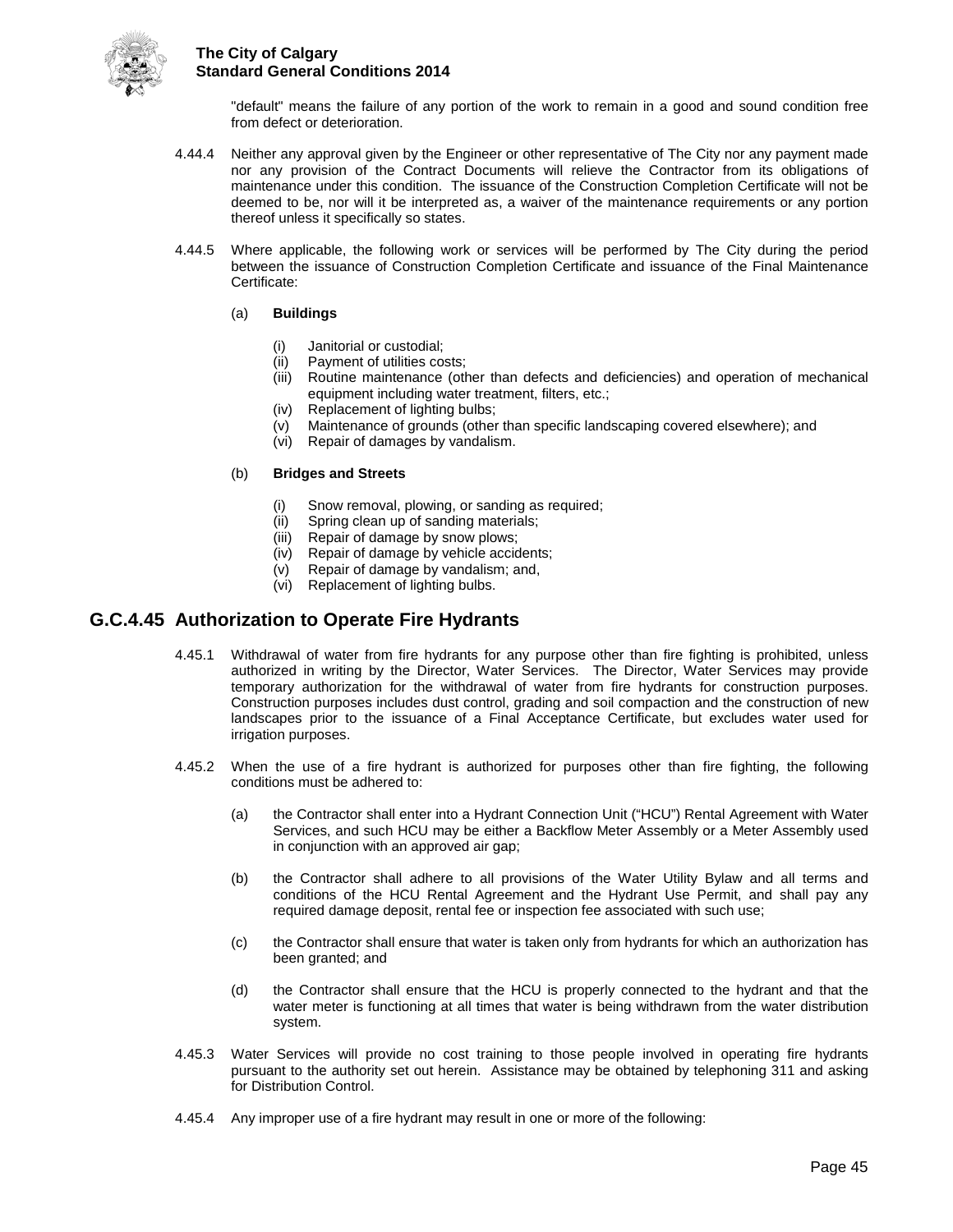"default" means the failure of any portion of the work to remain in a good and sound condition free from defect or deterioration.

4.44.4 Neither any approval given by the Engineer or other representative of The City nor any payment made nor any provision of the Contract Documents will relieve the Contractor from its obligations of maintenance under this condition. The issuance of the Construction Completion Certificate will not be deemed to be, nor will it be interpreted as, a waiver of the maintenance requirements or any portion thereof unless it specifically so states.

4.44.5 Where applicable, the following work or services will be performed by The City during the period between the issuance of Construction Completion Certificate and issuance of the Final Maintenance Certificate:

(a) **Buildings**

- (i) Janitorial or custodial;
- (ii) Payment of utilities costs;
- (iii) Routine maintenance (other than defects and deficiencies) and operation of mechanical equipment including water treatment, filters, etc.;
- (iv) Replacement of lighting bulbs;
- (v) Maintenance of grounds (other than specific landscaping covered elsewhere); and
- (vi) Repair of damages by vandalism.

(b) **Bridges and Streets**

- (i) Snow removal, plowing, or sanding as required;
- (ii) Spring clean up of sanding materials;
- (iii) Repair of damage by snow plows;
- (iv) Repair of damage by vehicle accidents;
- (v) Repair of damage by vandalism; and,
- (vi) Replacement of lighting bulbs.

## G.C.4.45 Authorization to Operate Fire Hydrants

4.45.1 Withdrawal of water from fire hydrants for any purpose other than fire fighting is prohibited, unless authorized in writing by the Director, Water Services. The Director, Water Services may provide temporary authorization for the withdrawal of water from fire hydrants for construction purposes. Construction purposes includes dust control, grading and soil compaction and the construction of new landscapes prior to the issuance of a Final Acceptance Certificate, but excludes water used for irrigation purposes.

4.45.2 When the use of a fire hydrant is authorized for purposes other than fire fighting, the following conditions must be adhered to:

(a) the Contractor shall enter into a Hydrant Connection Unit ("HCU") Rental Agreement with Water Services, and such HCU may be either a Backflow Meter Assembly or a Meter Assembly used in conjunction with an approved air gap;

(b) the Contractor shall adhere to all provisions of the Water Utility Bylaw and all terms and conditions of the HCU Rental Agreement and the Hydrant Use Permit, and shall pay any required damage deposit, rental fee or inspection fee associated with such use;

(c) the Contractor shall ensure that water is taken only from hydrants for which an authorization has been granted; and

(d) the Contractor shall ensure that the HCU is properly connected to the hydrant and that the water meter is functioning at all times that water is being withdrawn from the water distribution system.

4.45.3 Water Services will provide no cost training to those people involved in operating fire hydrants pursuant to the authority set out herein. Assistance may be obtained by telephoning 311 and asking for Distribution Control.

4.45.4 Any improper use of a fire hydrant may result in one or more of the following: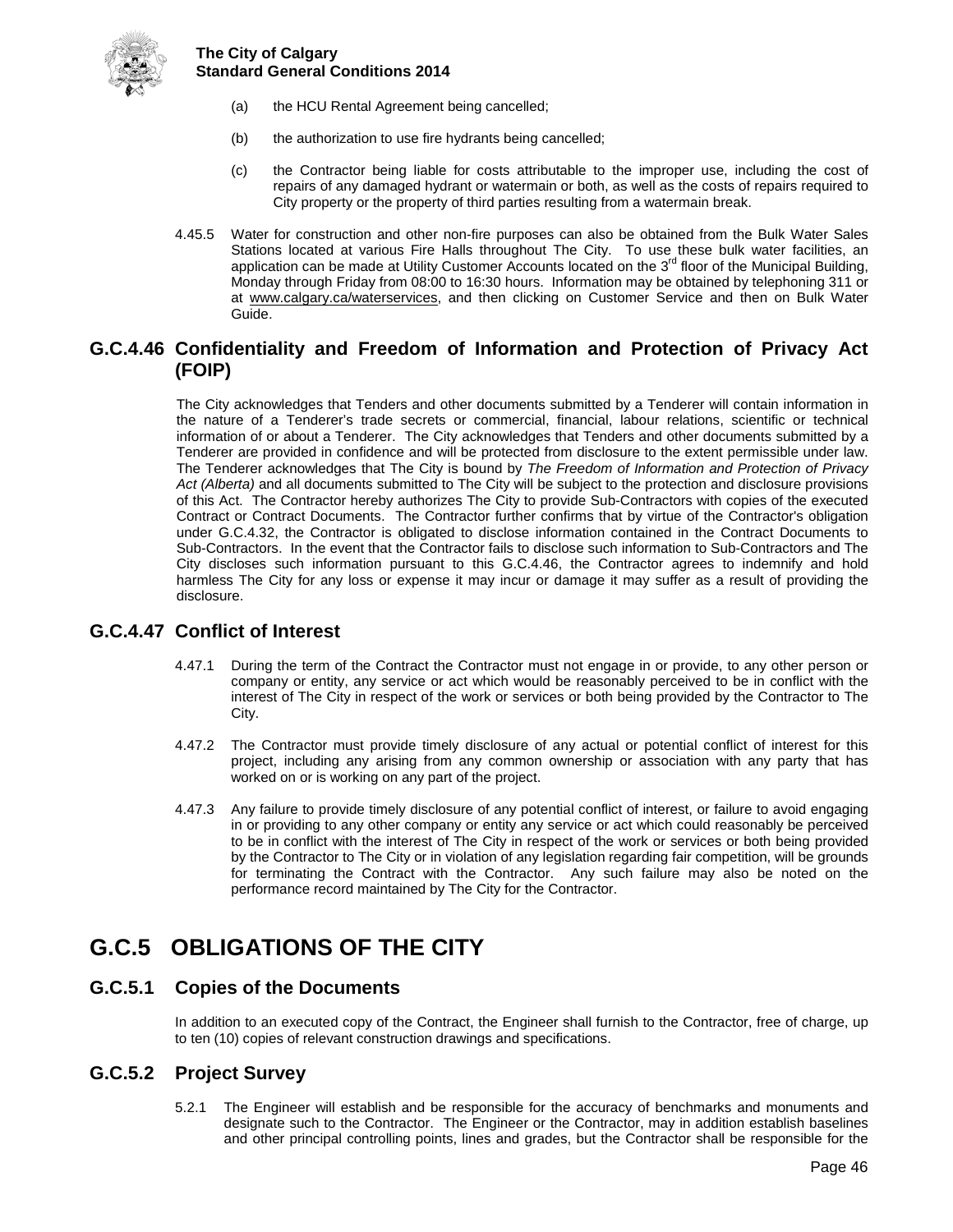(a) the HCU Rental Agreement being cancelled;

(b) the authorization to use fire hydrants being cancelled;

(c) the Contractor being liable for costs attributable to the improper use, including the cost of repairs of any damaged hydrant or watermain or both, as well as the costs of repairs required to City property or the property of third parties resulting from a watermain break.

4.45.5 Water for construction and other non-fire purposes can also be obtained from the Bulk Water Sales Stations located at various Fire Halls throughout The City. To use these bulk water facilities, an application can be made at Utility Customer Accounts located on the 3rd floor of the Municipal Building, Monday through Friday from 08:00 to 16:30 hours. Information may be obtained by telephoning 311 or at www.calgary.ca/waterservices, and then clicking on Customer Service and then on Bulk Water Guide.

### G.C.4.46 Confidentiality and Freedom of Information and Protection of Privacy Act (FOIP)

The City acknowledges that Tenders and other documents submitted by a Tenderer will contain information in the nature of a Tenderer's trade secrets or commercial, financial, labour relations, scientific or technical information of or about a Tenderer. The City acknowledges that Tenders and other documents submitted by a Tenderer are provided in confidence and will be protected from disclosure to the extent permissible under law. The Tenderer acknowledges that The City is bound by *The Freedom of Information and Protection of Privacy Act (Alberta)* and all documents submitted to The City will be subject to the protection and disclosure provisions of this Act. The Contractor hereby authorizes The City to provide Sub-Contractors with copies of the executed Contract or Contract Documents. The Contractor further confirms that by virtue of the Contractor's obligation under G.C.4.32, the Contractor is obligated to disclose information contained in the Contract Documents to Sub-Contractors. In the event that the Contractor fails to disclose such information to Sub-Contractors and The City discloses such information pursuant to this G.C.4.46, the Contractor agrees to indemnify and hold harmless The City for any loss or expense it may incur or damage it may suffer as a result of providing the disclosure.

### G.C.4.47 Conflict of Interest

4.47.1 During the term of the Contract the Contractor must not engage in or provide, to any other person or company or entity, any service or act which would be reasonably perceived to be in conflict with the interest of The City in respect of the work or services or both being provided by the Contractor to The City.

4.47.2 The Contractor must provide timely disclosure of any actual or potential conflict of interest for this project, including any arising from any common ownership or association with any party that has worked on or is working on any part of the project.

4.47.3 Any failure to provide timely disclosure of any potential conflict of interest, or failure to avoid engaging in or providing to any other company or entity any service or act which could reasonably be perceived to be in conflict with the interest of The City in respect of the work or services or both being provided by the Contractor to The City or in violation of any legislation regarding fair competition, will be grounds for terminating the Contract with the Contractor. Any such failure may also be noted on the performance record maintained by The City for the Contractor.

## G.C.5 OBLIGATIONS OF THE CITY

### G.C.5.1 Copies of the Documents

In addition to an executed copy of the Contract, the Engineer shall furnish to the Contractor, free of charge, up to ten (10) copies of relevant construction drawings and specifications.

### G.C.5.2 Project Survey

5.2.1 The Engineer will establish and be responsible for the accuracy of benchmarks and monuments and designate such to the Contractor. The Engineer or the Contractor, may in addition establish baselines and other principal controlling points, lines and grades, but the Contractor shall be responsible for the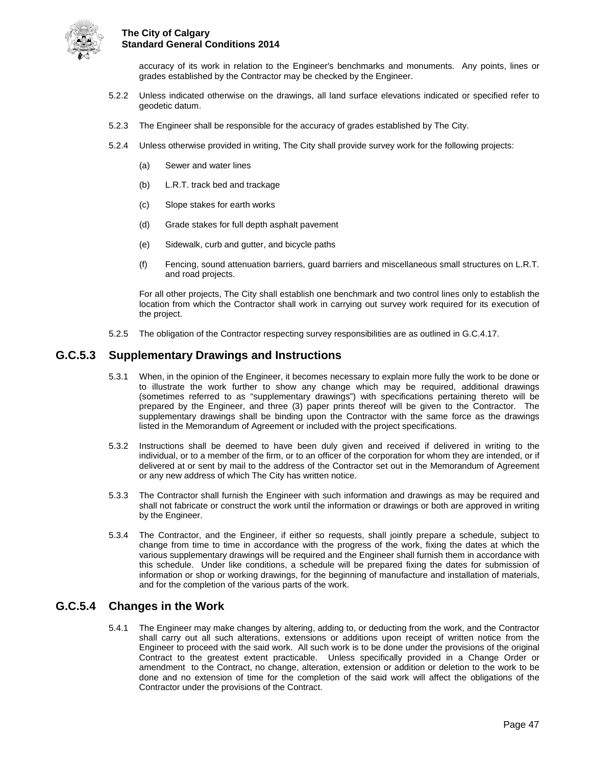accuracy of its work in relation to the Engineer's benchmarks and monuments. Any points, lines or grades established by the Contractor may be checked by the Engineer.

5.2.2 Unless indicated otherwise on the drawings, all land surface elevations indicated or specified refer to geodetic datum.

5.2.3 The Engineer shall be responsible for the accuracy of grades established by The City.

5.2.4 Unless otherwise provided in writing, The City shall provide survey work for the following projects:

(a) Sewer and water lines

(b) L.R.T. track bed and trackage

(c) Slope stakes for earth works

(d) Grade stakes for full depth asphalt pavement

(e) Sidewalk, curb and gutter, and bicycle paths

(f) Fencing, sound attenuation barriers, guard barriers and miscellaneous small structures on L.R.T. and road projects.

For all other projects, The City shall establish one benchmark and two control lines only to establish the location from which the Contractor shall work in carrying out survey work required for its execution of the project.

5.2.5 The obligation of the Contractor respecting survey responsibilities are as outlined in G.C.4.17.

## G.C.5.3 Supplementary Drawings and Instructions

5.3.1 When, in the opinion of the Engineer, it becomes necessary to explain more fully the work to be done or to illustrate the work further to show any change which may be required, additional drawings (sometimes referred to as "supplementary drawings") with specifications pertaining thereto will be prepared by the Engineer, and three (3) paper prints thereof will be given to the Contractor. The supplementary drawings shall be binding upon the Contractor with the same force as the drawings listed in the Memorandum of Agreement or included with the project specifications.

5.3.2 Instructions shall be deemed to have been duly given and received if delivered in writing to the individual, or to a member of the firm, or to an officer of the corporation for whom they are intended, or if delivered at or sent by mail to the address of the Contractor set out in the Memorandum of Agreement or any new address of which The City has written notice.

5.3.3 The Contractor shall furnish the Engineer with such information and drawings as may be required and shall not fabricate or construct the work until the information or drawings or both are approved in writing by the Engineer.

5.3.4 The Contractor, and the Engineer, if either so requests, shall jointly prepare a schedule, subject to change from time to time in accordance with the progress of the work, fixing the dates at which the various supplementary drawings will be required and the Engineer shall furnish them in accordance with this schedule. Under like conditions, a schedule will be prepared fixing the dates for submission of information or shop or working drawings, for the beginning of manufacture and installation of materials, and for the completion of the various parts of the work.

## G.C.5.4 Changes in the Work

5.4.1 The Engineer may make changes by altering, adding to, or deducting from the work, and the Contractor shall carry out all such alterations, extensions or additions upon receipt of written notice from the Engineer to proceed with the said work. All such work is to be done under the provisions of the original Contract to the greatest extent practicable. Unless specifically provided in a Change Order or amendment to the Contract, no change, alteration, extension or addition or deletion to the work to be done and no extension of time for the completion of the said work will affect the obligations of the Contractor under the provisions of the Contract.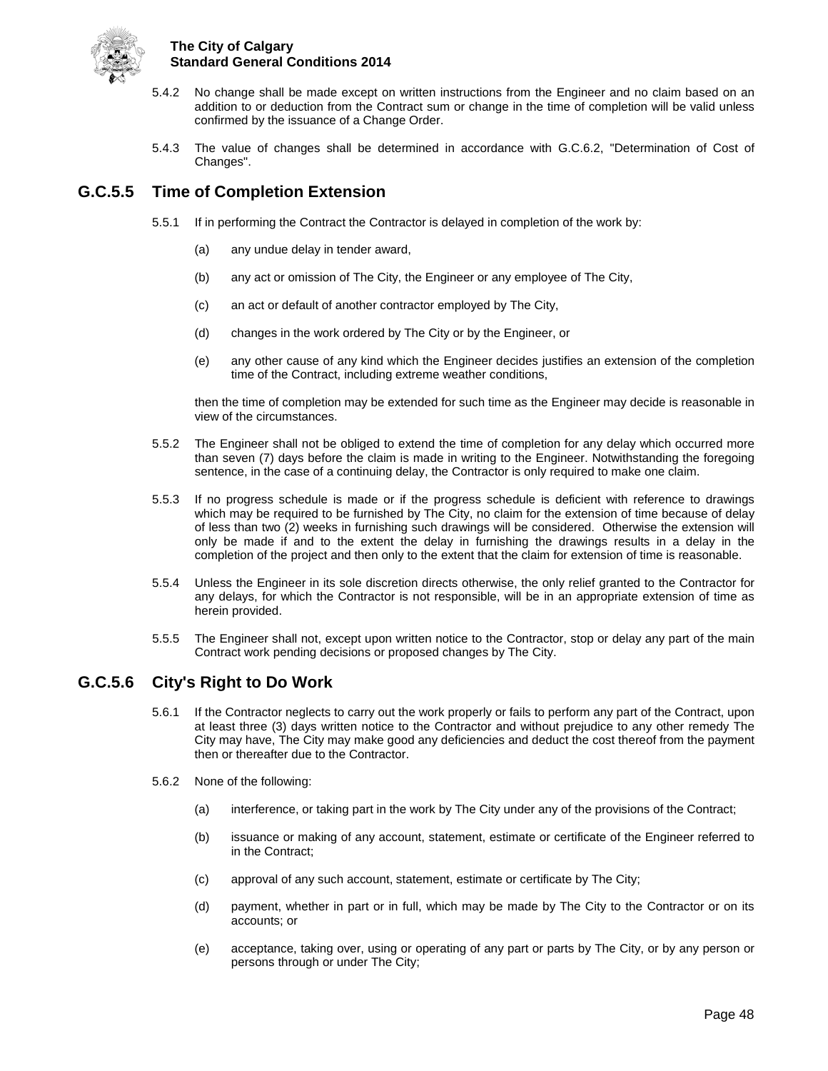5.4.2 No change shall be made except on written instructions from the Engineer and no claim based on an addition to or deduction from the Contract sum or change in the time of completion will be valid unless confirmed by the issuance of a Change Order.

5.4.3 The value of changes shall be determined in accordance with G.C.6.2, "Determination of Cost of Changes".

## G.C.5.5 Time of Completion Extension

5.5.1 If in performing the Contract the Contractor is delayed in completion of the work by:

(a) any undue delay in tender award,

(b) any act or omission of The City, the Engineer or any employee of The City,

(c) an act or default of another contractor employed by The City,

(d) changes in the work ordered by The City or by the Engineer, or

(e) any other cause of any kind which the Engineer decides justifies an extension of the completion time of the Contract, including extreme weather conditions,

then the time of completion may be extended for such time as the Engineer may decide is reasonable in view of the circumstances.

5.5.2 The Engineer shall not be obliged to extend the time of completion for any delay which occurred more than seven (7) days before the claim is made in writing to the Engineer. Notwithstanding the foregoing sentence, in the case of a continuing delay, the Contractor is only required to make one claim.

5.5.3 If no progress schedule is made or if the progress schedule is deficient with reference to drawings which may be required to be furnished by The City, no claim for the extension of time because of delay of less than two (2) weeks in furnishing such drawings will be considered. Otherwise the extension will only be made if and to the extent the delay in furnishing the drawings results in a delay in the completion of the project and then only to the extent that the claim for extension of time is reasonable.

5.5.4 Unless the Engineer in its sole discretion directs otherwise, the only relief granted to the Contractor for any delays, for which the Contractor is not responsible, will be in an appropriate extension of time as herein provided.

5.5.5 The Engineer shall not, except upon written notice to the Contractor, stop or delay any part of the main Contract work pending decisions or proposed changes by The City.

## G.C.5.6 City's Right to Do Work

5.6.1 If the Contractor neglects to carry out the work properly or fails to perform any part of the Contract, upon at least three (3) days written notice to the Contractor and without prejudice to any other remedy The City may have, The City may make good any deficiencies and deduct the cost thereof from the payment then or thereafter due to the Contractor.

5.6.2 None of the following:

(a) interference, or taking part in the work by The City under any of the provisions of the Contract;

(b) issuance or making of any account, statement, estimate or certificate of the Engineer referred to in the Contract;

(c) approval of any such account, statement, estimate or certificate by The City;

(d) payment, whether in part or in full, which may be made by The City to the Contractor or on its accounts; or

(e) acceptance, taking over, using or operating of any part or parts by The City, or by any person or persons through or under The City;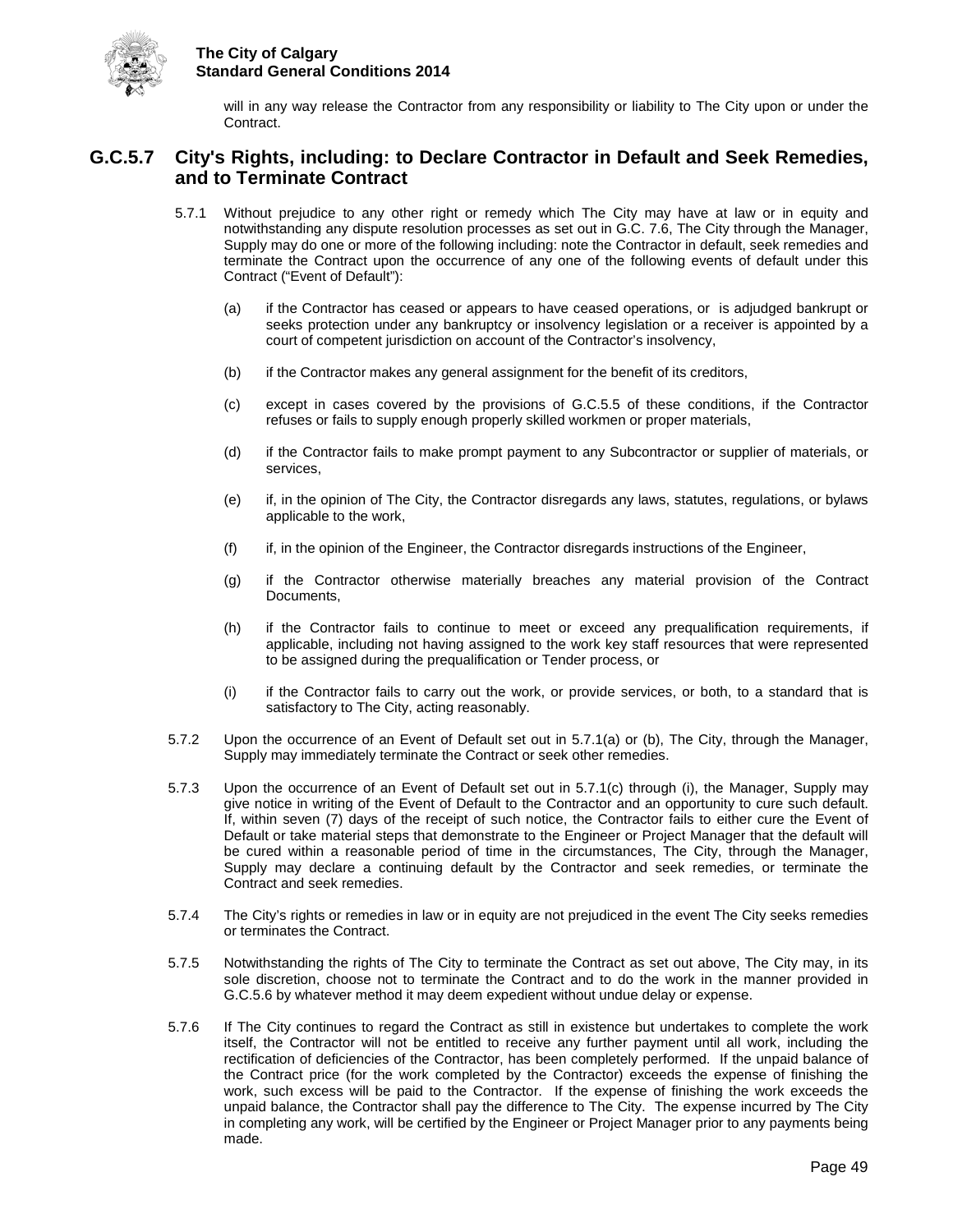will in any way release the Contractor from any responsibility or liability to The City upon or under the Contract.

## G.C.5.7 City's Rights, including: to Declare Contractor in Default and Seek Remedies, and to Terminate Contract

5.7.1 Without prejudice to any other right or remedy which The City may have at law or in equity and notwithstanding any dispute resolution processes as set out in G.C. 7.6, The City through the Manager, Supply may do one or more of the following including: note the Contractor in default, seek remedies and terminate the Contract upon the occurrence of any one of the following events of default under this Contract ("Event of Default"):

(a) if the Contractor has ceased or appears to have ceased operations, or is adjudged bankrupt or seeks protection under any bankruptcy or insolvency legislation or a receiver is appointed by a court of competent jurisdiction on account of the Contractor's insolvency,

(b) if the Contractor makes any general assignment for the benefit of its creditors,

(c) except in cases covered by the provisions of G.C.5.5 of these conditions, if the Contractor refuses or fails to supply enough properly skilled workmen or proper materials,

(d) if the Contractor fails to make prompt payment to any Subcontractor or supplier of materials, or services,

(e) if, in the opinion of The City, the Contractor disregards any laws, statutes, regulations, or bylaws applicable to the work,

(f) if, in the opinion of the Engineer, the Contractor disregards instructions of the Engineer,

(g) if the Contractor otherwise materially breaches any material provision of the Contract Documents,

(h) if the Contractor fails to continue to meet or exceed any prequalification requirements, if applicable, including not having assigned to the work key staff resources that were represented to be assigned during the prequalification or Tender process, or

(i) if the Contractor fails to carry out the work, or provide services, or both, to a standard that is satisfactory to The City, acting reasonably.

5.7.2 Upon the occurrence of an Event of Default set out in 5.7.1(a) or (b), The City, through the Manager, Supply may immediately terminate the Contract or seek other remedies.

5.7.3 Upon the occurrence of an Event of Default set out in 5.7.1(c) through (i), the Manager, Supply may give notice in writing of the Event of Default to the Contractor and an opportunity to cure such default. If, within seven (7) days of the receipt of such notice, the Contractor fails to either cure the Event of Default or take material steps that demonstrate to the Engineer or Project Manager that the default will be cured within a reasonable period of time in the circumstances, The City, through the Manager, Supply may declare a continuing default by the Contractor and seek remedies, or terminate the Contract and seek remedies.

5.7.4 The City's rights or remedies in law or in equity are not prejudiced in the event The City seeks remedies or terminates the Contract.

5.7.5 Notwithstanding the rights of The City to terminate the Contract as set out above, The City may, in its sole discretion, choose not to terminate the Contract and to do the work in the manner provided in G.C.5.6 by whatever method it may deem expedient without undue delay or expense.

5.7.6 If The City continues to regard the Contract as still in existence but undertakes to complete the work itself, the Contractor will not be entitled to receive any further payment until all work, including the rectification of deficiencies of the Contractor, has been completely performed. If the unpaid balance of the Contract price (for the work completed by the Contractor) exceeds the expense of finishing the work, such excess will be paid to the Contractor. If the expense of finishing the work exceeds the unpaid balance, the Contractor shall pay the difference to The City. The expense incurred by The City in completing any work, will be certified by the Engineer or Project Manager prior to any payments being made.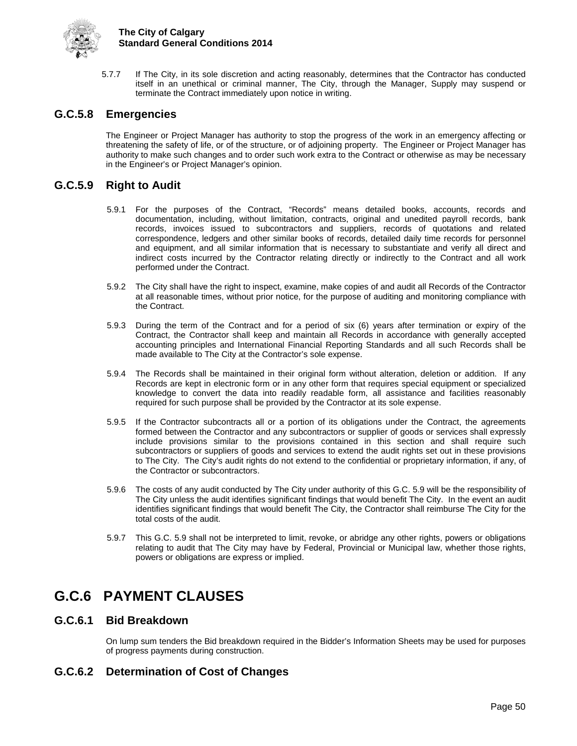5.7.7 If The City, in its sole discretion and acting reasonably, determines that the Contractor has conducted itself in an unethical or criminal manner, The City, through the Manager, Supply may suspend or terminate the Contract immediately upon notice in writing.

## G.C.5.8 Emergencies

The Engineer or Project Manager has authority to stop the progress of the work in an emergency affecting or threatening the safety of life, or of the structure, or of adjoining property. The Engineer or Project Manager has authority to make such changes and to order such work extra to the Contract or otherwise as may be necessary in the Engineer's or Project Manager's opinion.

## G.C.5.9 Right to Audit

5.9.1 For the purposes of the Contract, "Records" means detailed books, accounts, records and documentation, including, without limitation, contracts, original and unedited payroll records, bank records, invoices issued to subcontractors and suppliers, records of quotations and related correspondence, ledgers and other similar books of records, detailed daily time records for personnel and equipment, and all similar information that is necessary to substantiate and verify all direct and indirect costs incurred by the Contractor relating directly or indirectly to the Contract and all work performed under the Contract.

5.9.2 The City shall have the right to inspect, examine, make copies of and audit all Records of the Contractor at all reasonable times, without prior notice, for the purpose of auditing and monitoring compliance with the Contract.

5.9.3 During the term of the Contract and for a period of six (6) years after termination or expiry of the Contract, the Contractor shall keep and maintain all Records in accordance with generally accepted accounting principles and International Financial Reporting Standards and all such Records shall be made available to The City at the Contractor's sole expense.

5.9.4 The Records shall be maintained in their original form without alteration, deletion or addition. If any Records are kept in electronic form or in any other form that requires special equipment or specialized knowledge to convert the data into readily readable form, all assistance and facilities reasonably required for such purpose shall be provided by the Contractor at its sole expense.

5.9.5 If the Contractor subcontracts all or a portion of its obligations under the Contract, the agreements formed between the Contractor and any subcontractors or supplier of goods or services shall expressly include provisions similar to the provisions contained in this section and shall require such subcontractors or suppliers of goods and services to extend the audit rights set out in these provisions to The City. The City's audit rights do not extend to the confidential or proprietary information, if any, of the Contractor or subcontractors.

5.9.6 The costs of any audit conducted by The City under authority of this G.C. 5.9 will be the responsibility of The City unless the audit identifies significant findings that would benefit The City. In the event an audit identifies significant findings that would benefit The City, the Contractor shall reimburse The City for the total costs of the audit.

5.9.7 This G.C. 5.9 shall not be interpreted to limit, revoke, or abridge any other rights, powers or obligations relating to audit that The City may have by Federal, Provincial or Municipal law, whether those rights, powers or obligations are express or implied.

# G.C.6 PAYMENT CLAUSES

## G.C.6.1 Bid Breakdown

On lump sum tenders the Bid breakdown required in the Bidder's Information Sheets may be used for purposes of progress payments during construction.

## G.C.6.2 Determination of Cost of Changes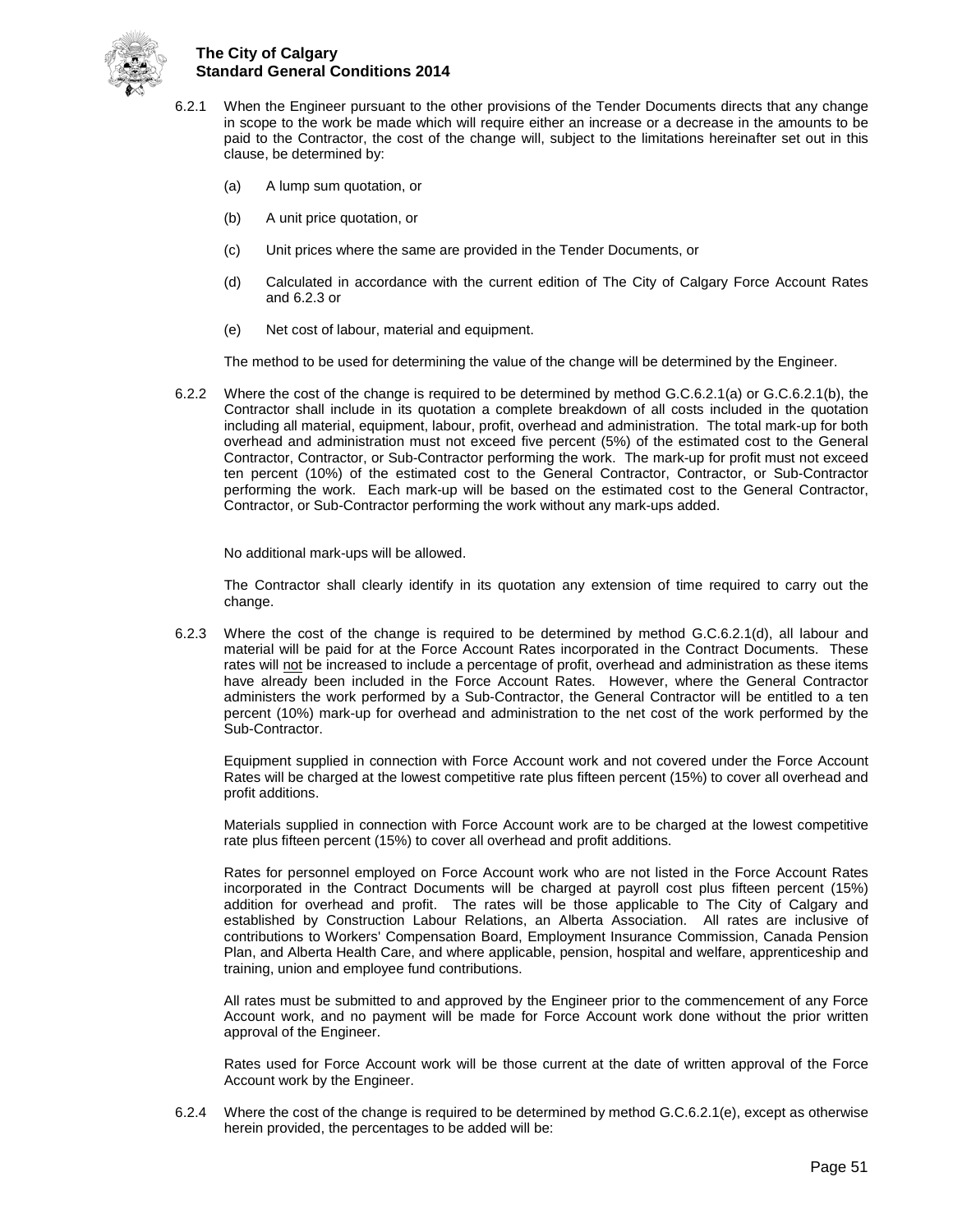6.2.1 When the Engineer pursuant to the other provisions of the Tender Documents directs that any change in scope to the work be made which will require either an increase or a decrease in the amounts to be paid to the Contractor, the cost of the change will, subject to the limitations hereinafter set out in this clause, be determined by:

(a) A lump sum quotation, or

(b) A unit price quotation, or

(c) Unit prices where the same are provided in the Tender Documents, or

(d) Calculated in accordance with the current edition of The City of Calgary Force Account Rates and 6.2.3 or

(e) Net cost of labour, material and equipment.

The method to be used for determining the value of the change will be determined by the Engineer.

6.2.2 Where the cost of the change is required to be determined by method G.C.6.2.1(a) or G.C.6.2.1(b), the Contractor shall include in its quotation a complete breakdown of all costs included in the quotation including all material, equipment, labour, profit, overhead and administration. The total mark-up for both overhead and administration must not exceed five percent (5%) of the estimated cost to the General Contractor, Contractor, or Sub-Contractor performing the work. The mark-up for profit must not exceed ten percent (10%) of the estimated cost to the General Contractor, Contractor, or Sub-Contractor performing the work. Each mark-up will be based on the estimated cost to the General Contractor, Contractor, or Sub-Contractor performing the work without any mark-ups added.

No additional mark-ups will be allowed.

The Contractor shall clearly identify in its quotation any extension of time required to carry out the change.

6.2.3 Where the cost of the change is required to be determined by method G.C.6.2.1(d), all labour and material will be paid for at the Force Account Rates incorporated in the Contract Documents. These rates will not be increased to include a percentage of profit, overhead and administration as these items have already been included in the Force Account Rates. However, where the General Contractor administers the work performed by a Sub-Contractor, the General Contractor will be entitled to a ten percent (10%) mark-up for overhead and administration to the net cost of the work performed by the Sub-Contractor.

Equipment supplied in connection with Force Account work and not covered under the Force Account Rates will be charged at the lowest competitive rate plus fifteen percent (15%) to cover all overhead and profit additions.

Materials supplied in connection with Force Account work are to be charged at the lowest competitive rate plus fifteen percent (15%) to cover all overhead and profit additions.

Rates for personnel employed on Force Account work who are not listed in the Force Account Rates incorporated in the Contract Documents will be charged at payroll cost plus fifteen percent (15%) addition for overhead and profit. The rates will be those applicable to The City of Calgary and established by Construction Labour Relations, an Alberta Association. All rates are inclusive of contributions to Workers' Compensation Board, Employment Insurance Commission, Canada Pension Plan, and Alberta Health Care, and where applicable, pension, hospital and welfare, apprenticeship and training, union and employee fund contributions.

All rates must be submitted to and approved by the Engineer prior to the commencement of any Force Account work, and no payment will be made for Force Account work done without the prior written approval of the Engineer.

Rates used for Force Account work will be those current at the date of written approval of the Force Account work by the Engineer.

6.2.4 Where the cost of the change is required to be determined by method G.C.6.2.1(e), except as otherwise herein provided, the percentages to be added will be: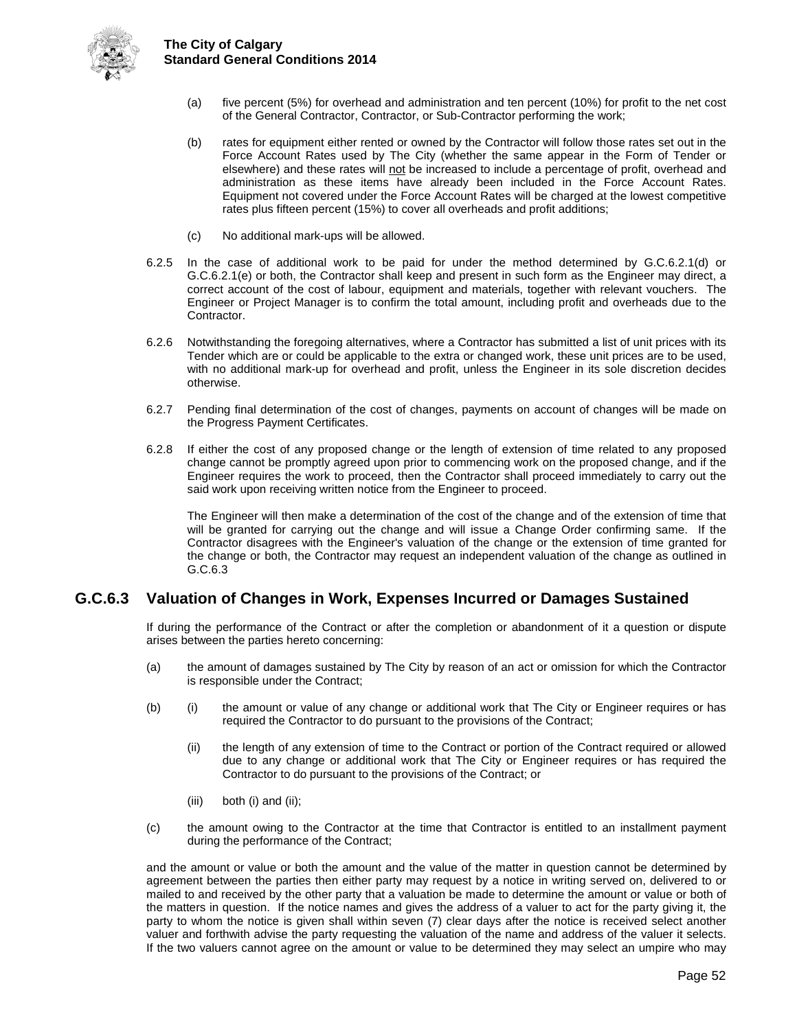(a) five percent (5%) for overhead and administration and ten percent (10%) for profit to the net cost of the General Contractor, Contractor, or Sub-Contractor performing the work;

(b) rates for equipment either rented or owned by the Contractor will follow those rates set out in the Force Account Rates used by The City (whether the same appear in the Form of Tender or elsewhere) and these rates will not be increased to include a percentage of profit, overhead and administration as these items have already been included in the Force Account Rates. Equipment not covered under the Force Account Rates will be charged at the lowest competitive rates plus fifteen percent (15%) to cover all overheads and profit additions;

(c) No additional mark-ups will be allowed.

6.2.5 In the case of additional work to be paid for under the method determined by G.C.6.2.1(d) or G.C.6.2.1(e) or both, the Contractor shall keep and present in such form as the Engineer may direct, a correct account of the cost of labour, equipment and materials, together with relevant vouchers. The Engineer or Project Manager is to confirm the total amount, including profit and overheads due to the Contractor.

6.2.6 Notwithstanding the foregoing alternatives, where a Contractor has submitted a list of unit prices with its Tender which are or could be applicable to the extra or changed work, these unit prices are to be used, with no additional mark-up for overhead and profit, unless the Engineer in its sole discretion decides otherwise.

6.2.7 Pending final determination of the cost of changes, payments on account of changes will be made on the Progress Payment Certificates.

6.2.8 If either the cost of any proposed change or the length of extension of time related to any proposed change cannot be promptly agreed upon prior to commencing work on the proposed change, and if the Engineer requires the work to proceed, then the Contractor shall proceed immediately to carry out the said work upon receiving written notice from the Engineer to proceed.

The Engineer will then make a determination of the cost of the change and of the extension of time that will be granted for carrying out the change and will issue a Change Order confirming same. If the Contractor disagrees with the Engineer's valuation of the change or the extension of time granted for the change or both, the Contractor may request an independent valuation of the change as outlined in G.C.6.3

## G.C.6.3 Valuation of Changes in Work, Expenses Incurred or Damages Sustained

If during the performance of the Contract or after the completion or abandonment of it a question or dispute arises between the parties hereto concerning:

(a) the amount of damages sustained by The City by reason of an act or omission for which the Contractor is responsible under the Contract;

(b) (i) the amount or value of any change or additional work that The City or Engineer requires or has required the Contractor to do pursuant to the provisions of the Contract;

(ii) the length of any extension of time to the Contract or portion of the Contract required or allowed due to any change or additional work that The City or Engineer requires or has required the Contractor to do pursuant to the provisions of the Contract; or

(iii) both (i) and (ii);

(c) the amount owing to the Contractor at the time that Contractor is entitled to an installment payment during the performance of the Contract;

and the amount or value or both the amount and the value of the matter in question cannot be determined by agreement between the parties then either party may request by a notice in writing served on, delivered to or mailed to and received by the other party that a valuation be made to determine the amount or value or both of the matters in question. If the notice names and gives the address of a valuer to act for the party giving it, the party to whom the notice is given shall within seven (7) clear days after the notice is received select another valuer and forthwith advise the party requesting the valuation of the name and address of the valuer it selects. If the two valuers cannot agree on the amount or value to be determined they may select an umpire who may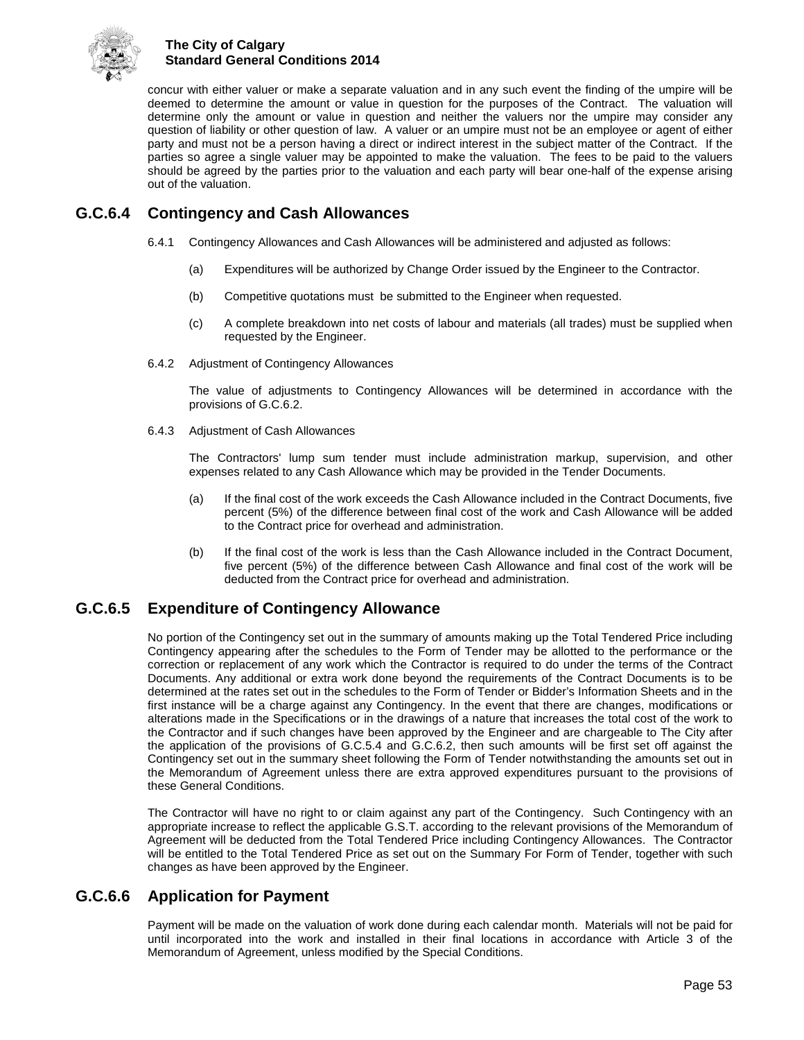concur with either valuer or make a separate valuation and in any such event the finding of the umpire will be deemed to determine the amount or value in question for the purposes of the Contract. The valuation will determine only the amount or value in question and neither the valuers nor the umpire may consider any question of liability or other question of law. A valuer or an umpire must not be an employee or agent of either party and must not be a person having a direct or indirect interest in the subject matter of the Contract. If the parties so agree a single valuer may be appointed to make the valuation. The fees to be paid to the valuers should be agreed by the parties prior to the valuation and each party will bear one-half of the expense arising out of the valuation.

## G.C.6.4 Contingency and Cash Allowances

6.4.1 Contingency Allowances and Cash Allowances will be administered and adjusted as follows:

(a) Expenditures will be authorized by Change Order issued by the Engineer to the Contractor.

(b) Competitive quotations must be submitted to the Engineer when requested.

(c) A complete breakdown into net costs of labour and materials (all trades) must be supplied when requested by the Engineer.

6.4.2 Adjustment of Contingency Allowances

The value of adjustments to Contingency Allowances will be determined in accordance with the provisions of G.C.6.2.

6.4.3 Adjustment of Cash Allowances

The Contractors' lump sum tender must include administration markup, supervision, and other expenses related to any Cash Allowance which may be provided in the Tender Documents.

(a) If the final cost of the work exceeds the Cash Allowance included in the Contract Documents, five percent (5%) of the difference between final cost of the work and Cash Allowance will be added to the Contract price for overhead and administration.

(b) If the final cost of the work is less than the Cash Allowance included in the Contract Document, five percent (5%) of the difference between Cash Allowance and final cost of the work will be deducted from the Contract price for overhead and administration.

## G.C.6.5 Expenditure of Contingency Allowance

No portion of the Contingency set out in the summary of amounts making up the Total Tendered Price including Contingency appearing after the schedules to the Form of Tender may be allotted to the performance or the correction or replacement of any work which the Contractor is required to do under the terms of the Contract Documents. Any additional or extra work done beyond the requirements of the Contract Documents is to be determined at the rates set out in the schedules to the Form of Tender or Bidder's Information Sheets and in the first instance will be a charge against any Contingency. In the event that there are changes, modifications or alterations made in the Specifications or in the drawings of a nature that increases the total cost of the work to the Contractor and if such changes have been approved by the Engineer and are chargeable to The City after the application of the provisions of G.C.5.4 and G.C.6.2, then such amounts will be first set off against the Contingency set out in the summary sheet following the Form of Tender notwithstanding the amounts set out in the Memorandum of Agreement unless there are extra approved expenditures pursuant to the provisions of these General Conditions.

The Contractor will have no right to or claim against any part of the Contingency. Such Contingency with an appropriate increase to reflect the applicable G.S.T. according to the relevant provisions of the Memorandum of Agreement will be deducted from the Total Tendered Price including Contingency Allowances. The Contractor will be entitled to the Total Tendered Price as set out on the Summary For Form of Tender, together with such changes as have been approved by the Engineer.

## G.C.6.6 Application for Payment

Payment will be made on the valuation of work done during each calendar month. Materials will not be paid for until incorporated into the work and installed in their final locations in accordance with Article 3 of the Memorandum of Agreement, unless modified by the Special Conditions.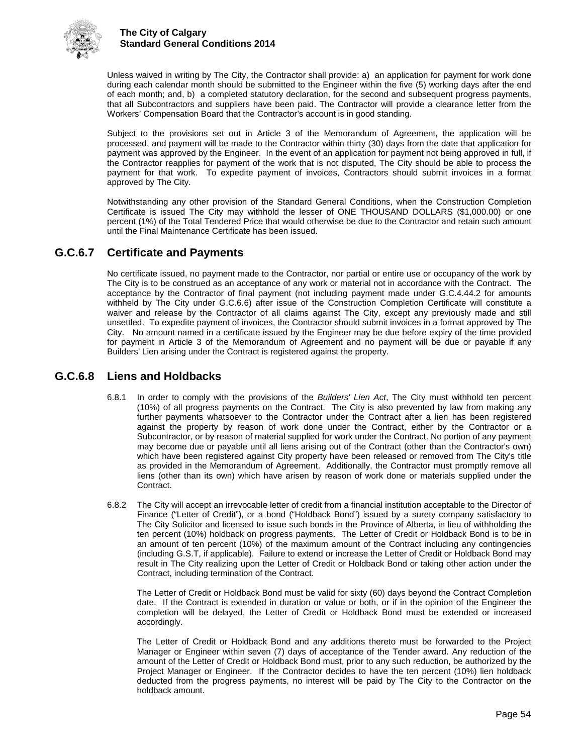Unless waived in writing by The City, the Contractor shall provide: a) an application for payment for work done during each calendar month should be submitted to the Engineer within the five (5) working days after the end of each month; and, b) a completed statutory declaration, for the second and subsequent progress payments, that all Subcontractors and suppliers have been paid. The Contractor will provide a clearance letter from the Workers' Compensation Board that the Contractor's account is in good standing.

Subject to the provisions set out in Article 3 of the Memorandum of Agreement, the application will be processed, and payment will be made to the Contractor within thirty (30) days from the date that application for payment was approved by the Engineer. In the event of an application for payment not being approved in full, if the Contractor reapplies for payment of the work that is not disputed, The City should be able to process the payment for that work. To expedite payment of invoices, Contractors should submit invoices in a format approved by The City.

Notwithstanding any other provision of the Standard General Conditions, when the Construction Completion Certificate is issued The City may withhold the lesser of ONE THOUSAND DOLLARS ($1,000.00) or one percent (1%) of the Total Tendered Price that would otherwise be due to the Contractor and retain such amount until the Final Maintenance Certificate has been issued.

## G.C.6.7 Certificate and Payments

No certificate issued, no payment made to the Contractor, nor partial or entire use or occupancy of the work by The City is to be construed as an acceptance of any work or material not in accordance with the Contract. The acceptance by the Contractor of final payment (not including payment made under G.C.4.44.2 for amounts withheld by The City under G.C.6.6) after issue of the Construction Completion Certificate will constitute a waiver and release by the Contractor of all claims against The City, except any previously made and still unsettled. To expedite payment of invoices, the Contractor should submit invoices in a format approved by The City. No amount named in a certificate issued by the Engineer may be due before expiry of the time provided for payment in Article 3 of the Memorandum of Agreement and no payment will be due or payable if any Builders' Lien arising under the Contract is registered against the property.

## G.C.6.8 Liens and Holdbacks

6.8.1 In order to comply with the provisions of the *Builders' Lien Act*, The City must withhold ten percent (10%) of all progress payments on the Contract. The City is also prevented by law from making any further payments whatsoever to the Contractor under the Contract after a lien has been registered against the property by reason of work done under the Contract, either by the Contractor or a Subcontractor, or by reason of material supplied for work under the Contract. No portion of any payment may become due or payable until all liens arising out of the Contract (other than the Contractor's own) which have been registered against City property have been released or removed from The City's title as provided in the Memorandum of Agreement. Additionally, the Contractor must promptly remove all liens (other than its own) which have arisen by reason of work done or materials supplied under the Contract.

6.8.2 The City will accept an irrevocable letter of credit from a financial institution acceptable to the Director of Finance ("Letter of Credit"), or a bond ("Holdback Bond") issued by a surety company satisfactory to The City Solicitor and licensed to issue such bonds in the Province of Alberta, in lieu of withholding the ten percent (10%) holdback on progress payments. The Letter of Credit or Holdback Bond is to be in an amount of ten percent (10%) of the maximum amount of the Contract including any contingencies (including G.S.T, if applicable). Failure to extend or increase the Letter of Credit or Holdback Bond may result in The City realizing upon the Letter of Credit or Holdback Bond or taking other action under the Contract, including termination of the Contract.

The Letter of Credit or Holdback Bond must be valid for sixty (60) days beyond the Contract Completion date. If the Contract is extended in duration or value or both, or if in the opinion of the Engineer the completion will be delayed, the Letter of Credit or Holdback Bond must be extended or increased accordingly.

The Letter of Credit or Holdback Bond and any additions thereto must be forwarded to the Project Manager or Engineer within seven (7) days of acceptance of the Tender award. Any reduction of the amount of the Letter of Credit or Holdback Bond must, prior to any such reduction, be authorized by the Project Manager or Engineer. If the Contractor decides to have the ten percent (10%) lien holdback deducted from the progress payments, no interest will be paid by The City to the Contractor on the holdback amount.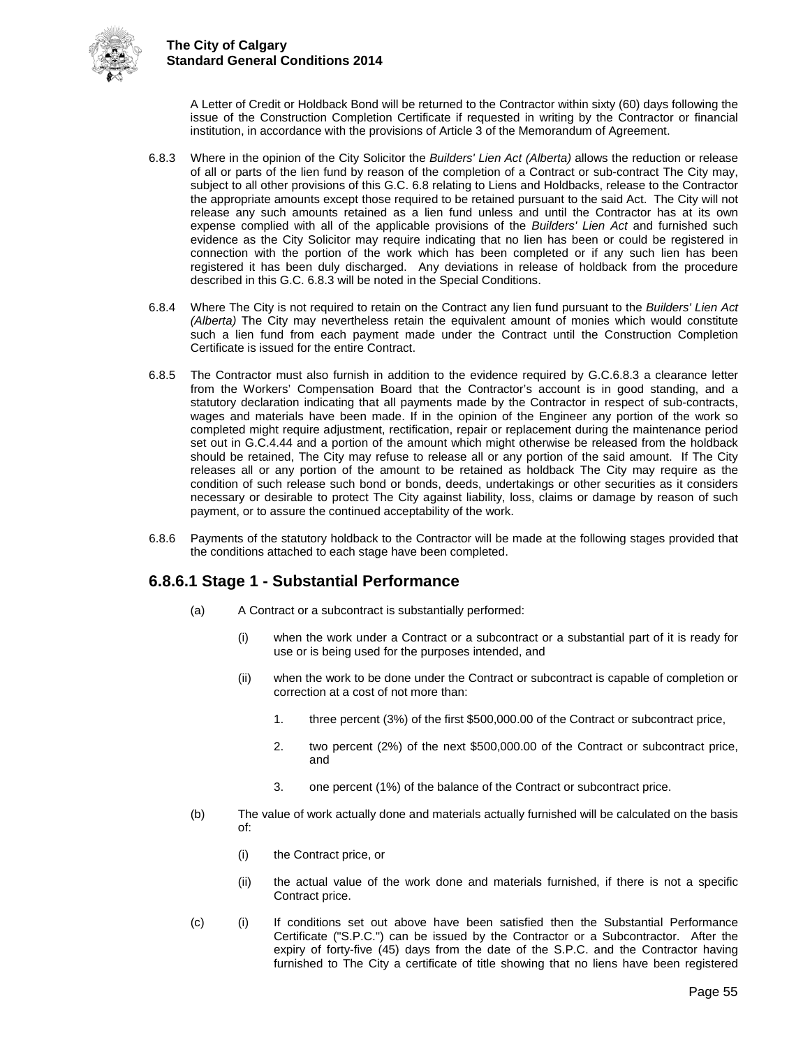A Letter of Credit or Holdback Bond will be returned to the Contractor within sixty (60) days following the issue of the Construction Completion Certificate if requested in writing by the Contractor or financial institution, in accordance with the provisions of Article 3 of the Memorandum of Agreement.

6.8.3 Where in the opinion of the City Solicitor the *Builders' Lien Act (Alberta)* allows the reduction or release of all or parts of the lien fund by reason of the completion of a Contract or sub-contract The City may, subject to all other provisions of this G.C. 6.8 relating to Liens and Holdbacks, release to the Contractor the appropriate amounts except those required to be retained pursuant to the said Act. The City will not release any such amounts retained as a lien fund unless and until the Contractor has at its own expense complied with all of the applicable provisions of the *Builders' Lien Act* and furnished such evidence as the City Solicitor may require indicating that no lien has been or could be registered in connection with the portion of the work which has been completed or if any such lien has been registered it has been duly discharged. Any deviations in release of holdback from the procedure described in this G.C. 6.8.3 will be noted in the Special Conditions.

6.8.4 Where The City is not required to retain on the Contract any lien fund pursuant to the *Builders' Lien Act (Alberta)* The City may nevertheless retain the equivalent amount of monies which would constitute such a lien fund from each payment made under the Contract until the Construction Completion Certificate is issued for the entire Contract.

6.8.5 The Contractor must also furnish in addition to the evidence required by G.C.6.8.3 a clearance letter from the Workers' Compensation Board that the Contractor's account is in good standing, and a statutory declaration indicating that all payments made by the Contractor in respect of sub-contracts, wages and materials have been made. If in the opinion of the Engineer any portion of the work so completed might require adjustment, rectification, repair or replacement during the maintenance period set out in G.C.4.44 and a portion of the amount which might otherwise be released from the holdback should be retained, The City may refuse to release all or any portion of the said amount. If The City releases all or any portion of the amount to be retained as holdback The City may require as the condition of such release such bond or bonds, deeds, undertakings or other securities as it considers necessary or desirable to protect The City against liability, loss, claims or damage by reason of such payment, or to assure the continued acceptability of the work.

6.8.6 Payments of the statutory holdback to the Contractor will be made at the following stages provided that the conditions attached to each stage have been completed.

## 6.8.6.1 Stage 1 - Substantial Performance

(a) A Contract or a subcontract is substantially performed:

 (i) when the work under a Contract or a subcontract or a substantial part of it is ready for use or is being used for the purposes intended, and

 (ii) when the work to be done under the Contract or subcontract is capable of completion or correction at a cost of not more than:

  1. three percent (3%) of the first $500,000.00 of the Contract or subcontract price,

  2. two percent (2%) of the next $500,000.00 of the Contract or subcontract price, and

  3. one percent (1%) of the balance of the Contract or subcontract price.

(b) The value of work actually done and materials actually furnished will be calculated on the basis of:

 (i) the Contract price, or

 (ii) the actual value of the work done and materials furnished, if there is not a specific Contract price.

(c) (i) If conditions set out above have been satisfied then the Substantial Performance Certificate ("S.P.C.") can be issued by the Contractor or a Subcontractor. After the expiry of forty-five (45) days from the date of the S.P.C. and the Contractor having furnished to The City a certificate of title showing that no liens have been registered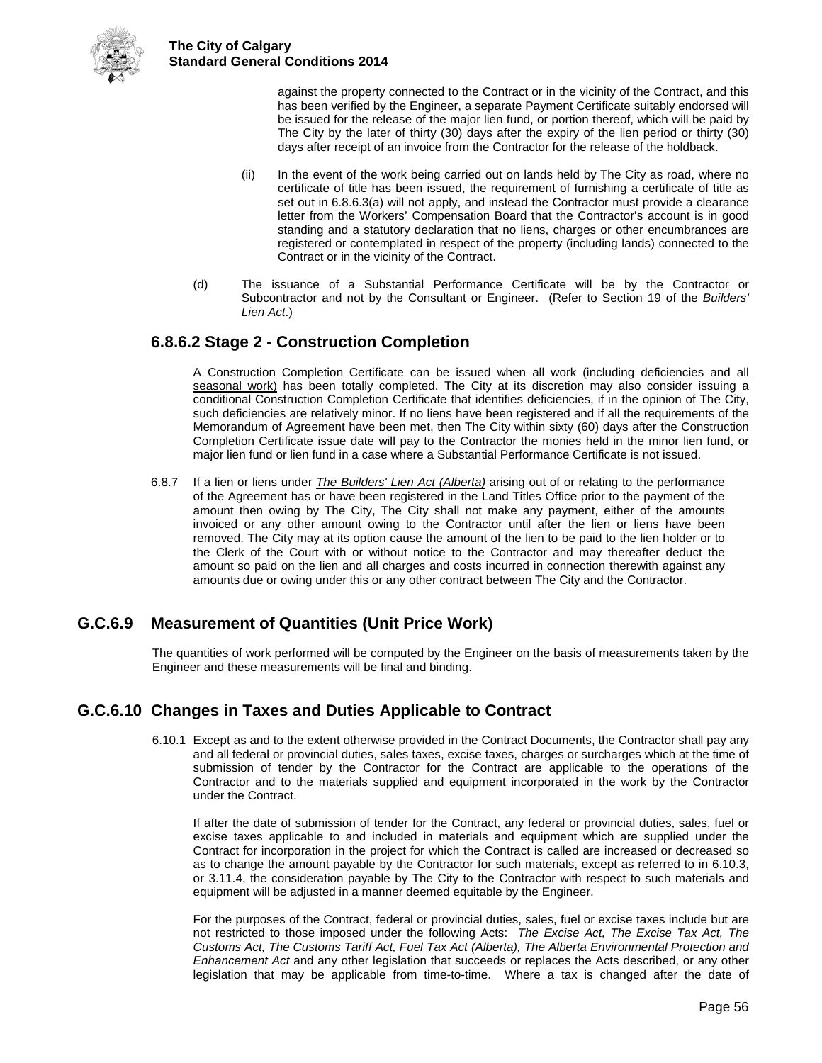against the property connected to the Contract or in the vicinity of the Contract, and this has been verified by the Engineer, a separate Payment Certificate suitably endorsed will be issued for the release of the major lien fund, or portion thereof, which will be paid by The City by the later of thirty (30) days after the expiry of the lien period or thirty (30) days after receipt of an invoice from the Contractor for the release of the holdback.

(ii) In the event of the work being carried out on lands held by The City as road, where no certificate of title has been issued, the requirement of furnishing a certificate of title as set out in 6.8.6.3(a) will not apply, and instead the Contractor must provide a clearance letter from the Workers' Compensation Board that the Contractor's account is in good standing and a statutory declaration that no liens, charges or other encumbrances are registered or contemplated in respect of the property (including lands) connected to the Contract or in the vicinity of the Contract.

(d) The issuance of a Substantial Performance Certificate will be by the Contractor or Subcontractor and not by the Consultant or Engineer. (Refer to Section 19 of the *Builders' Lien Act*.)

### 6.8.6.2 Stage 2 - Construction Completion

A Construction Completion Certificate can be issued when all work (including deficiencies and all seasonal work) has been totally completed. The City at its discretion may also consider issuing a conditional Construction Completion Certificate that identifies deficiencies, if in the opinion of The City, such deficiencies are relatively minor. If no liens have been registered and if all the requirements of the Memorandum of Agreement have been met, then The City within sixty (60) days after the Construction Completion Certificate issue date will pay to the Contractor the monies held in the minor lien fund, or major lien fund or lien fund in a case where a Substantial Performance Certificate is not issued.

6.8.7 If a lien or liens under *The Builders' Lien Act (Alberta)* arising out of or relating to the performance of the Agreement has or have been registered in the Land Titles Office prior to the payment of the amount then owing by The City, The City shall not make any payment, either of the amounts invoiced or any other amount owing to the Contractor until after the lien or liens have been removed. The City may at its option cause the amount of the lien to be paid to the lien holder or to the Clerk of the Court with or without notice to the Contractor and may thereafter deduct the amount so paid on the lien and all charges and costs incurred in connection therewith against any amounts due or owing under this or any other contract between The City and the Contractor.

## G.C.6.9 Measurement of Quantities (Unit Price Work)

The quantities of work performed will be computed by the Engineer on the basis of measurements taken by the Engineer and these measurements will be final and binding.

## G.C.6.10 Changes in Taxes and Duties Applicable to Contract

6.10.1 Except as and to the extent otherwise provided in the Contract Documents, the Contractor shall pay any and all federal or provincial duties, sales taxes, excise taxes, charges or surcharges which at the time of submission of tender by the Contractor for the Contract are applicable to the operations of the Contractor and to the materials supplied and equipment incorporated in the work by the Contractor under the Contract.

If after the date of submission of tender for the Contract, any federal or provincial duties, sales, fuel or excise taxes applicable to and included in materials and equipment which are supplied under the Contract for incorporation in the project for which the Contract is called are increased or decreased so as to change the amount payable by the Contractor for such materials, except as referred to in 6.10.3, or 3.11.4, the consideration payable by The City to the Contractor with respect to such materials and equipment will be adjusted in a manner deemed equitable by the Engineer.

For the purposes of the Contract, federal or provincial duties, sales, fuel or excise taxes include but are not restricted to those imposed under the following Acts: *The Excise Act, The Excise Tax Act, The Customs Act, The Customs Tariff Act, Fuel Tax Act (Alberta), The Alberta Environmental Protection and Enhancement Act* and any other legislation that succeeds or replaces the Acts described, or any other legislation that may be applicable from time-to-time. Where a tax is changed after the date of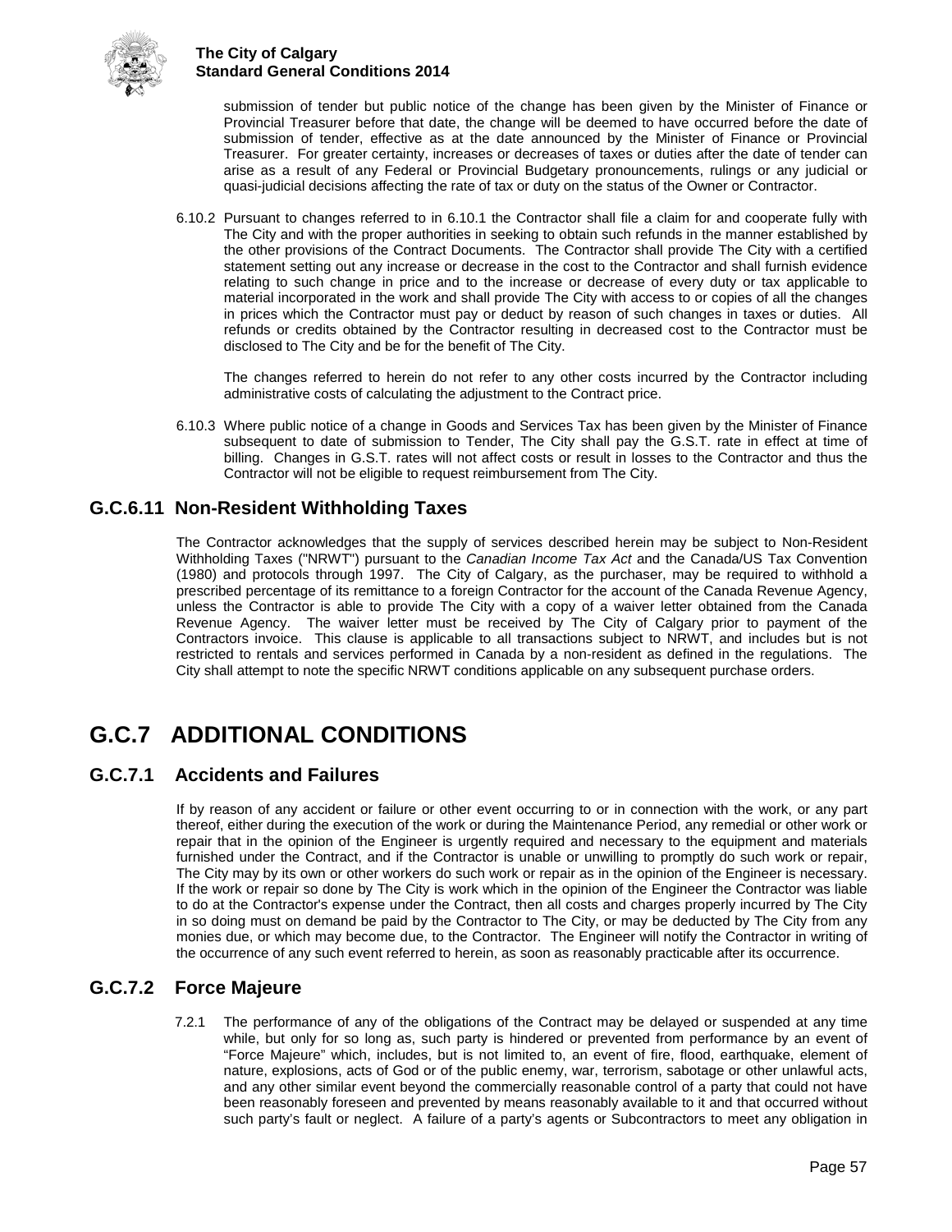submission of tender but public notice of the change has been given by the Minister of Finance or Provincial Treasurer before that date, the change will be deemed to have occurred before the date of submission of tender, effective as at the date announced by the Minister of Finance or Provincial Treasurer. For greater certainty, increases or decreases of taxes or duties after the date of tender can arise as a result of any Federal or Provincial Budgetary pronouncements, rulings or any judicial or quasi-judicial decisions affecting the rate of tax or duty on the status of the Owner or Contractor.

6.10.2 Pursuant to changes referred to in 6.10.1 the Contractor shall file a claim for and cooperate fully with The City and with the proper authorities in seeking to obtain such refunds in the manner established by the other provisions of the Contract Documents. The Contractor shall provide The City with a certified statement setting out any increase or decrease in the cost to the Contractor and shall furnish evidence relating to such change in price and to the increase or decrease of every duty or tax applicable to material incorporated in the work and shall provide The City with access to or copies of all the changes in prices which the Contractor must pay or deduct by reason of such changes in taxes or duties. All refunds or credits obtained by the Contractor resulting in decreased cost to the Contractor must be disclosed to The City and be for the benefit of The City.

The changes referred to herein do not refer to any other costs incurred by the Contractor including administrative costs of calculating the adjustment to the Contract price.

6.10.3 Where public notice of a change in Goods and Services Tax has been given by the Minister of Finance subsequent to date of submission to Tender, The City shall pay the G.S.T. rate in effect at time of billing. Changes in G.S.T. rates will not affect costs or result in losses to the Contractor and thus the Contractor will not be eligible to request reimbursement from The City.

## G.C.6.11 Non-Resident Withholding Taxes

The Contractor acknowledges that the supply of services described herein may be subject to Non-Resident Withholding Taxes ("NRWT") pursuant to the *Canadian Income Tax Act* and the Canada/US Tax Convention (1980) and protocols through 1997. The City of Calgary, as the purchaser, may be required to withhold a prescribed percentage of its remittance to a foreign Contractor for the account of the Canada Revenue Agency, unless the Contractor is able to provide The City with a copy of a waiver letter obtained from the Canada Revenue Agency. The waiver letter must be received by The City of Calgary prior to payment of the Contractors invoice. This clause is applicable to all transactions subject to NRWT, and includes but is not restricted to rentals and services performed in Canada by a non-resident as defined in the regulations. The City shall attempt to note the specific NRWT conditions applicable on any subsequent purchase orders.

# G.C.7 ADDITIONAL CONDITIONS

## G.C.7.1 Accidents and Failures

If by reason of any accident or failure or other event occurring to or in connection with the work, or any part thereof, either during the execution of the work or during the Maintenance Period, any remedial or other work or repair that in the opinion of the Engineer is urgently required and necessary to the equipment and materials furnished under the Contract, and if the Contractor is unable or unwilling to promptly do such work or repair, The City may by its own or other workers do such work or repair as in the opinion of the Engineer is necessary. If the work or repair so done by The City is work which in the opinion of the Engineer the Contractor was liable to do at the Contractor's expense under the Contract, then all costs and charges properly incurred by The City in so doing must on demand be paid by the Contractor to The City, or may be deducted by The City from any monies due, or which may become due, to the Contractor. The Engineer will notify the Contractor in writing of the occurrence of any such event referred to herein, as soon as reasonably practicable after its occurrence.

## G.C.7.2 Force Majeure

7.2.1 The performance of any of the obligations of the Contract may be delayed or suspended at any time while, but only for so long as, such party is hindered or prevented from performance by an event of "Force Majeure" which, includes, but is not limited to, an event of fire, flood, earthquake, element of nature, explosions, acts of God or of the public enemy, war, terrorism, sabotage or other unlawful acts, and any other similar event beyond the commercially reasonable control of a party that could not have been reasonably foreseen and prevented by means reasonably available to it and that occurred without such party's fault or neglect. A failure of a party's agents or Subcontractors to meet any obligation in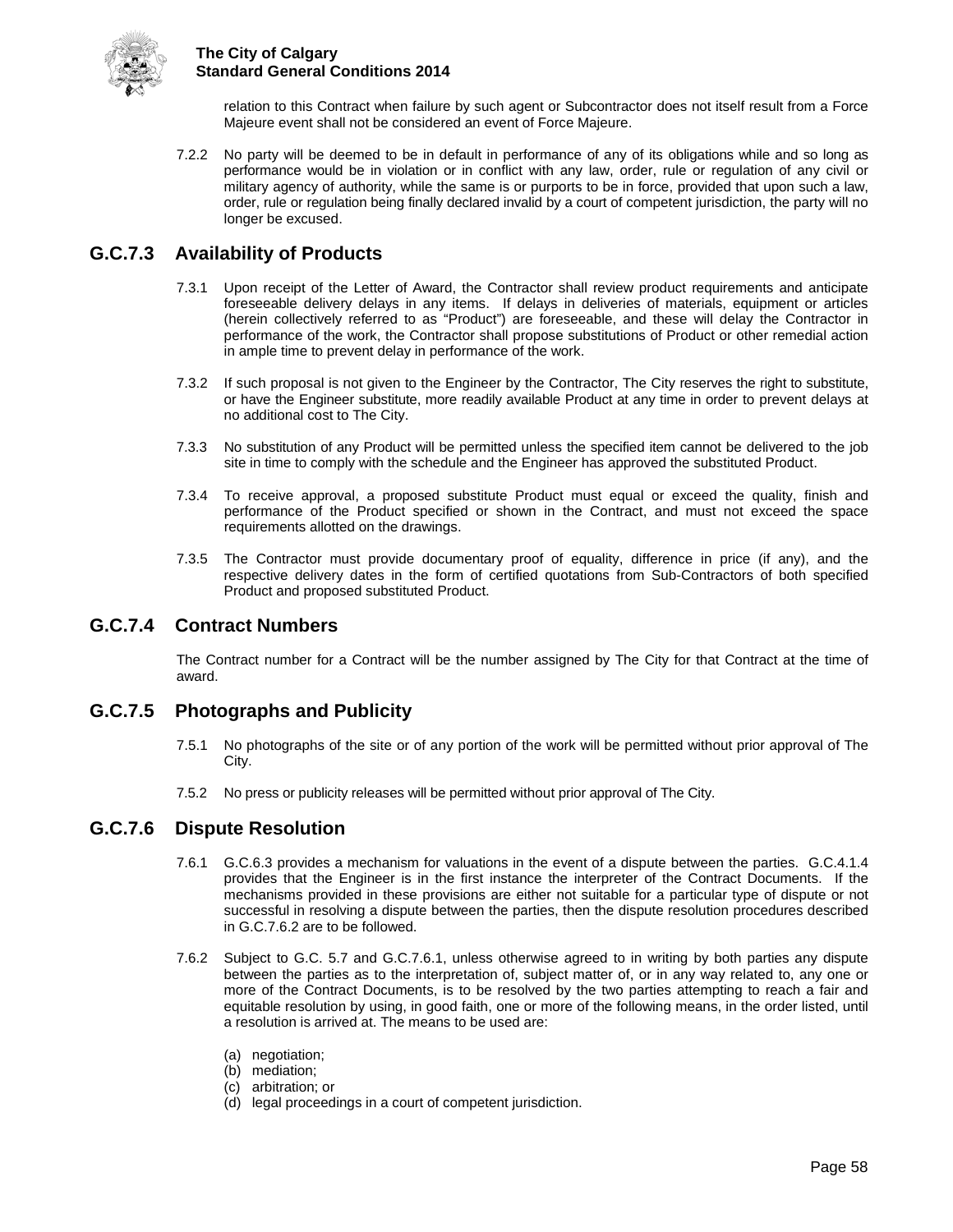relation to this Contract when failure by such agent or Subcontractor does not itself result from a Force Majeure event shall not be considered an event of Force Majeure.

7.2.2 No party will be deemed to be in default in performance of any of its obligations while and so long as performance would be in violation or in conflict with any law, order, rule or regulation of any civil or military agency of authority, while the same is or purports to be in force, provided that upon such a law, order, rule or regulation being finally declared invalid by a court of competent jurisdiction, the party will no longer be excused.

## G.C.7.3 Availability of Products

7.3.1 Upon receipt of the Letter of Award, the Contractor shall review product requirements and anticipate foreseeable delivery delays in any items. If delays in deliveries of materials, equipment or articles (herein collectively referred to as "Product") are foreseeable, and these will delay the Contractor in performance of the work, the Contractor shall propose substitutions of Product or other remedial action in ample time to prevent delay in performance of the work.

7.3.2 If such proposal is not given to the Engineer by the Contractor, The City reserves the right to substitute, or have the Engineer substitute, more readily available Product at any time in order to prevent delays at no additional cost to The City.

7.3.3 No substitution of any Product will be permitted unless the specified item cannot be delivered to the job site in time to comply with the schedule and the Engineer has approved the substituted Product.

7.3.4 To receive approval, a proposed substitute Product must equal or exceed the quality, finish and performance of the Product specified or shown in the Contract, and must not exceed the space requirements allotted on the drawings.

7.3.5 The Contractor must provide documentary proof of equality, difference in price (if any), and the respective delivery dates in the form of certified quotations from Sub-Contractors of both specified Product and proposed substituted Product.

## G.C.7.4 Contract Numbers

The Contract number for a Contract will be the number assigned by The City for that Contract at the time of award.

## G.C.7.5 Photographs and Publicity

7.5.1 No photographs of the site or of any portion of the work will be permitted without prior approval of The City.

7.5.2 No press or publicity releases will be permitted without prior approval of The City.

## G.C.7.6 Dispute Resolution

7.6.1 G.C.6.3 provides a mechanism for valuations in the event of a dispute between the parties. G.C.4.1.4 provides that the Engineer is in the first instance the interpreter of the Contract Documents. If the mechanisms provided in these provisions are either not suitable for a particular type of dispute or not successful in resolving a dispute between the parties, then the dispute resolution procedures described in G.C.7.6.2 are to be followed.

7.6.2 Subject to G.C. 5.7 and G.C.7.6.1, unless otherwise agreed to in writing by both parties any dispute between the parties as to the interpretation of, subject matter of, or in any way related to, any one or more of the Contract Documents, is to be resolved by the two parties attempting to reach a fair and equitable resolution by using, in good faith, one or more of the following means, in the order listed, until a resolution is arrived at. The means to be used are:

(a) negotiation;
(b) mediation;
(c) arbitration; or
(d) legal proceedings in a court of competent jurisdiction.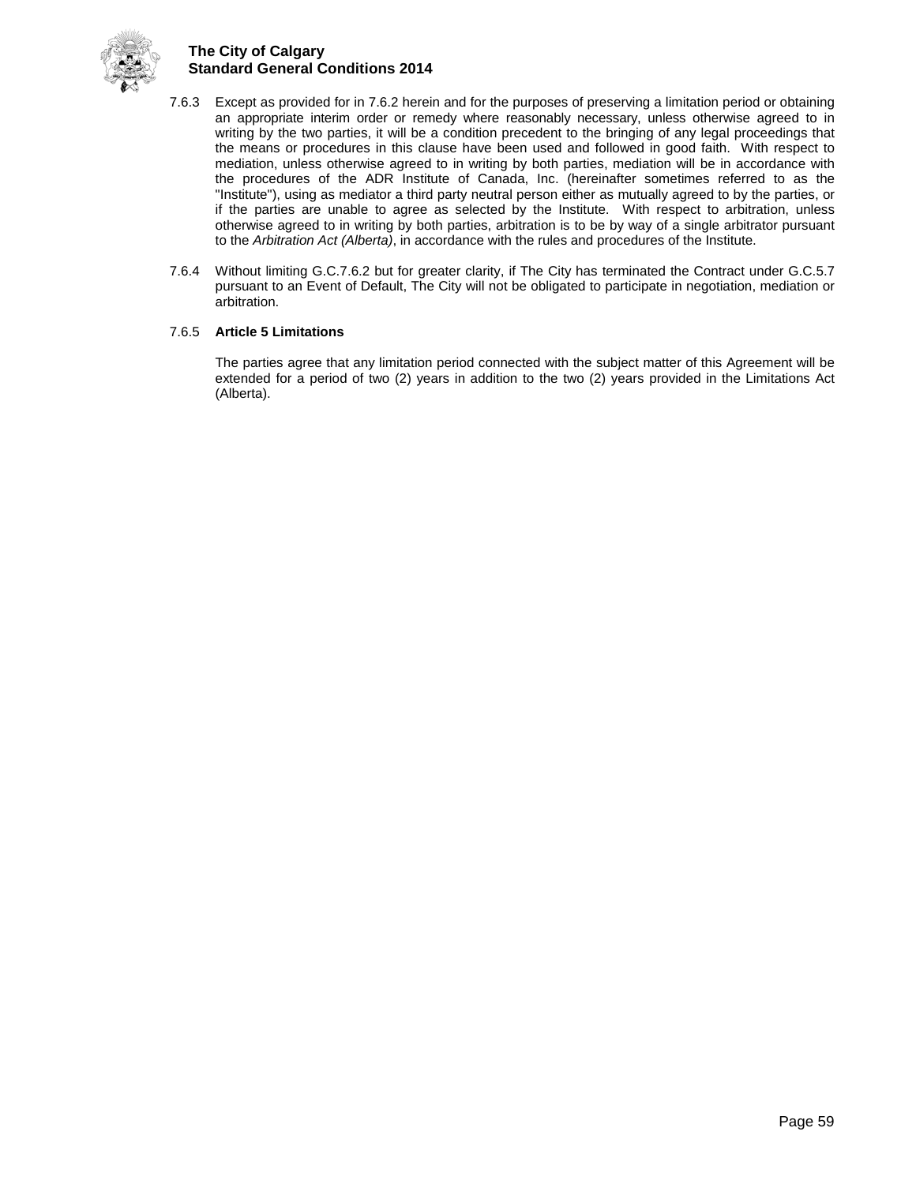7.6.3 Except as provided for in 7.6.2 herein and for the purposes of preserving a limitation period or obtaining an appropriate interim order or remedy where reasonably necessary, unless otherwise agreed to in writing by the two parties, it will be a condition precedent to the bringing of any legal proceedings that the means or procedures in this clause have been used and followed in good faith. With respect to mediation, unless otherwise agreed to in writing by both parties, mediation will be in accordance with the procedures of the ADR Institute of Canada, Inc. (hereinafter sometimes referred to as the "Institute"), using as mediator a third party neutral person either as mutually agreed to by the parties, or if the parties are unable to agree as selected by the Institute. With respect to arbitration, unless otherwise agreed to in writing by both parties, arbitration is to be by way of a single arbitrator pursuant to the *Arbitration Act (Alberta)*, in accordance with the rules and procedures of the Institute.

7.6.4 Without limiting G.C.7.6.2 but for greater clarity, if The City has terminated the Contract under G.C.5.7 pursuant to an Event of Default, The City will not be obligated to participate in negotiation, mediation or arbitration.

7.6.5 **Article 5 Limitations**

The parties agree that any limitation period connected with the subject matter of this Agreement will be extended for a period of two (2) years in addition to the two (2) years provided in the Limitations Act (Alberta).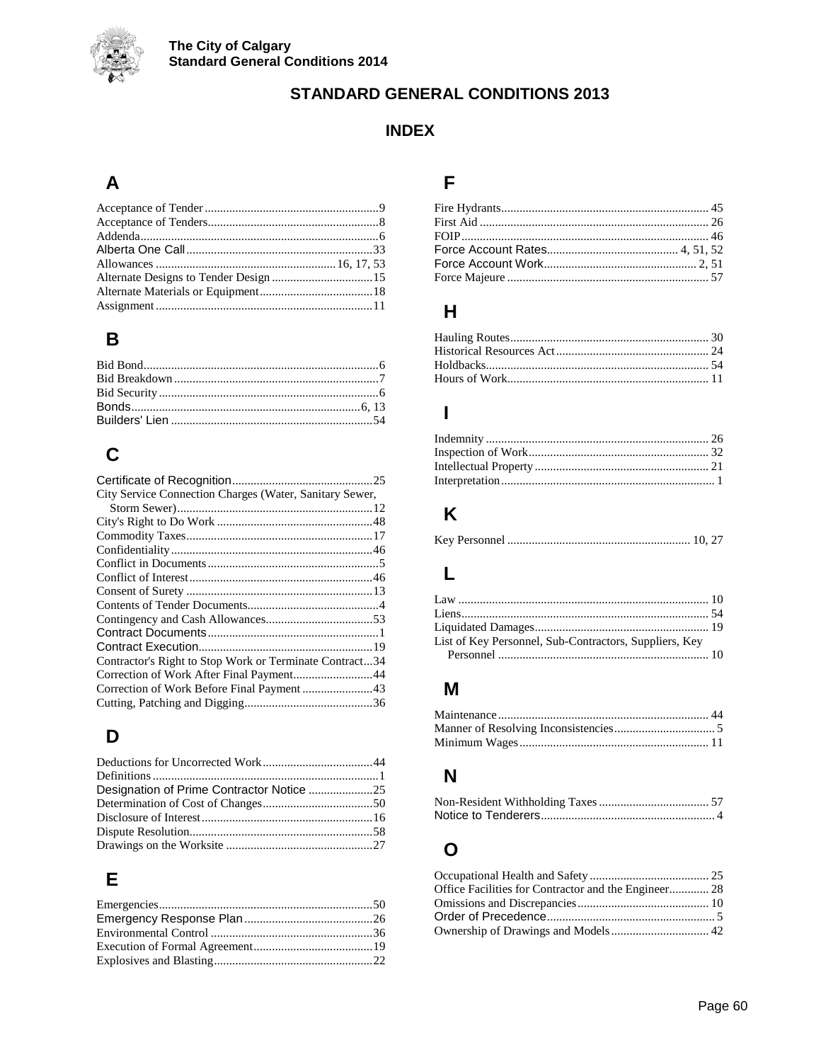# STANDARD GENERAL CONDITIONS 2013

## INDEX

### A

Acceptance of Tender ........................................................ 9
Acceptance of Tenders ........................................................ 8
Addenda ........................................................ 6
Alberta One Call ........................................................ 33
Allowances ........................................................ 16, 17, 53
Alternate Designs to Tender Design ........................................................ 15
Alternate Materials or Equipment ........................................................ 18
Assignment ........................................................ 11

### B

Bid Bond ........................................................ 6
Bid Breakdown ........................................................ 7
Bid Security ........................................................ 6
Bonds ........................................................ 6, 13
Builders' Lien ........................................................ 54

### C

Certificate of Recognition ........................................................ 25
City Service Connection Charges (Water, Sanitary Sewer, Storm Sewer) ........................................................ 12
City's Right to Do Work ........................................................ 48
Commodity Taxes ........................................................ 17
Confidentiality ........................................................ 46
Conflict in Documents ........................................................ 5
Conflict of Interest ........................................................ 46
Consent of Surety ........................................................ 13
Contents of Tender Documents ........................................................ 4
Contingency and Cash Allowances ........................................................ 53
Contract Documents ........................................................ 1
Contract Execution ........................................................ 19
Contractor's Right to Stop Work or Terminate Contract ... 34
Correction of Work After Final Payment ........................................................ 44
Correction of Work Before Final Payment ........................................................ 43
Cutting, Patching and Digging ........................................................ 36

### D

Deductions for Uncorrected Work ........................................................ 44
Definitions ........................................................ 1
Designation of Prime Contractor Notice ........................................................ 25
Determination of Cost of Changes ........................................................ 50
Disclosure of Interest ........................................................ 16
Dispute Resolution ........................................................ 58
Drawings on the Worksite ........................................................ 27

### E

Emergencies ........................................................ 50
Emergency Response Plan ........................................................ 26
Environmental Control ........................................................ 36
Execution of Formal Agreement ........................................................ 19
Explosives and Blasting ........................................................ 22

### F

Fire Hydrants ........................................................ 45
First Aid ........................................................ 26
FOIP ........................................................ 46
Force Account Rates ........................................................ 4, 51, 52
Force Account Work ........................................................ 2, 51
Force Majeure ........................................................ 57

### H

Hauling Routes ........................................................ 30
Historical Resources Act ........................................................ 24
Holdbacks ........................................................ 54
Hours of Work ........................................................ 11

### I

Indemnity ........................................................ 26
Inspection of Work ........................................................ 32
Intellectual Property ........................................................ 21
Interpretation ........................................................ 1

### K

Key Personnel ........................................................ 10, 27

### L

Law ........................................................ 10
Liens ........................................................ 54
Liquidated Damages ........................................................ 19
List of Key Personnel, Sub-Contractors, Suppliers, Key Personnel ........................................................ 10

### M

Maintenance ........................................................ 44
Manner of Resolving Inconsistencies ........................................................ 5
Minimum Wages ........................................................ 11

### N

Non-Resident Withholding Taxes ........................................................ 57
Notice to Tenderers ........................................................ 4

### O

Occupational Health and Safety ........................................................ 25
Office Facilities for Contractor and the Engineer ........................................................ 28
Omissions and Discrepancies ........................................................ 10
Order of Precedence ........................................................ 5
Ownership of Drawings and Models ........................................................ 42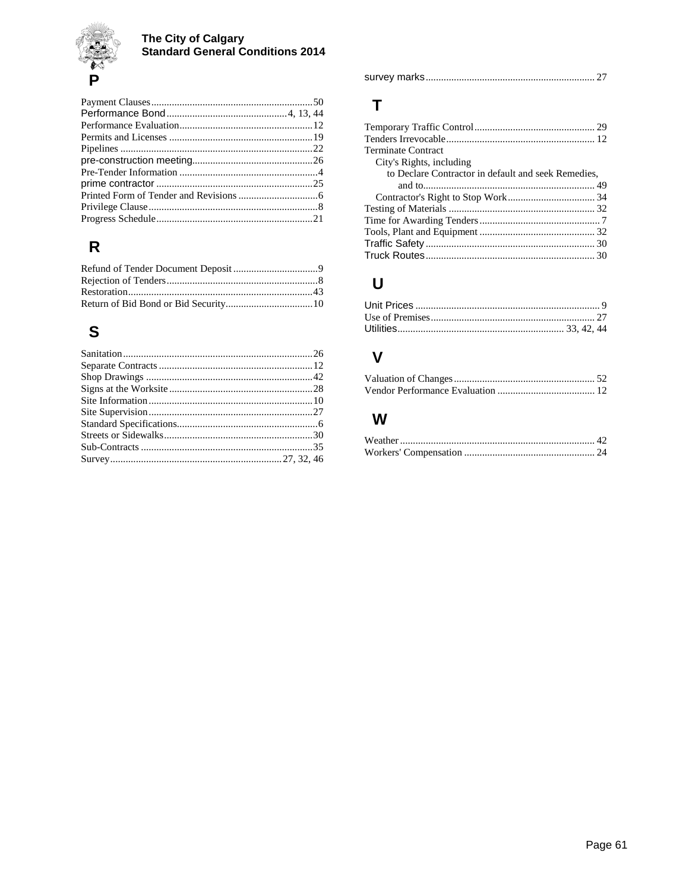## P

Payment Clauses..............................................................50
Performance Bond..............................................4, 13, 44
Performance Evaluation....................................................12
Permits and Licenses ........................................................19
Pipelines ...........................................................................22
pre-construction meeting...............................................26
Pre-Tender Information ......................................................4
prime contractor .............................................................25
Printed Form of Tender and Revisions ...............................6
Privilege Clause..................................................................8
Progress Schedule.............................................................21

## R

Refund of Tender Document Deposit .................................9
Rejection of Tenders...........................................................8
Restoration........................................................................43
Return of Bid Bond or Bid Security..................................10

## S

Sanitation..........................................................................26
Separate Contracts ............................................................12
Shop Drawings .................................................................42
Signs at the Worksite........................................................28
Site Information................................................................10
Site Supervision................................................................27
Standard Specifications......................................................6
Streets or Sidewalks..........................................................30
Sub-Contracts ...................................................................35
Survey..................................................................27, 32, 46
survey marks.................................................................. 27

## T

Temporary Traffic Control............................................... 29
Tenders Irrevocable.......................................................... 12
Terminate Contract
  City's Rights, including
    to Declare Contractor in default and seek Remedies, and to................................................................... 49
  Contractor's Right to Stop Work.................................. 34
Testing of Materials ......................................................... 32
Time for Awarding Tenders............................................... 7
Tools, Plant and Equipment ............................................. 32
Traffic Safety.................................................................. 30
Truck Routes.................................................................. 30

## U

Unit Prices ........................................................................ 9
Use of Premises................................................................ 27
Utilities................................................................. 33, 42, 44

## V

Valuation of Changes....................................................... 52
Vendor Performance Evaluation ...................................... 12

## W

Weather............................................................................ 42
Workers' Compensation ................................................... 24